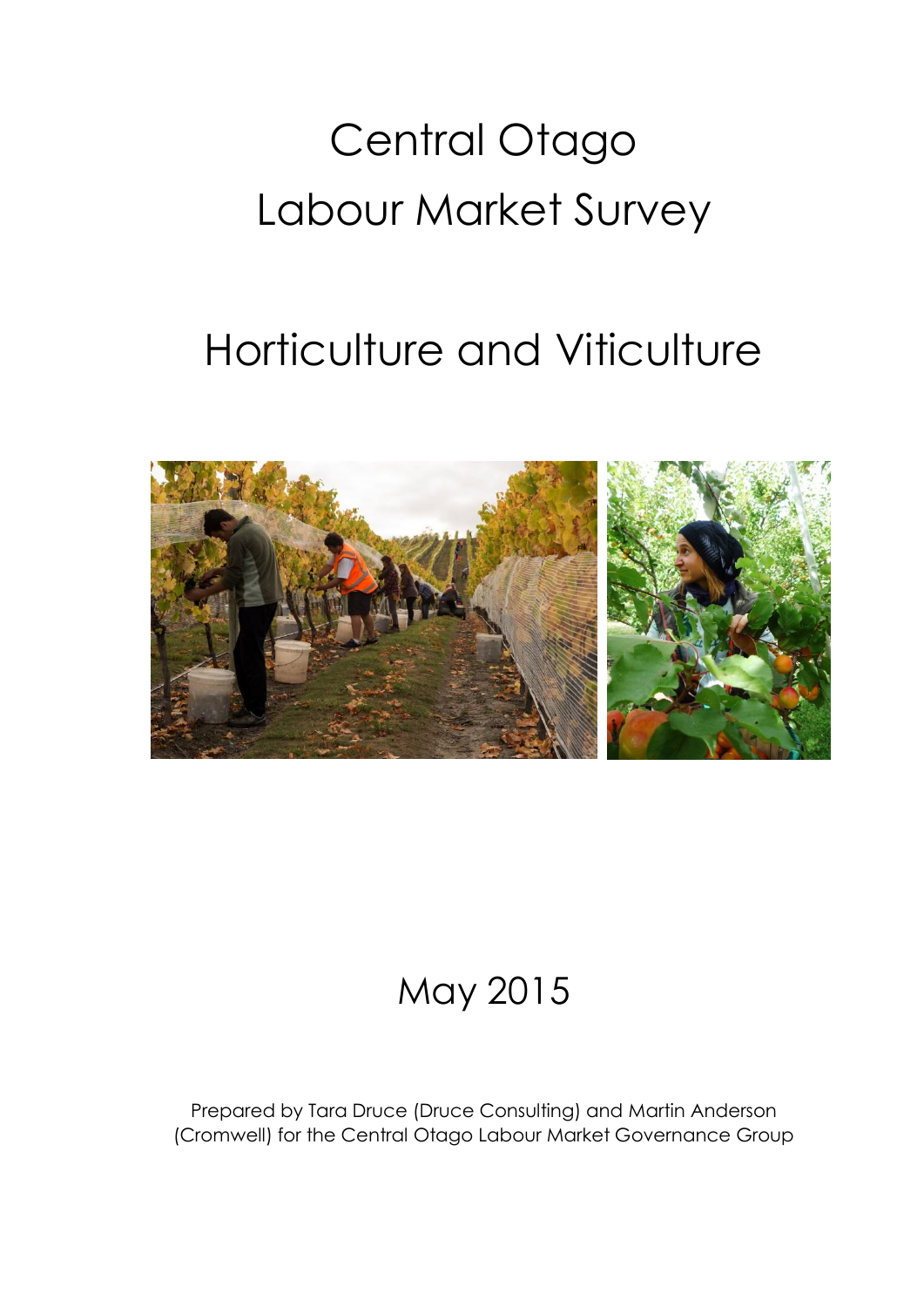# Central Otago Labour Market Survey

# Horticulture and Viticulture

May 2015

Prepared by Tara Druce (Druce Consulting) and Martin Anderson (Cromwell) for the Central Otago Labour Market Governance Group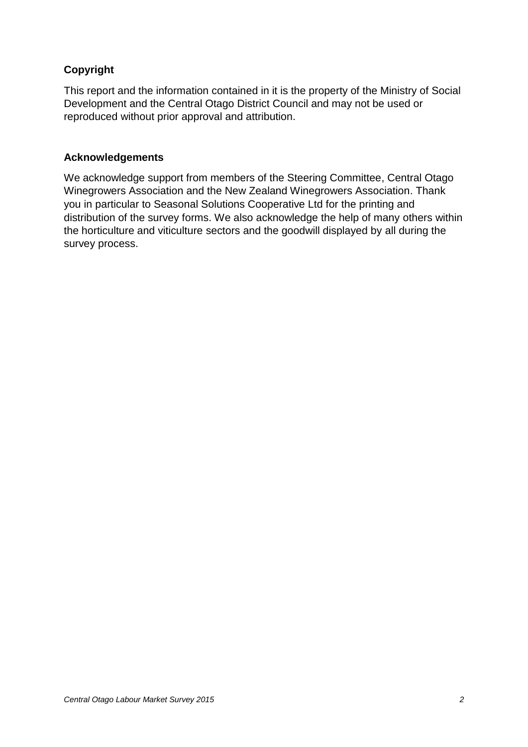## Copyright

This report and the information contained in it is the property of the Ministry of Social Development and the Central Otago District Council and may not be used or reproduced without prior approval and attribution.

## Acknowledgements

We acknowledge support from members of the Steering Committee, Central Otago Winegrowers Association and the New Zealand Winegrowers Association. Thank you in particular to Seasonal Solutions Cooperative Ltd for the printing and distribution of the survey forms. We also acknowledge the help of many others within the horticulture and viticulture sectors and the goodwill displayed by all during the survey process.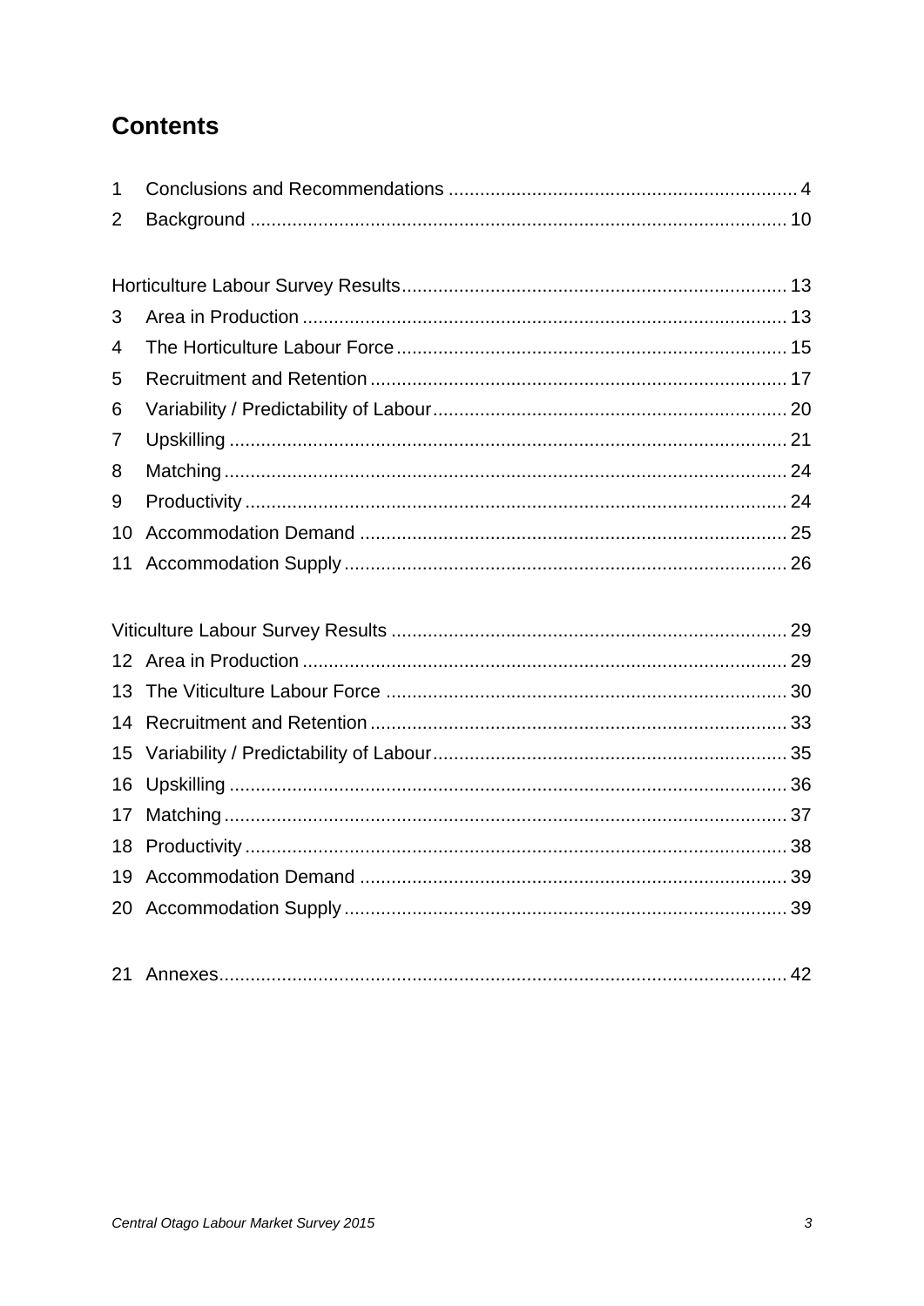# Contents

1 Conclusions and Recommendations .......... 4
2 Background .......... 10

Horticulture Labour Survey Results .......... 13
3 Area in Production .......... 13
4 The Horticulture Labour Force .......... 15
5 Recruitment and Retention .......... 17
6 Variability / Predictability of Labour .......... 20
7 Upskilling .......... 21
8 Matching .......... 24
9 Productivity .......... 24
10 Accommodation Demand .......... 25
11 Accommodation Supply .......... 26

Viticulture Labour Survey Results .......... 29
12 Area in Production .......... 29
13 The Viticulture Labour Force .......... 30
14 Recruitment and Retention .......... 33
15 Variability / Predictability of Labour .......... 35
16 Upskilling .......... 36
17 Matching .......... 37
18 Productivity .......... 38
19 Accommodation Demand .......... 39
20 Accommodation Supply .......... 39

21 Annexes .......... 42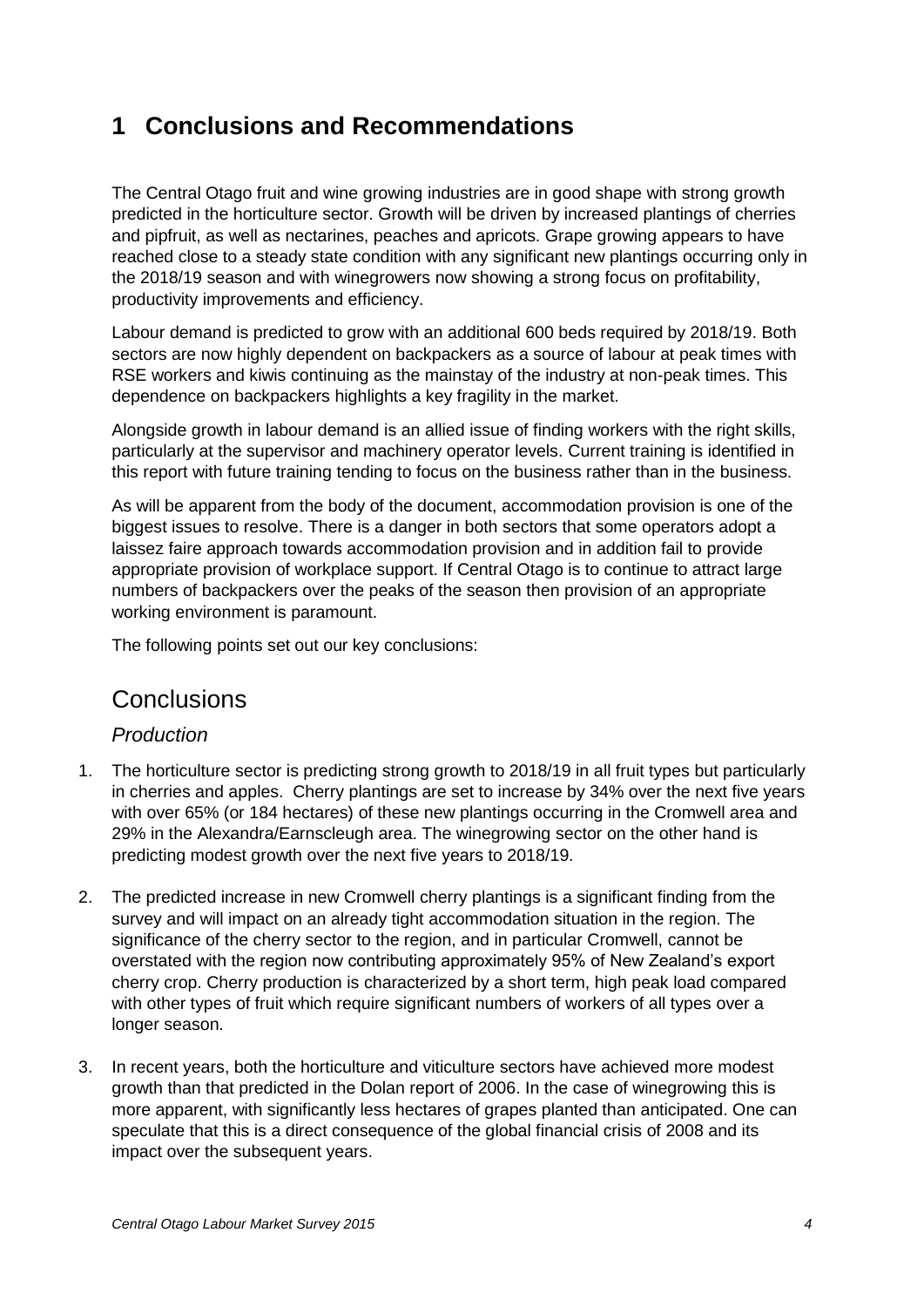# 1 Conclusions and Recommendations

The Central Otago fruit and wine growing industries are in good shape with strong growth predicted in the horticulture sector. Growth will be driven by increased plantings of cherries and pipfruit, as well as nectarines, peaches and apricots. Grape growing appears to have reached close to a steady state condition with any significant new plantings occurring only in the 2018/19 season and with winegrowers now showing a strong focus on profitability, productivity improvements and efficiency.

Labour demand is predicted to grow with an additional 600 beds required by 2018/19. Both sectors are now highly dependent on backpackers as a source of labour at peak times with RSE workers and kiwis continuing as the mainstay of the industry at non-peak times. This dependence on backpackers highlights a key fragility in the market.

Alongside growth in labour demand is an allied issue of finding workers with the right skills, particularly at the supervisor and machinery operator levels. Current training is identified in this report with future training tending to focus on the business rather than in the business.

As will be apparent from the body of the document, accommodation provision is one of the biggest issues to resolve. There is a danger in both sectors that some operators adopt a laissez faire approach towards accommodation provision and in addition fail to provide appropriate provision of workplace support. If Central Otago is to continue to attract large numbers of backpackers over the peaks of the season then provision of an appropriate working environment is paramount.

The following points set out our key conclusions:

## Conclusions

### *Production*

1. The horticulture sector is predicting strong growth to 2018/19 in all fruit types but particularly in cherries and apples. Cherry plantings are set to increase by 34% over the next five years with over 65% (or 184 hectares) of these new plantings occurring in the Cromwell area and 29% in the Alexandra/Earnscleugh area. The winegrowing sector on the other hand is predicting modest growth over the next five years to 2018/19.

2. The predicted increase in new Cromwell cherry plantings is a significant finding from the survey and will impact on an already tight accommodation situation in the region. The significance of the cherry sector to the region, and in particular Cromwell, cannot be overstated with the region now contributing approximately 95% of New Zealand's export cherry crop. Cherry production is characterized by a short term, high peak load compared with other types of fruit which require significant numbers of workers of all types over a longer season.

3. In recent years, both the horticulture and viticulture sectors have achieved more modest growth than that predicted in the Dolan report of 2006. In the case of winegrowing this is more apparent, with significantly less hectares of grapes planted than anticipated. One can speculate that this is a direct consequence of the global financial crisis of 2008 and its impact over the subsequent years.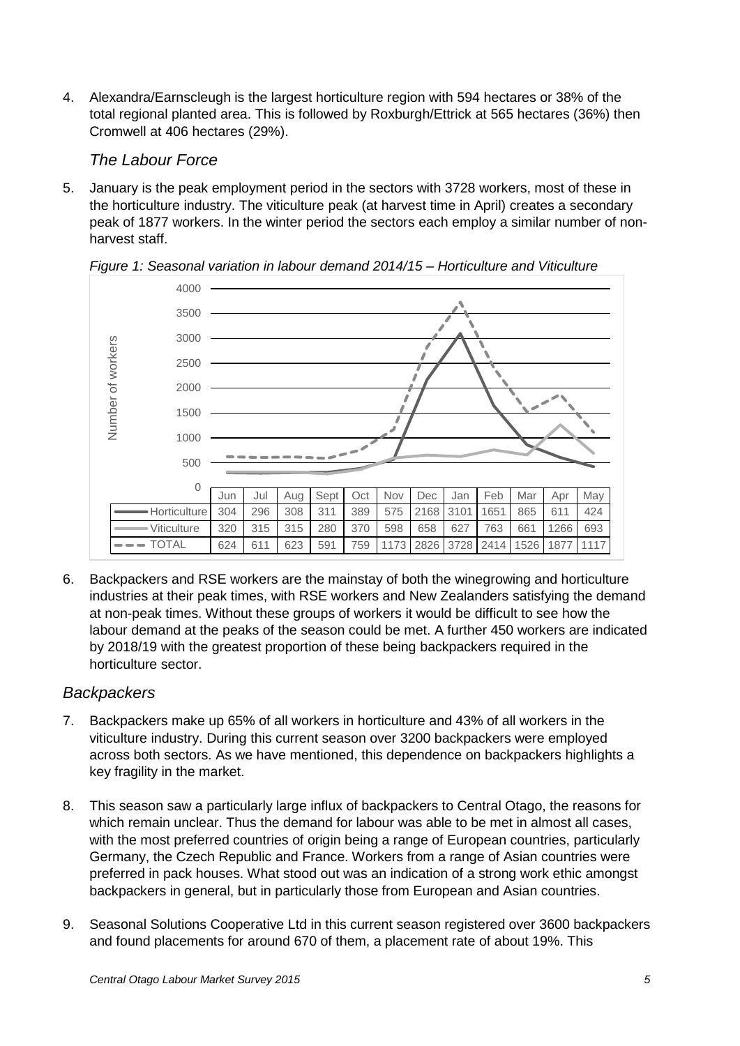4. Alexandra/Earnscleugh is the largest horticulture region with 594 hectares or 38% of the total regional planted area. This is followed by Roxburgh/Ettrick at 565 hectares (36%) then Cromwell at 406 hectares (29%).

### *The Labour Force*

5. January is the peak employment period in the sectors with 3728 workers, most of these in the horticulture industry. The viticulture peak (at harvest time in April) creates a secondary peak of 1877 workers. In the winter period the sectors each employ a similar number of non-harvest staff.

*Figure 1: Seasonal variation in labour demand 2014/15 – Horticulture and Viticulture*

Number of workers

4000
3500
3000
2500
2000
1500
1000
500
0

Jun Jul Aug Sept Oct Nov Dec Jan Feb Mar Apr May

Horticulture 304 296 308 311 389 575 2168 3101 1651 865 611 424

Viticulture 320 315 315 280 370 598 658 627 763 661 1266 693

TOTAL 624 611 623 591 759 1173 2826 3728 2414 1526 1877 1117

6. Backpackers and RSE workers are the mainstay of both the winegrowing and horticulture industries at their peak times, with RSE workers and New Zealanders satisfying the demand at non-peak times. Without these groups of workers it would be difficult to see how the labour demand at the peaks of the season could be met. A further 450 workers are indicated by 2018/19 with the greatest proportion of these being backpackers required in the horticulture sector.

## *Backpackers*

7. Backpackers make up 65% of all workers in horticulture and 43% of all workers in the viticulture industry. During this current season over 3200 backpackers were employed across both sectors. As we have mentioned, this dependence on backpackers highlights a key fragility in the market.

8. This season saw a particularly large influx of backpackers to Central Otago, the reasons for which remain unclear. Thus the demand for labour was able to be met in almost all cases, with the most preferred countries of origin being a range of European countries, particularly Germany, the Czech Republic and France. Workers from a range of Asian countries were preferred in pack houses. What stood out was an indication of a strong work ethic amongst backpackers in general, but in particularly those from European and Asian countries.

9. Seasonal Solutions Cooperative Ltd in this current season registered over 3600 backpackers and found placements for around 670 of them, a placement rate of about 19%. This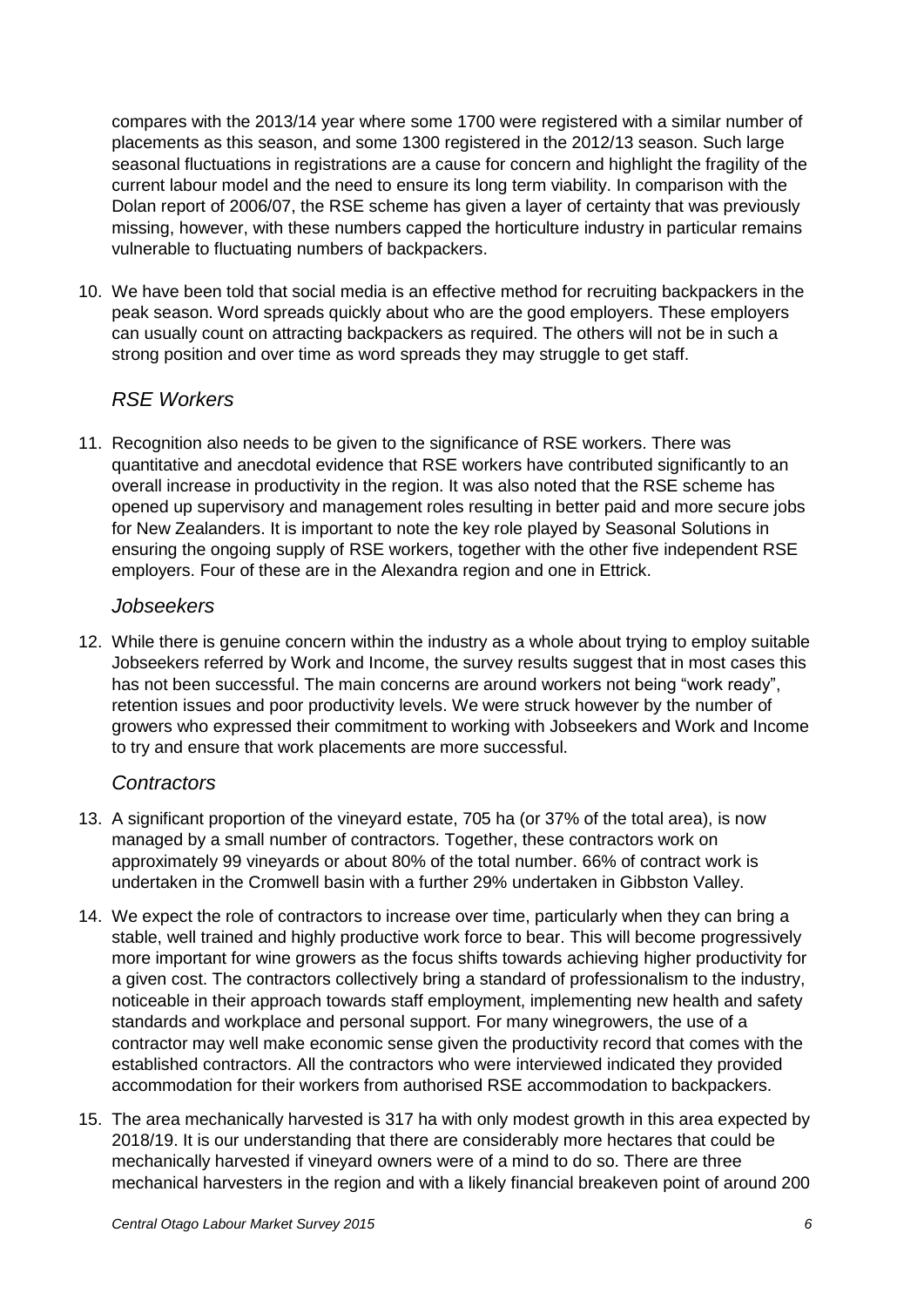compares with the 2013/14 year where some 1700 were registered with a similar number of placements as this season, and some 1300 registered in the 2012/13 season. Such large seasonal fluctuations in registrations are a cause for concern and highlight the fragility of the current labour model and the need to ensure its long term viability. In comparison with the Dolan report of 2006/07, the RSE scheme has given a layer of certainty that was previously missing, however, with these numbers capped the horticulture industry in particular remains vulnerable to fluctuating numbers of backpackers.

10. We have been told that social media is an effective method for recruiting backpackers in the peak season. Word spreads quickly about who are the good employers. These employers can usually count on attracting backpackers as required. The others will not be in such a strong position and over time as word spreads they may struggle to get staff.

### *RSE Workers*

11. Recognition also needs to be given to the significance of RSE workers. There was quantitative and anecdotal evidence that RSE workers have contributed significantly to an overall increase in productivity in the region. It was also noted that the RSE scheme has opened up supervisory and management roles resulting in better paid and more secure jobs for New Zealanders. It is important to note the key role played by Seasonal Solutions in ensuring the ongoing supply of RSE workers, together with the other five independent RSE employers. Four of these are in the Alexandra region and one in Ettrick.

### *Jobseekers*

12. While there is genuine concern within the industry as a whole about trying to employ suitable Jobseekers referred by Work and Income, the survey results suggest that in most cases this has not been successful. The main concerns are around workers not being "work ready", retention issues and poor productivity levels. We were struck however by the number of growers who expressed their commitment to working with Jobseekers and Work and Income to try and ensure that work placements are more successful.

### *Contractors*

13. A significant proportion of the vineyard estate, 705 ha (or 37% of the total area), is now managed by a small number of contractors. Together, these contractors work on approximately 99 vineyards or about 80% of the total number. 66% of contract work is undertaken in the Cromwell basin with a further 29% undertaken in Gibbston Valley.

14. We expect the role of contractors to increase over time, particularly when they can bring a stable, well trained and highly productive work force to bear. This will become progressively more important for wine growers as the focus shifts towards achieving higher productivity for a given cost. The contractors collectively bring a standard of professionalism to the industry, noticeable in their approach towards staff employment, implementing new health and safety standards and workplace and personal support. For many winegrowers, the use of a contractor may well make economic sense given the productivity record that comes with the established contractors. All the contractors who were interviewed indicated they provided accommodation for their workers from authorised RSE accommodation to backpackers.

15. The area mechanically harvested is 317 ha with only modest growth in this area expected by 2018/19. It is our understanding that there are considerably more hectares that could be mechanically harvested if vineyard owners were of a mind to do so. There are three mechanical harvesters in the region and with a likely financial breakeven point of around 200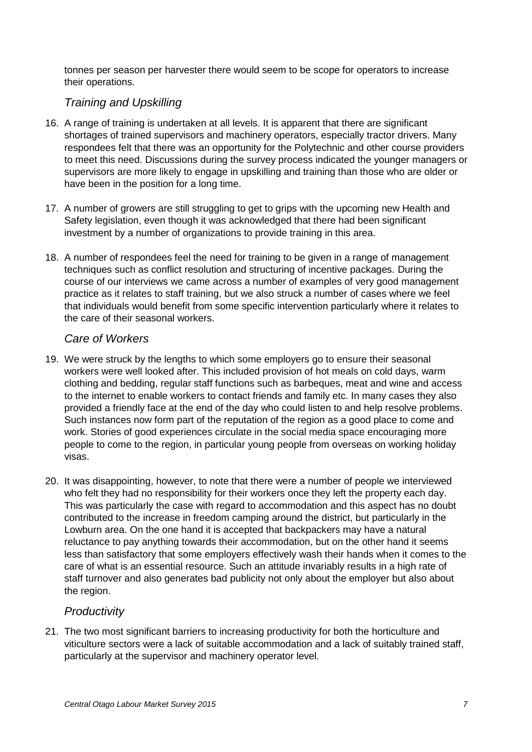tonnes per season per harvester there would seem to be scope for operators to increase their operations.

### *Training and Upskilling*

16. A range of training is undertaken at all levels. It is apparent that there are significant shortages of trained supervisors and machinery operators, especially tractor drivers. Many respondees felt that there was an opportunity for the Polytechnic and other course providers to meet this need. Discussions during the survey process indicated the younger managers or supervisors are more likely to engage in upskilling and training than those who are older or have been in the position for a long time.

17. A number of growers are still struggling to get to grips with the upcoming new Health and Safety legislation, even though it was acknowledged that there had been significant investment by a number of organizations to provide training in this area.

18. A number of respondees feel the need for training to be given in a range of management techniques such as conflict resolution and structuring of incentive packages. During the course of our interviews we came across a number of examples of very good management practice as it relates to staff training, but we also struck a number of cases where we feel that individuals would benefit from some specific intervention particularly where it relates to the care of their seasonal workers.

### *Care of Workers*

19. We were struck by the lengths to which some employers go to ensure their seasonal workers were well looked after. This included provision of hot meals on cold days, warm clothing and bedding, regular staff functions such as barbeques, meat and wine and access to the internet to enable workers to contact friends and family etc. In many cases they also provided a friendly face at the end of the day who could listen to and help resolve problems. Such instances now form part of the reputation of the region as a good place to come and work. Stories of good experiences circulate in the social media space encouraging more people to come to the region, in particular young people from overseas on working holiday visas.

20. It was disappointing, however, to note that there were a number of people we interviewed who felt they had no responsibility for their workers once they left the property each day. This was particularly the case with regard to accommodation and this aspect has no doubt contributed to the increase in freedom camping around the district, but particularly in the Lowburn area. On the one hand it is accepted that backpackers may have a natural reluctance to pay anything towards their accommodation, but on the other hand it seems less than satisfactory that some employers effectively wash their hands when it comes to the care of what is an essential resource. Such an attitude invariably results in a high rate of staff turnover and also generates bad publicity not only about the employer but also about the region.

### *Productivity*

21. The two most significant barriers to increasing productivity for both the horticulture and viticulture sectors were a lack of suitable accommodation and a lack of suitably trained staff, particularly at the supervisor and machinery operator level.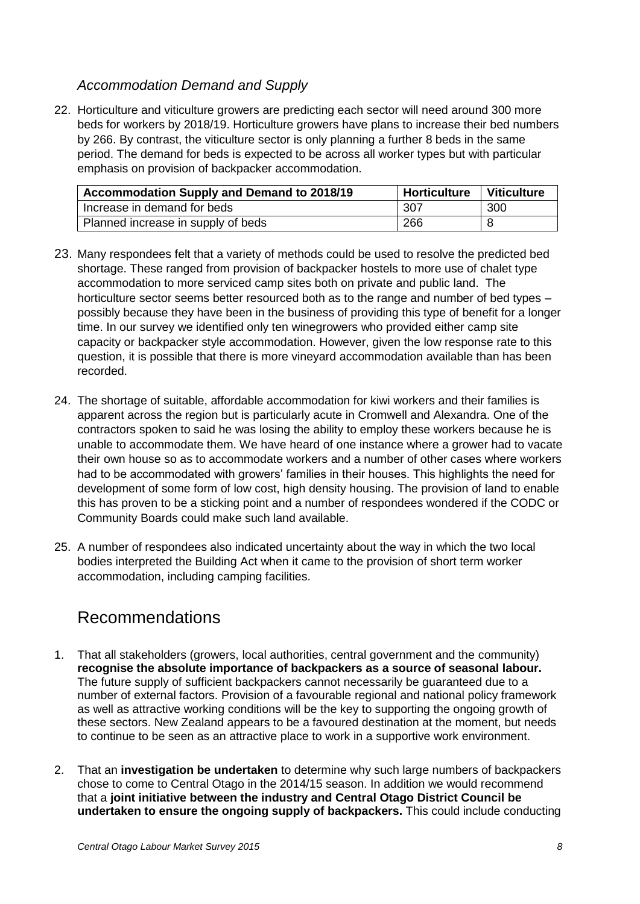### *Accommodation Demand and Supply*

22. Horticulture and viticulture growers are predicting each sector will need around 300 more beds for workers by 2018/19. Horticulture growers have plans to increase their bed numbers by 266. By contrast, the viticulture sector is only planning a further 8 beds in the same period. The demand for beds is expected to be across all worker types but with particular emphasis on provision of backpacker accommodation.

| Accommodation Supply and Demand to 2018/19 | Horticulture | Viticulture |
|---|---|---|
| Increase in demand for beds | 307 | 300 |
| Planned increase in supply of beds | 266 | 8 |

23. Many respondees felt that a variety of methods could be used to resolve the predicted bed shortage. These ranged from provision of backpacker hostels to more use of chalet type accommodation to more serviced camp sites both on private and public land. The horticulture sector seems better resourced both as to the range and number of bed types – possibly because they have been in the business of providing this type of benefit for a longer time. In our survey we identified only ten winegrowers who provided either camp site capacity or backpacker style accommodation. However, given the low response rate to this question, it is possible that there is more vineyard accommodation available than has been recorded.

24. The shortage of suitable, affordable accommodation for kiwi workers and their families is apparent across the region but is particularly acute in Cromwell and Alexandra. One of the contractors spoken to said he was losing the ability to employ these workers because he is unable to accommodate them. We have heard of one instance where a grower had to vacate their own house so as to accommodate workers and a number of other cases where workers had to be accommodated with growers' families in their houses. This highlights the need for development of some form of low cost, high density housing. The provision of land to enable this has proven to be a sticking point and a number of respondees wondered if the CODC or Community Boards could make such land available.

25. A number of respondees also indicated uncertainty about the way in which the two local bodies interpreted the Building Act when it came to the provision of short term worker accommodation, including camping facilities.

## Recommendations

1. That all stakeholders (growers, local authorities, central government and the community) **recognise the absolute importance of backpackers as a source of seasonal labour.** The future supply of sufficient backpackers cannot necessarily be guaranteed due to a number of external factors. Provision of a favourable regional and national policy framework as well as attractive working conditions will be the key to supporting the ongoing growth of these sectors. New Zealand appears to be a favoured destination at the moment, but needs to continue to be seen as an attractive place to work in a supportive work environment.

2. That an **investigation be undertaken** to determine why such large numbers of backpackers chose to come to Central Otago in the 2014/15 season. In addition we would recommend that a **joint initiative between the industry and Central Otago District Council be undertaken to ensure the ongoing supply of backpackers.** This could include conducting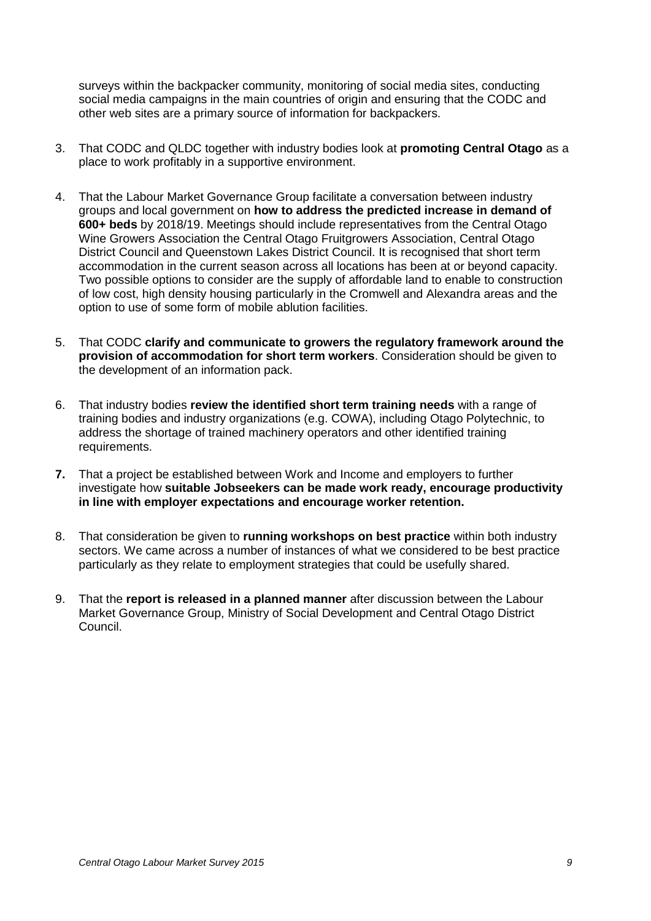surveys within the backpacker community, monitoring of social media sites, conducting social media campaigns in the main countries of origin and ensuring that the CODC and other web sites are a primary source of information for backpackers.

3. That CODC and QLDC together with industry bodies look at **promoting Central Otago** as a place to work profitably in a supportive environment.

4. That the Labour Market Governance Group facilitate a conversation between industry groups and local government on **how to address the predicted increase in demand of 600+ beds** by 2018/19. Meetings should include representatives from the Central Otago Wine Growers Association the Central Otago Fruitgrowers Association, Central Otago District Council and Queenstown Lakes District Council. It is recognised that short term accommodation in the current season across all locations has been at or beyond capacity. Two possible options to consider are the supply of affordable land to enable to construction of low cost, high density housing particularly in the Cromwell and Alexandra areas and the option to use of some form of mobile ablution facilities.

5. That CODC **clarify and communicate to growers the regulatory framework around the provision of accommodation for short term workers**. Consideration should be given to the development of an information pack.

6. That industry bodies **review the identified short term training needs** with a range of training bodies and industry organizations (e.g. COWA), including Otago Polytechnic, to address the shortage of trained machinery operators and other identified training requirements.

7. That a project be established between Work and Income and employers to further investigate how **suitable Jobseekers can be made work ready, encourage productivity in line with employer expectations and encourage worker retention.**

8. That consideration be given to **running workshops on best practice** within both industry sectors. We came across a number of instances of what we considered to be best practice particularly as they relate to employment strategies that could be usefully shared.

9. That the **report is released in a planned manner** after discussion between the Labour Market Governance Group, Ministry of Social Development and Central Otago District Council.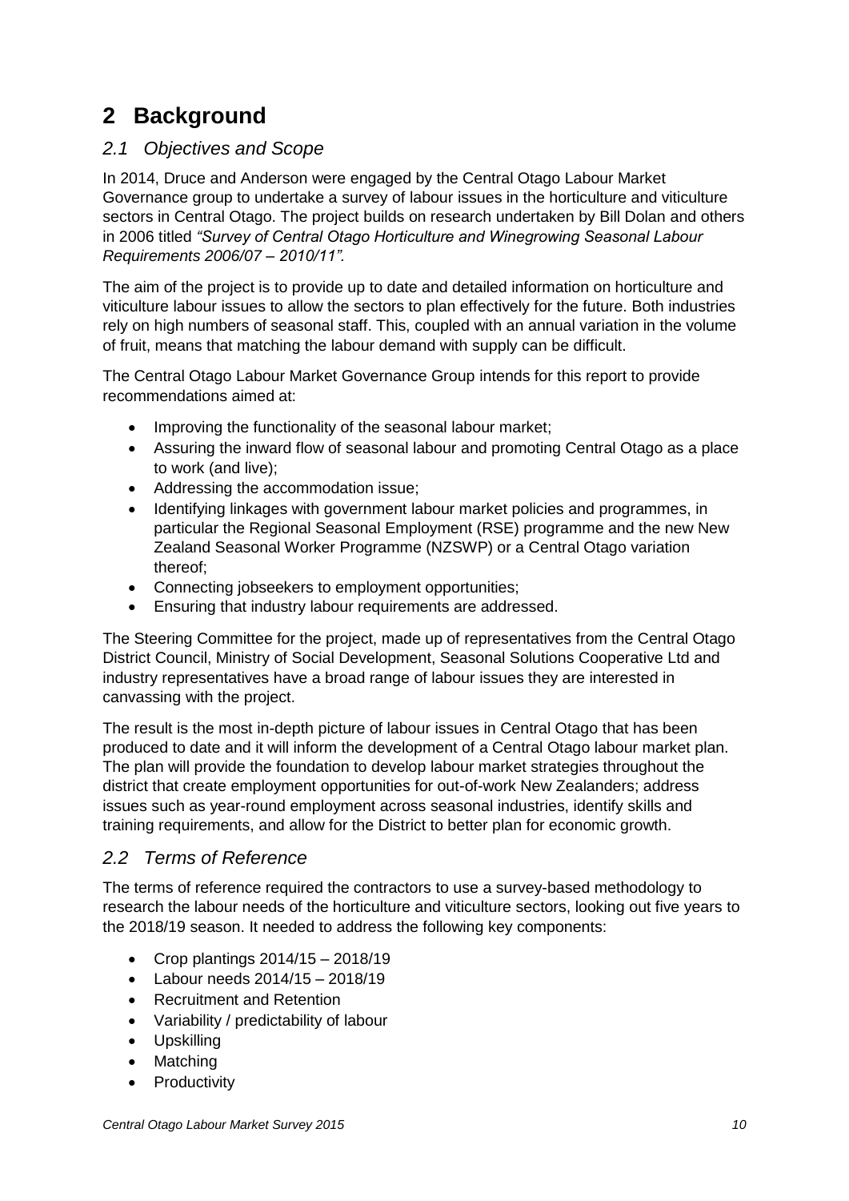# 2 Background

## *2.1 Objectives and Scope*

In 2014, Druce and Anderson were engaged by the Central Otago Labour Market Governance group to undertake a survey of labour issues in the horticulture and viticulture sectors in Central Otago. The project builds on research undertaken by Bill Dolan and others in 2006 titled *"Survey of Central Otago Horticulture and Winegrowing Seasonal Labour Requirements 2006/07 – 2010/11".*

The aim of the project is to provide up to date and detailed information on horticulture and viticulture labour issues to allow the sectors to plan effectively for the future. Both industries rely on high numbers of seasonal staff. This, coupled with an annual variation in the volume of fruit, means that matching the labour demand with supply can be difficult.

The Central Otago Labour Market Governance Group intends for this report to provide recommendations aimed at:

- Improving the functionality of the seasonal labour market;
- Assuring the inward flow of seasonal labour and promoting Central Otago as a place to work (and live);
- Addressing the accommodation issue;
- Identifying linkages with government labour market policies and programmes, in particular the Regional Seasonal Employment (RSE) programme and the new New Zealand Seasonal Worker Programme (NZSWP) or a Central Otago variation thereof;
- Connecting jobseekers to employment opportunities;
- Ensuring that industry labour requirements are addressed.

The Steering Committee for the project, made up of representatives from the Central Otago District Council, Ministry of Social Development, Seasonal Solutions Cooperative Ltd and industry representatives have a broad range of labour issues they are interested in canvassing with the project.

The result is the most in-depth picture of labour issues in Central Otago that has been produced to date and it will inform the development of a Central Otago labour market plan. The plan will provide the foundation to develop labour market strategies throughout the district that create employment opportunities for out-of-work New Zealanders; address issues such as year-round employment across seasonal industries, identify skills and training requirements, and allow for the District to better plan for economic growth.

## *2.2 Terms of Reference*

The terms of reference required the contractors to use a survey-based methodology to research the labour needs of the horticulture and viticulture sectors, looking out five years to the 2018/19 season. It needed to address the following key components:

- Crop plantings 2014/15 – 2018/19
- Labour needs 2014/15 – 2018/19
- Recruitment and Retention
- Variability / predictability of labour
- Upskilling
- Matching
- Productivity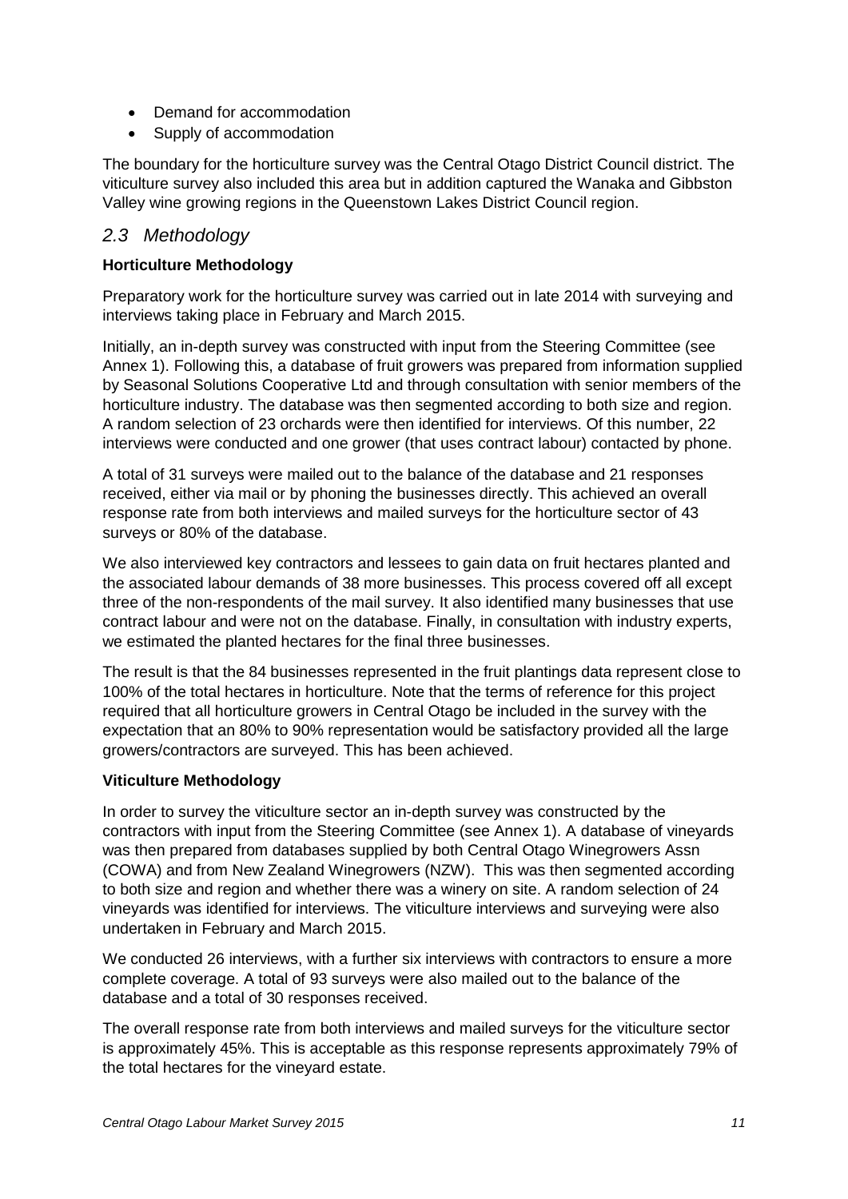- Demand for accommodation
- Supply of accommodation

The boundary for the horticulture survey was the Central Otago District Council district. The viticulture survey also included this area but in addition captured the Wanaka and Gibbston Valley wine growing regions in the Queenstown Lakes District Council region.

## *2.3 Methodology*

**Horticulture Methodology**

Preparatory work for the horticulture survey was carried out in late 2014 with surveying and interviews taking place in February and March 2015.

Initially, an in-depth survey was constructed with input from the Steering Committee (see Annex 1). Following this, a database of fruit growers was prepared from information supplied by Seasonal Solutions Cooperative Ltd and through consultation with senior members of the horticulture industry. The database was then segmented according to both size and region. A random selection of 23 orchards were then identified for interviews. Of this number, 22 interviews were conducted and one grower (that uses contract labour) contacted by phone.

A total of 31 surveys were mailed out to the balance of the database and 21 responses received, either via mail or by phoning the businesses directly. This achieved an overall response rate from both interviews and mailed surveys for the horticulture sector of 43 surveys or 80% of the database.

We also interviewed key contractors and lessees to gain data on fruit hectares planted and the associated labour demands of 38 more businesses. This process covered off all except three of the non-respondents of the mail survey. It also identified many businesses that use contract labour and were not on the database. Finally, in consultation with industry experts, we estimated the planted hectares for the final three businesses.

The result is that the 84 businesses represented in the fruit plantings data represent close to 100% of the total hectares in horticulture. Note that the terms of reference for this project required that all horticulture growers in Central Otago be included in the survey with the expectation that an 80% to 90% representation would be satisfactory provided all the large growers/contractors are surveyed. This has been achieved.

**Viticulture Methodology**

In order to survey the viticulture sector an in-depth survey was constructed by the contractors with input from the Steering Committee (see Annex 1). A database of vineyards was then prepared from databases supplied by both Central Otago Winegrowers Assn (COWA) and from New Zealand Winegrowers (NZW). This was then segmented according to both size and region and whether there was a winery on site. A random selection of 24 vineyards was identified for interviews. The viticulture interviews and surveying were also undertaken in February and March 2015.

We conducted 26 interviews, with a further six interviews with contractors to ensure a more complete coverage. A total of 93 surveys were also mailed out to the balance of the database and a total of 30 responses received.

The overall response rate from both interviews and mailed surveys for the viticulture sector is approximately 45%. This is acceptable as this response represents approximately 79% of the total hectares for the vineyard estate.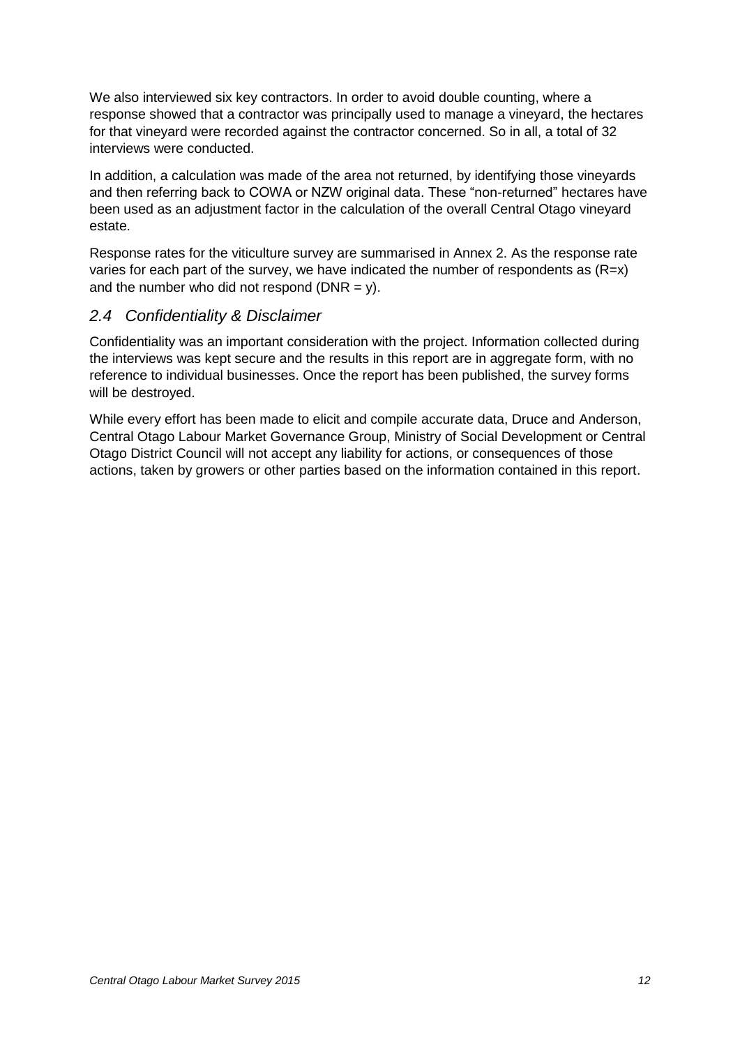We also interviewed six key contractors. In order to avoid double counting, where a response showed that a contractor was principally used to manage a vineyard, the hectares for that vineyard were recorded against the contractor concerned. So in all, a total of 32 interviews were conducted.

In addition, a calculation was made of the area not returned, by identifying those vineyards and then referring back to COWA or NZW original data. These "non-returned" hectares have been used as an adjustment factor in the calculation of the overall Central Otago vineyard estate.

Response rates for the viticulture survey are summarised in Annex 2. As the response rate varies for each part of the survey, we have indicated the number of respondents as (R=x) and the number who did not respond (DNR = y).

### *2.4 Confidentiality & Disclaimer*

Confidentiality was an important consideration with the project. Information collected during the interviews was kept secure and the results in this report are in aggregate form, with no reference to individual businesses. Once the report has been published, the survey forms will be destroyed.

While every effort has been made to elicit and compile accurate data, Druce and Anderson, Central Otago Labour Market Governance Group, Ministry of Social Development or Central Otago District Council will not accept any liability for actions, or consequences of those actions, taken by growers or other parties based on the information contained in this report.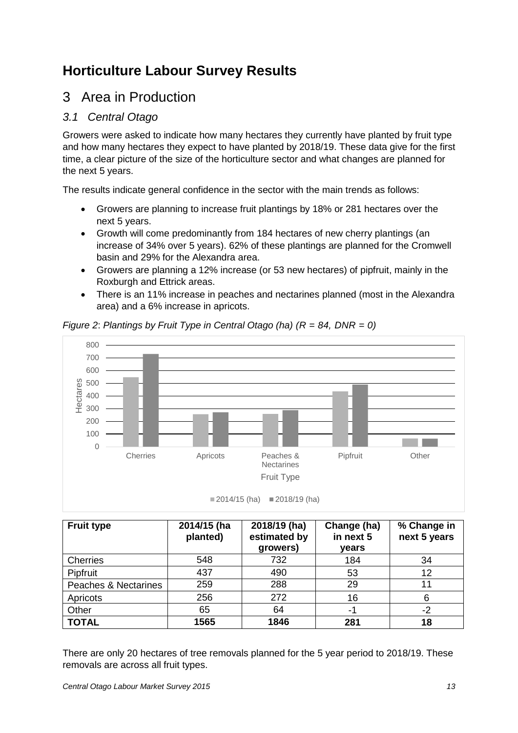# Horticulture Labour Survey Results

## 3 Area in Production

### *3.1 Central Otago*

Growers were asked to indicate how many hectares they currently have planted by fruit type and how many hectares they expect to have planted by 2018/19. These data give for the first time, a clear picture of the size of the horticulture sector and what changes are planned for the next 5 years.

The results indicate general confidence in the sector with the main trends as follows:

- Growers are planning to increase fruit plantings by 18% or 281 hectares over the next 5 years.
- Growth will come predominantly from 184 hectares of new cherry plantings (an increase of 34% over 5 years). 62% of these plantings are planned for the Cromwell basin and 29% for the Alexandra area.
- Growers are planning a 12% increase (or 53 new hectares) of pipfruit, mainly in the Roxburgh and Ettrick areas.
- There is an 11% increase in peaches and nectarines planned (most in the Alexandra area) and a 6% increase in apricots.

*Figure 2*: *Plantings by Fruit Type in Central Otago (ha) (R = 84, DNR = 0)*

800
700
600
500
400
300
200
100
0

Hectares

Cherries
Apricots
Peaches & Nectarines
Pipfruit
Other

Fruit Type

2014/15 (ha)
2018/19 (ha)

| Fruit type | 2014/15 (ha planted) | 2018/19 (ha) estimated by growers) | Change (ha) in next 5 years | % Change in next 5 years |
|---|---|---|---|---|
| Cherries | 548 | 732 | 184 | 34 |
| Pipfruit | 437 | 490 | 53 | 12 |
| Peaches & Nectarines | 259 | 288 | 29 | 11 |
| Apricots | 256 | 272 | 16 | 6 |
| Other | 65 | 64 | -1 | -2 |
| **TOTAL** | **1565** | **1846** | **281** | **18** |

There are only 20 hectares of tree removals planned for the 5 year period to 2018/19. These removals are across all fruit types.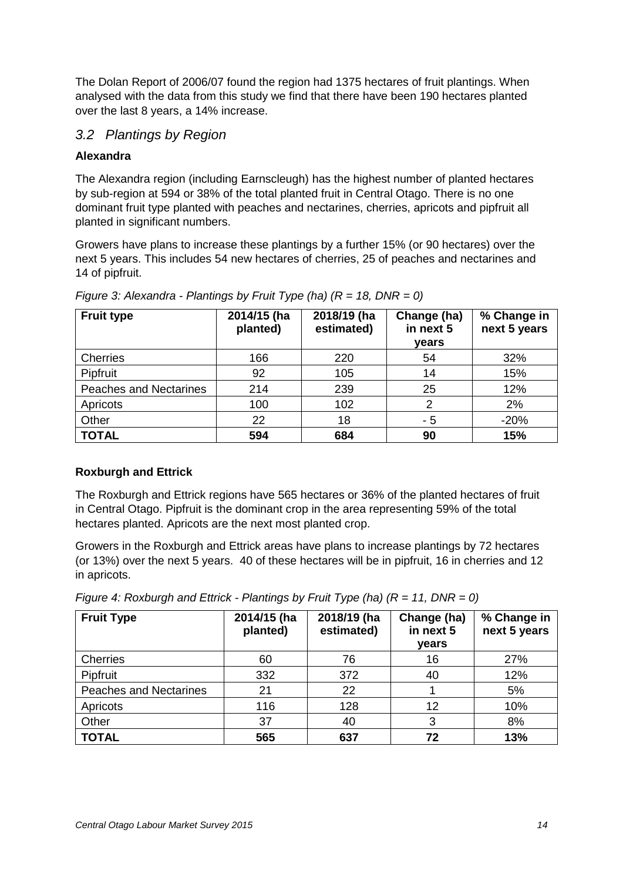The Dolan Report of 2006/07 found the region had 1375 hectares of fruit plantings. When analysed with the data from this study we find that there have been 190 hectares planted over the last 8 years, a 14% increase.

## *3.2 Plantings by Region*

### Alexandra

The Alexandra region (including Earnscleugh) has the highest number of planted hectares by sub-region at 594 or 38% of the total planted fruit in Central Otago. There is no one dominant fruit type planted with peaches and nectarines, cherries, apricots and pipfruit all planted in significant numbers.

Growers have plans to increase these plantings by a further 15% (or 90 hectares) over the next 5 years. This includes 54 new hectares of cherries, 25 of peaches and nectarines and 14 of pipfruit.

*Figure 3: Alexandra - Plantings by Fruit Type (ha) (R = 18, DNR = 0)*

| Fruit type | 2014/15 (ha planted) | 2018/19 (ha estimated) | Change (ha) in next 5 years | % Change in next 5 years |
|---|---|---|---|---|
| Cherries | 166 | 220 | 54 | 32% |
| Pipfruit | 92 | 105 | 14 | 15% |
| Peaches and Nectarines | 214 | 239 | 25 | 12% |
| Apricots | 100 | 102 | 2 | 2% |
| Other | 22 | 18 | - 5 | -20% |
| **TOTAL** | **594** | **684** | **90** | **15%** |

### Roxburgh and Ettrick

The Roxburgh and Ettrick regions have 565 hectares or 36% of the planted hectares of fruit in Central Otago. Pipfruit is the dominant crop in the area representing 59% of the total hectares planted. Apricots are the next most planted crop.

Growers in the Roxburgh and Ettrick areas have plans to increase plantings by 72 hectares (or 13%) over the next 5 years. 40 of these hectares will be in pipfruit, 16 in cherries and 12 in apricots.

*Figure 4: Roxburgh and Ettrick - Plantings by Fruit Type (ha) (R = 11, DNR = 0)*

| Fruit Type | 2014/15 (ha planted) | 2018/19 (ha estimated) | Change (ha) in next 5 years | % Change in next 5 years |
|---|---|---|---|---|
| Cherries | 60 | 76 | 16 | 27% |
| Pipfruit | 332 | 372 | 40 | 12% |
| Peaches and Nectarines | 21 | 22 | 1 | 5% |
| Apricots | 116 | 128 | 12 | 10% |
| Other | 37 | 40 | 3 | 8% |
| **TOTAL** | **565** | **637** | **72** | **13%** |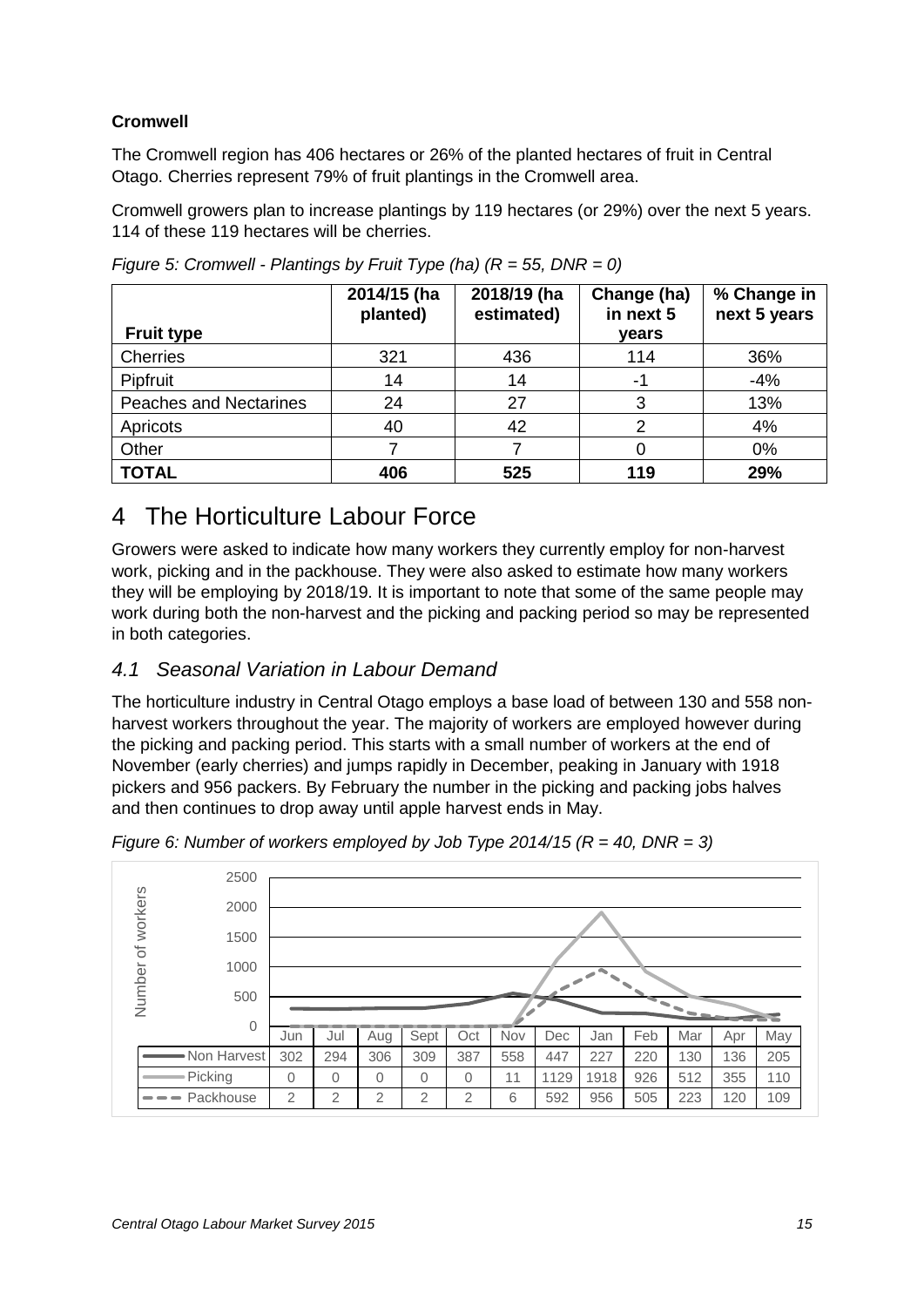**Cromwell**

The Cromwell region has 406 hectares or 26% of the planted hectares of fruit in Central Otago. Cherries represent 79% of fruit plantings in the Cromwell area.

Cromwell growers plan to increase plantings by 119 hectares (or 29%) over the next 5 years. 114 of these 119 hectares will be cherries.

*Figure 5: Cromwell - Plantings by Fruit Type (ha) (R = 55, DNR = 0)*

| Fruit type | 2014/15 (ha planted) | 2018/19 (ha estimated) | Change (ha) in next 5 years | % Change in next 5 years |
|---|---|---|---|---|
| Cherries | 321 | 436 | 114 | 36% |
| Pipfruit | 14 | 14 | -1 | -4% |
| Peaches and Nectarines | 24 | 27 | 3 | 13% |
| Apricots | 40 | 42 | 2 | 4% |
| Other | 7 | 7 | 0 | 0% |
| **TOTAL** | **406** | **525** | **119** | **29%** |

# 4 The Horticulture Labour Force

Growers were asked to indicate how many workers they currently employ for non-harvest work, picking and in the packhouse. They were also asked to estimate how many workers they will be employing by 2018/19. It is important to note that some of the same people may work during both the non-harvest and the picking and packing period so may be represented in both categories.

## *4.1 Seasonal Variation in Labour Demand*

The horticulture industry in Central Otago employs a base load of between 130 and 558 non-harvest workers throughout the year. The majority of workers are employed however during the picking and packing period. This starts with a small number of workers at the end of November (early cherries) and jumps rapidly in December, peaking in January with 1918 pickers and 956 packers. By February the number in the picking and packing jobs halves and then continues to drop away until apple harvest ends in May.

*Figure 6: Number of workers employed by Job Type 2014/15 (R = 40, DNR = 3)*

Number of workers

2500
2000
1500
1000
500
0

Jun Jul Aug Sept Oct Nov Dec Jan Feb Mar Apr May

Non Harvest 302 294 306 309 387 558 447 227 220 130 136 205

Picking 0 0 0 0 0 11 1129 1918 926 512 355 110

Packhouse 2 2 2 2 2 6 592 956 505 223 120 109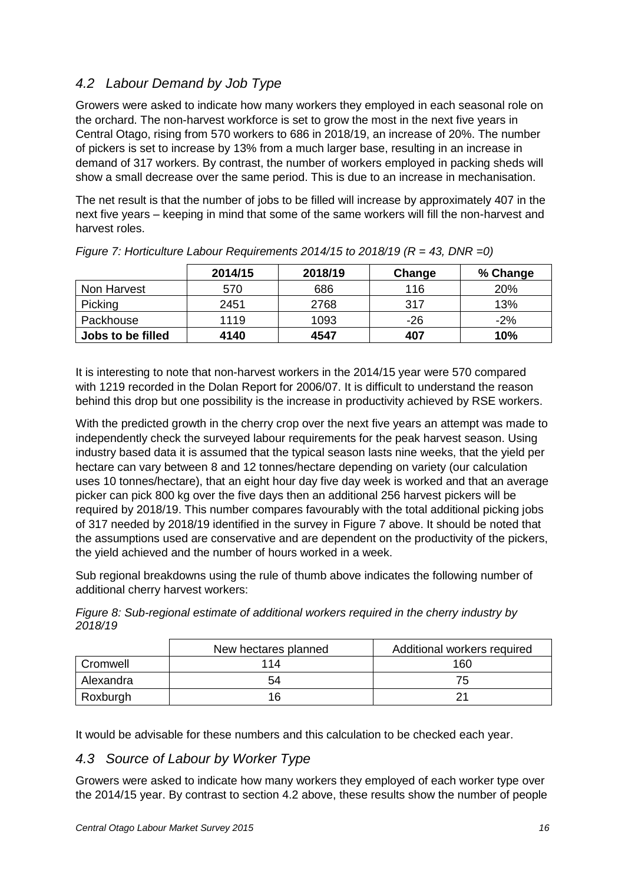## 4.2 Labour Demand by Job Type

Growers were asked to indicate how many workers they employed in each seasonal role on the orchard. The non-harvest workforce is set to grow the most in the next five years in Central Otago, rising from 570 workers to 686 in 2018/19, an increase of 20%. The number of pickers is set to increase by 13% from a much larger base, resulting in an increase in demand of 317 workers. By contrast, the number of workers employed in packing sheds will show a small decrease over the same period. This is due to an increase in mechanisation.

The net result is that the number of jobs to be filled will increase by approximately 407 in the next five years – keeping in mind that some of the same workers will fill the non-harvest and harvest roles.

*Figure 7: Horticulture Labour Requirements 2014/15 to 2018/19 (R = 43, DNR =0)*

| | 2014/15 | 2018/19 | Change | % Change |
|---|---|---|---|---|
| Non Harvest | 570 | 686 | 116 | 20% |
| Picking | 2451 | 2768 | 317 | 13% |
| Packhouse | 1119 | 1093 | -26 | -2% |
| **Jobs to be filled** | **4140** | **4547** | **407** | **10%** |

It is interesting to note that non-harvest workers in the 2014/15 year were 570 compared with 1219 recorded in the Dolan Report for 2006/07. It is difficult to understand the reason behind this drop but one possibility is the increase in productivity achieved by RSE workers.

With the predicted growth in the cherry crop over the next five years an attempt was made to independently check the surveyed labour requirements for the peak harvest season. Using industry based data it is assumed that the typical season lasts nine weeks, that the yield per hectare can vary between 8 and 12 tonnes/hectare depending on variety (our calculation uses 10 tonnes/hectare), that an eight hour day five day week is worked and that an average picker can pick 800 kg over the five days then an additional 256 harvest pickers will be required by 2018/19. This number compares favourably with the total additional picking jobs of 317 needed by 2018/19 identified in the survey in Figure 7 above. It should be noted that the assumptions used are conservative and are dependent on the productivity of the pickers, the yield achieved and the number of hours worked in a week.

Sub regional breakdowns using the rule of thumb above indicates the following number of additional cherry harvest workers:

*Figure 8: Sub-regional estimate of additional workers required in the cherry industry by 2018/19*

| | New hectares planned | Additional workers required |
|---|---|---|
| Cromwell | 114 | 160 |
| Alexandra | 54 | 75 |
| Roxburgh | 16 | 21 |

It would be advisable for these numbers and this calculation to be checked each year.

## 4.3 Source of Labour by Worker Type

Growers were asked to indicate how many workers they employed of each worker type over the 2014/15 year. By contrast to section 4.2 above, these results show the number of people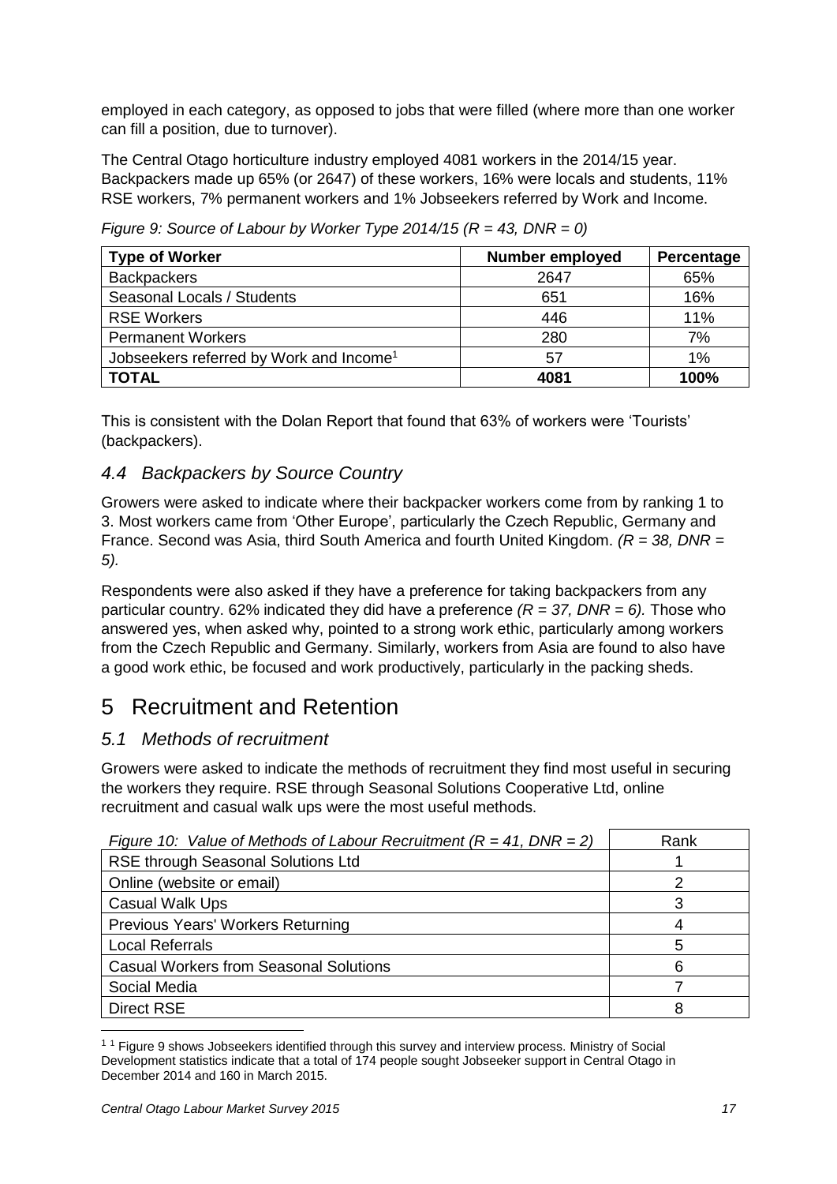employed in each category, as opposed to jobs that were filled (where more than one worker can fill a position, due to turnover).

The Central Otago horticulture industry employed 4081 workers in the 2014/15 year. Backpackers made up 65% (or 2647) of these workers, 16% were locals and students, 11% RSE workers, 7% permanent workers and 1% Jobseekers referred by Work and Income.

*Figure 9: Source of Labour by Worker Type 2014/15 (R = 43, DNR = 0)*

| Type of Worker | Number employed | Percentage |
|---|---|---|
| Backpackers | 2647 | 65% |
| Seasonal Locals / Students | 651 | 16% |
| RSE Workers | 446 | 11% |
| Permanent Workers | 280 | 7% |
| Jobseekers referred by Work and Income[1] | 57 | 1% |
| **TOTAL** | **4081** | **100%** |

This is consistent with the Dolan Report that found that 63% of workers were 'Tourists' (backpackers).

### *4.4 Backpackers by Source Country*

Growers were asked to indicate where their backpacker workers come from by ranking 1 to 3. Most workers came from 'Other Europe', particularly the Czech Republic, Germany and France. Second was Asia, third South America and fourth United Kingdom. *(R = 38, DNR = 5).*

Respondents were also asked if they have a preference for taking backpackers from any particular country. 62% indicated they did have a preference *(R = 37, DNR = 6).* Those who answered yes, when asked why, pointed to a strong work ethic, particularly among workers from the Czech Republic and Germany. Similarly, workers from Asia are found to also have a good work ethic, be focused and work productively, particularly in the packing sheds.

## 5 Recruitment and Retention

### *5.1 Methods of recruitment*

Growers were asked to indicate the methods of recruitment they find most useful in securing the workers they require. RSE through Seasonal Solutions Cooperative Ltd, online recruitment and casual walk ups were the most useful methods.

| *Figure 10: Value of Methods of Labour Recruitment (R = 41, DNR = 2)* | Rank |
|---|---|
| RSE through Seasonal Solutions Ltd | 1 |
| Online (website or email) | 2 |
| Casual Walk Ups | 3 |
| Previous Years' Workers Returning | 4 |
| Local Referrals | 5 |
| Casual Workers from Seasonal Solutions | 6 |
| Social Media | 7 |
| Direct RSE | 8 |

[1] Figure 9 shows Jobseekers identified through this survey and interview process. Ministry of Social Development statistics indicate that a total of 174 people sought Jobseeker support in Central Otago in December 2014 and 160 in March 2015.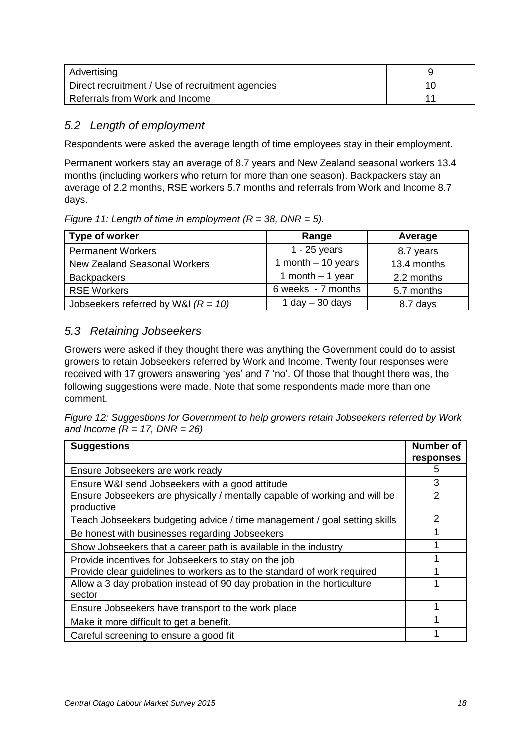| | |
|---|---|
| Advertising | 9 |
| Direct recruitment / Use of recruitment agencies | 10 |
| Referrals from Work and Income | 11 |

## *5.2 Length of employment*

Respondents were asked the average length of time employees stay in their employment.

Permanent workers stay an average of 8.7 years and New Zealand seasonal workers 13.4 months (including workers who return for more than one season). Backpackers stay an average of 2.2 months, RSE workers 5.7 months and referrals from Work and Income 8.7 days.

*Figure 11: Length of time in employment (R = 38, DNR = 5).*

| Type of worker | Range | Average |
|---|---|---|
| Permanent Workers | 1 - 25 years | 8.7 years |
| New Zealand Seasonal Workers | 1 month – 10 years | 13.4 months |
| Backpackers | 1 month – 1 year | 2.2 months |
| RSE Workers | 6 weeks - 7 months | 5.7 months |
| Jobseekers referred by W&I *(R = 10)* | 1 day – 30 days | 8.7 days |

## *5.3 Retaining Jobseekers*

Growers were asked if they thought there was anything the Government could do to assist growers to retain Jobseekers referred by Work and Income. Twenty four responses were received with 17 growers answering 'yes' and 7 'no'. Of those that thought there was, the following suggestions were made. Note that some respondents made more than one comment.

*Figure 12: Suggestions for Government to help growers retain Jobseekers referred by Work and Income (R = 17, DNR = 26)*

| Suggestions | Number of responses |
|---|---|
| Ensure Jobseekers are work ready | 5 |
| Ensure W&I send Jobseekers with a good attitude | 3 |
| Ensure Jobseekers are physically / mentally capable of working and will be productive | 2 |
| Teach Jobseekers budgeting advice / time management / goal setting skills | 2 |
| Be honest with businesses regarding Jobseekers | 1 |
| Show Jobseekers that a career path is available in the industry | 1 |
| Provide incentives for Jobseekers to stay on the job | 1 |
| Provide clear guidelines to workers as to the standard of work required | 1 |
| Allow a 3 day probation instead of 90 day probation in the horticulture sector | 1 |
| Ensure Jobseekers have transport to the work place | 1 |
| Make it more difficult to get a benefit. | 1 |
| Careful screening to ensure a good fit | 1 |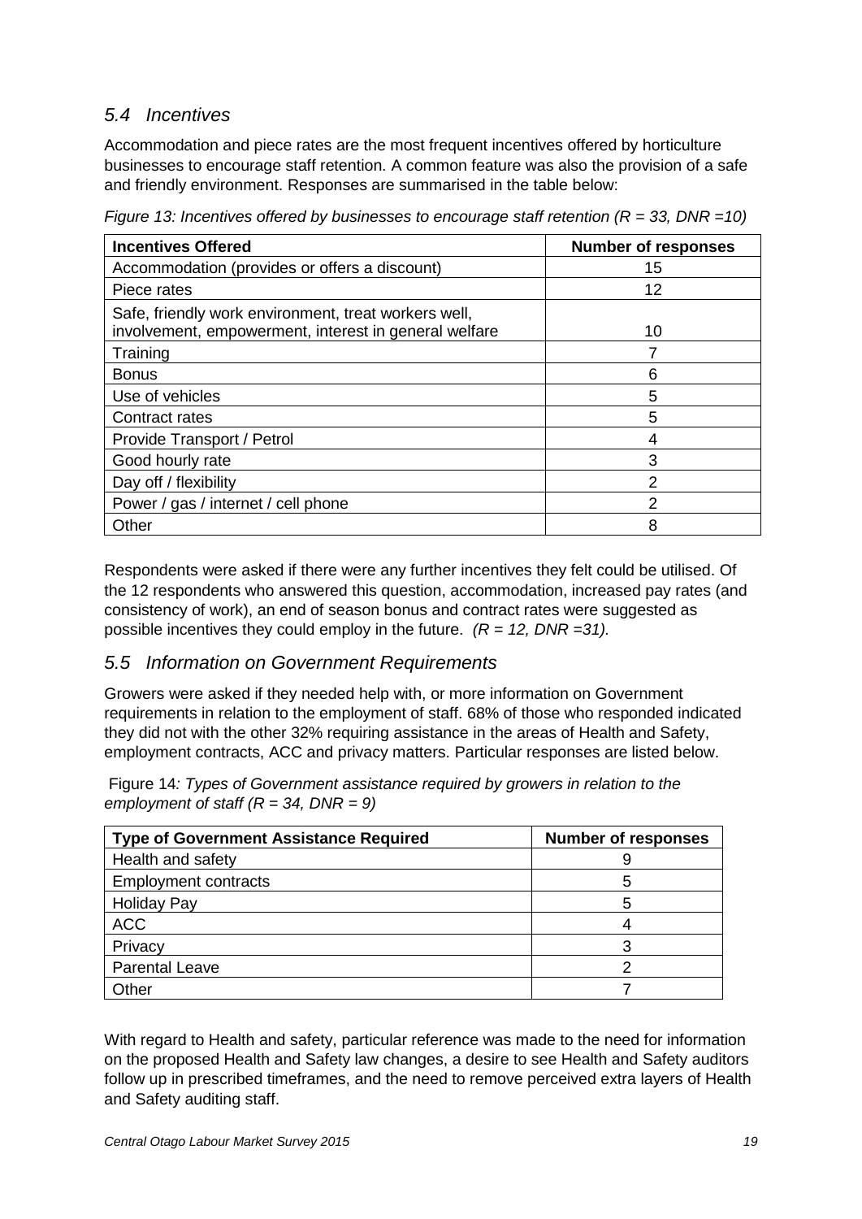## 5.4 Incentives

Accommodation and piece rates are the most frequent incentives offered by horticulture businesses to encourage staff retention. A common feature was also the provision of a safe and friendly environment. Responses are summarised in the table below:

*Figure 13: Incentives offered by businesses to encourage staff retention (R = 33, DNR =10)*

| Incentives Offered | Number of responses |
|---|---|
| Accommodation (provides or offers a discount) | 15 |
| Piece rates | 12 |
| Safe, friendly work environment, treat workers well, involvement, empowerment, interest in general welfare | 10 |
| Training | 7 |
| Bonus | 6 |
| Use of vehicles | 5 |
| Contract rates | 5 |
| Provide Transport / Petrol | 4 |
| Good hourly rate | 3 |
| Day off / flexibility | 2 |
| Power / gas / internet / cell phone | 2 |
| Other | 8 |

Respondents were asked if there were any further incentives they felt could be utilised. Of the 12 respondents who answered this question, accommodation, increased pay rates (and consistency of work), an end of season bonus and contract rates were suggested as possible incentives they could employ in the future. *(R = 12, DNR =31).*

## 5.5 Information on Government Requirements

Growers were asked if they needed help with, or more information on Government requirements in relation to the employment of staff. 68% of those who responded indicated they did not with the other 32% requiring assistance in the areas of Health and Safety, employment contracts, ACC and privacy matters. Particular responses are listed below.

Figure 14*: Types of Government assistance required by growers in relation to the employment of staff (R = 34, DNR = 9)*

| Type of Government Assistance Required | Number of responses |
|---|---|
| Health and safety | 9 |
| Employment contracts | 5 |
| Holiday Pay | 5 |
| ACC | 4 |
| Privacy | 3 |
| Parental Leave | 2 |
| Other | 7 |

With regard to Health and safety, particular reference was made to the need for information on the proposed Health and Safety law changes, a desire to see Health and Safety auditors follow up in prescribed timeframes, and the need to remove perceived extra layers of Health and Safety auditing staff.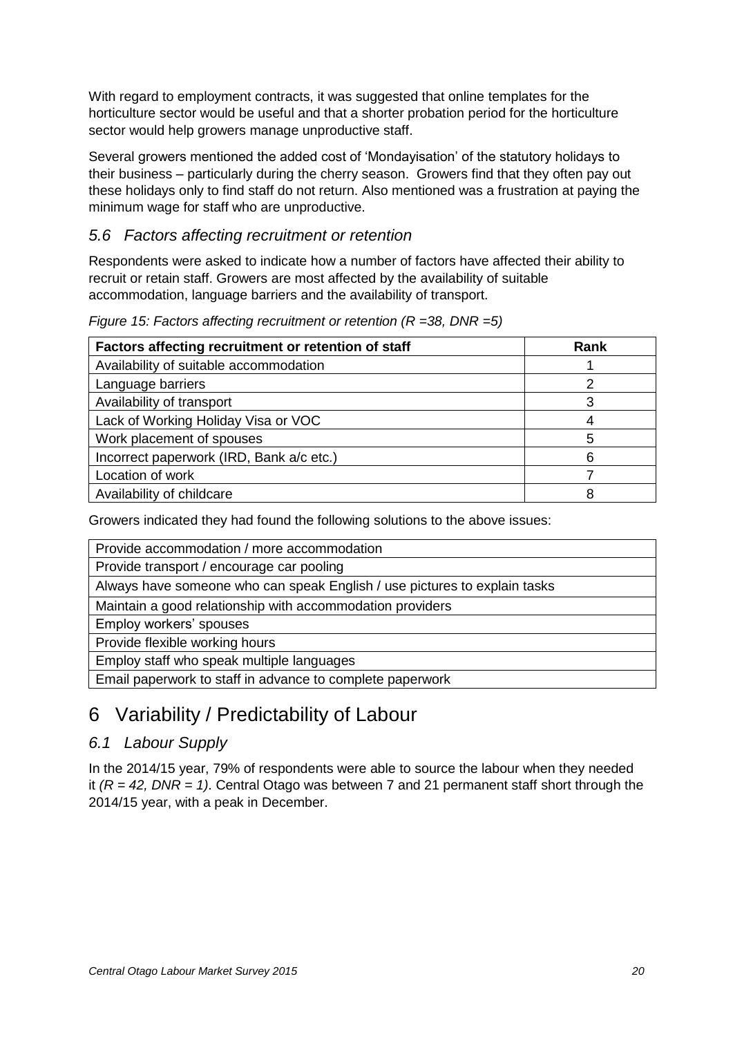With regard to employment contracts, it was suggested that online templates for the horticulture sector would be useful and that a shorter probation period for the horticulture sector would help growers manage unproductive staff.

Several growers mentioned the added cost of 'Mondayisation' of the statutory holidays to their business – particularly during the cherry season. Growers find that they often pay out these holidays only to find staff do not return. Also mentioned was a frustration at paying the minimum wage for staff who are unproductive.

## *5.6 Factors affecting recruitment or retention*

Respondents were asked to indicate how a number of factors have affected their ability to recruit or retain staff. Growers are most affected by the availability of suitable accommodation, language barriers and the availability of transport.

*Figure 15: Factors affecting recruitment or retention (R =38, DNR =5)*

| Factors affecting recruitment or retention of staff | Rank |
|---|---|
| Availability of suitable accommodation | 1 |
| Language barriers | 2 |
| Availability of transport | 3 |
| Lack of Working Holiday Visa or VOC | 4 |
| Work placement of spouses | 5 |
| Incorrect paperwork (IRD, Bank a/c etc.) | 6 |
| Location of work | 7 |
| Availability of childcare | 8 |

Growers indicated they had found the following solutions to the above issues:

| |
|---|
| Provide accommodation / more accommodation |
| Provide transport / encourage car pooling |
| Always have someone who can speak English / use pictures to explain tasks |
| Maintain a good relationship with accommodation providers |
| Employ workers' spouses |
| Provide flexible working hours |
| Employ staff who speak multiple languages |
| Email paperwork to staff in advance to complete paperwork |

# 6 Variability / Predictability of Labour

## *6.1 Labour Supply*

In the 2014/15 year, 79% of respondents were able to source the labour when they needed it *(R = 42, DNR = 1)*. Central Otago was between 7 and 21 permanent staff short through the 2014/15 year, with a peak in December.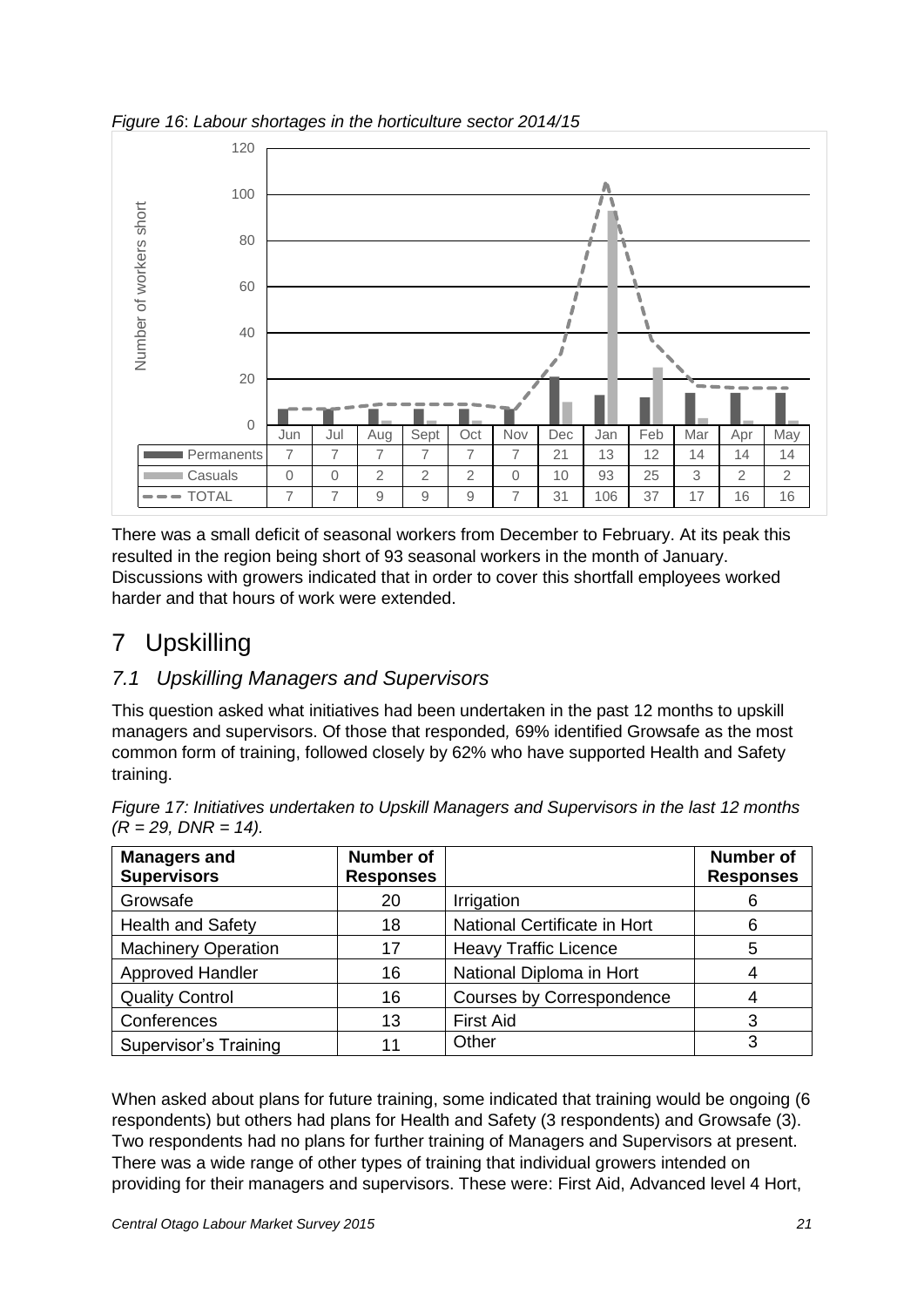*Figure 16*: *Labour shortages in the horticulture sector 2014/15*

Number of workers short

120
100
80
60
40
20
0

Jun Jul Aug Sept Oct Nov Dec Jan Feb Mar Apr May

Permanents 7 7 7 7 7 7 21 13 12 14 14 14

Casuals 0 0 2 2 2 0 10 93 25 3 2 2

TOTAL 7 7 9 9 9 7 31 106 37 17 16 16

There was a small deficit of seasonal workers from December to February. At its peak this resulted in the region being short of 93 seasonal workers in the month of January. Discussions with growers indicated that in order to cover this shortfall employees worked harder and that hours of work were extended.

# 7 Upskilling

## *7.1 Upskilling Managers and Supervisors*

This question asked what initiatives had been undertaken in the past 12 months to upskill managers and supervisors. Of those that responded*,* 69% identified Growsafe as the most common form of training, followed closely by 62% who have supported Health and Safety training.

*Figure 17: Initiatives undertaken to Upskill Managers and Supervisors in the last 12 months (R = 29, DNR = 14).*

| **Managers and Supervisors** | **Number of Responses** | | **Number of Responses** |
|---|---|---|---|
| Growsafe | 20 | Irrigation | 6 |
| Health and Safety | 18 | National Certificate in Hort | 6 |
| Machinery Operation | 17 | Heavy Traffic Licence | 5 |
| Approved Handler | 16 | National Diploma in Hort | 4 |
| Quality Control | 16 | Courses by Correspondence | 4 |
| Conferences | 13 | First Aid | 3 |
| Supervisor's Training | 11 | Other | 3 |

When asked about plans for future training, some indicated that training would be ongoing (6 respondents) but others had plans for Health and Safety (3 respondents) and Growsafe (3). Two respondents had no plans for further training of Managers and Supervisors at present. There was a wide range of other types of training that individual growers intended on providing for their managers and supervisors. These were: First Aid, Advanced level 4 Hort,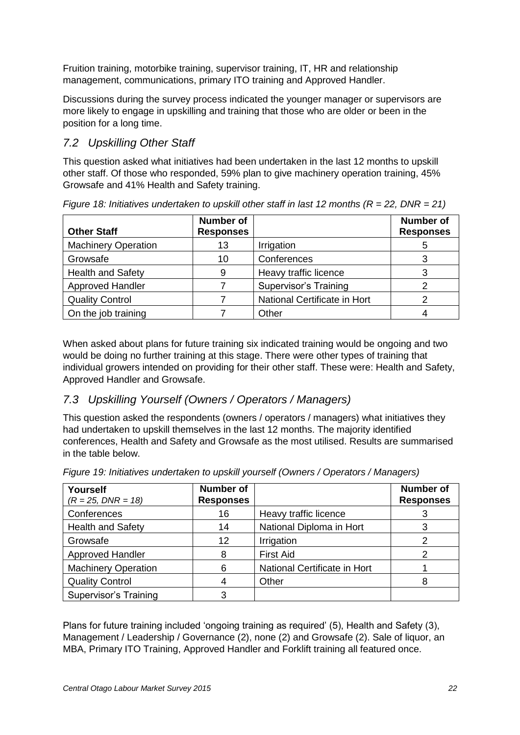Fruition training, motorbike training, supervisor training, IT, HR and relationship management, communications, primary ITO training and Approved Handler.

Discussions during the survey process indicated the younger manager or supervisors are more likely to engage in upskilling and training that those who are older or been in the position for a long time.

## *7.2 Upskilling Other Staff*

This question asked what initiatives had been undertaken in the last 12 months to upskill other staff. Of those who responded, 59% plan to give machinery operation training, 45% Growsafe and 41% Health and Safety training.

*Figure 18: Initiatives undertaken to upskill other staff in last 12 months (R = 22, DNR = 21)*

| Other Staff | Number of Responses | | Number of Responses |
|---|---|---|---|
| Machinery Operation | 13 | Irrigation | 5 |
| Growsafe | 10 | Conferences | 3 |
| Health and Safety | 9 | Heavy traffic licence | 3 |
| Approved Handler | 7 | Supervisor's Training | 2 |
| Quality Control | 7 | National Certificate in Hort | 2 |
| On the job training | 7 | Other | 4 |

When asked about plans for future training six indicated training would be ongoing and two would be doing no further training at this stage. There were other types of training that individual growers intended on providing for their other staff. These were: Health and Safety, Approved Handler and Growsafe.

## *7.3 Upskilling Yourself (Owners / Operators / Managers)*

This question asked the respondents (owners / operators / managers) what initiatives they had undertaken to upskill themselves in the last 12 months. The majority identified conferences, Health and Safety and Growsafe as the most utilised. Results are summarised in the table below.

*Figure 19: Initiatives undertaken to upskill yourself (Owners / Operators / Managers)*

| **Yourself** *(R = 25, DNR = 18)* | Number of Responses | | Number of Responses |
|---|---|---|---|
| Conferences | 16 | Heavy traffic licence | 3 |
| Health and Safety | 14 | National Diploma in Hort | 3 |
| Growsafe | 12 | Irrigation | 2 |
| Approved Handler | 8 | First Aid | 2 |
| Machinery Operation | 6 | National Certificate in Hort | 1 |
| Quality Control | 4 | Other | 8 |
| Supervisor's Training | 3 | | |

Plans for future training included 'ongoing training as required' (5), Health and Safety (3), Management / Leadership / Governance (2), none (2) and Growsafe (2). Sale of liquor, an MBA, Primary ITO Training, Approved Handler and Forklift training all featured once.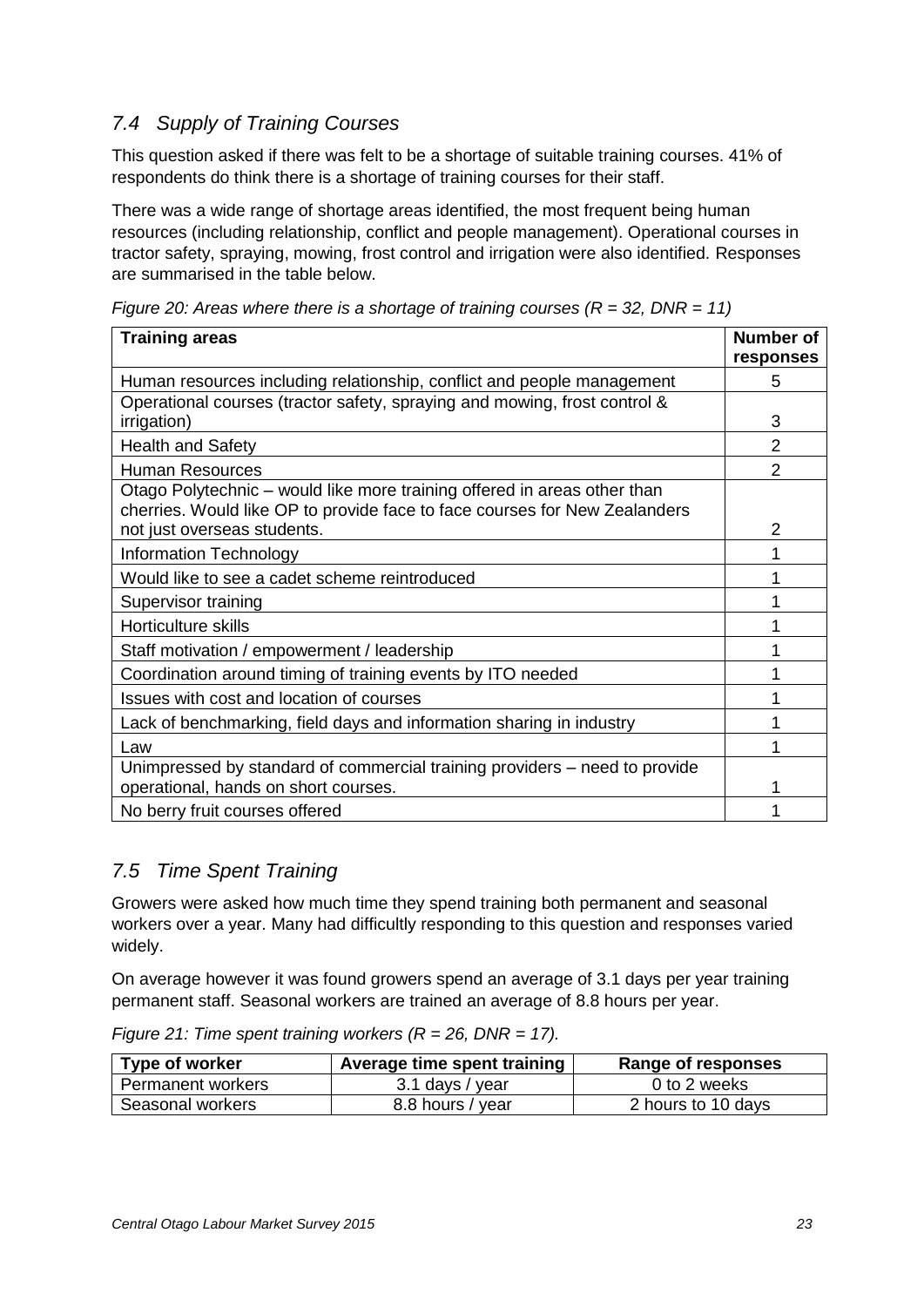## 7.4 Supply of Training Courses

This question asked if there was felt to be a shortage of suitable training courses. 41% of respondents do think there is a shortage of training courses for their staff.

There was a wide range of shortage areas identified, the most frequent being human resources (including relationship, conflict and people management). Operational courses in tractor safety, spraying, mowing, frost control and irrigation were also identified. Responses are summarised in the table below.

*Figure 20: Areas where there is a shortage of training courses (R = 32, DNR = 11)*

| Training areas | Number of responses |
|---|---|
| Human resources including relationship, conflict and people management | 5 |
| Operational courses (tractor safety, spraying and mowing, frost control & irrigation) | 3 |
| Health and Safety | 2 |
| Human Resources | 2 |
| Otago Polytechnic – would like more training offered in areas other than cherries. Would like OP to provide face to face courses for New Zealanders not just overseas students. | 2 |
| Information Technology | 1 |
| Would like to see a cadet scheme reintroduced | 1 |
| Supervisor training | 1 |
| Horticulture skills | 1 |
| Staff motivation / empowerment / leadership | 1 |
| Coordination around timing of training events by ITO needed | 1 |
| Issues with cost and location of courses | 1 |
| Lack of benchmarking, field days and information sharing in industry | 1 |
| Law | 1 |
| Unimpressed by standard of commercial training providers – need to provide operational, hands on short courses. | 1 |
| No berry fruit courses offered | 1 |

## 7.5 Time Spent Training

Growers were asked how much time they spend training both permanent and seasonal workers over a year. Many had difficultly responding to this question and responses varied widely.

On average however it was found growers spend an average of 3.1 days per year training permanent staff. Seasonal workers are trained an average of 8.8 hours per year.

*Figure 21: Time spent training workers (R = 26, DNR = 17).*

| Type of worker | Average time spent training | Range of responses |
|---|---|---|
| Permanent workers | 3.1 days / year | 0 to 2 weeks |
| Seasonal workers | 8.8 hours / year | 2 hours to 10 days |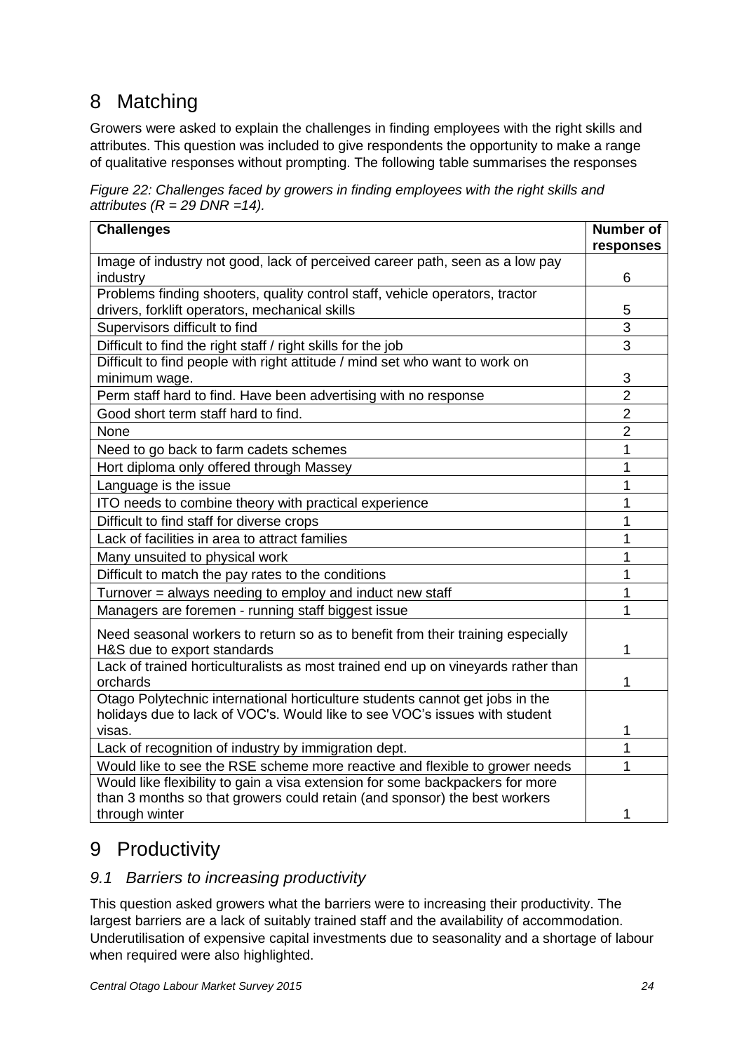# 8 Matching

Growers were asked to explain the challenges in finding employees with the right skills and attributes. This question was included to give respondents the opportunity to make a range of qualitative responses without prompting. The following table summarises the responses

*Figure 22: Challenges faced by growers in finding employees with the right skills and attributes (R = 29 DNR =14).*

| Challenges | Number of responses |
|---|---|
| Image of industry not good, lack of perceived career path, seen as a low pay industry | 6 |
| Problems finding shooters, quality control staff, vehicle operators, tractor drivers, forklift operators, mechanical skills | 5 |
| Supervisors difficult to find | 3 |
| Difficult to find the right staff / right skills for the job | 3 |
| Difficult to find people with right attitude / mind set who want to work on minimum wage. | 3 |
| Perm staff hard to find. Have been advertising with no response | 2 |
| Good short term staff hard to find. | 2 |
| None | 2 |
| Need to go back to farm cadets schemes | 1 |
| Hort diploma only offered through Massey | 1 |
| Language is the issue | 1 |
| ITO needs to combine theory with practical experience | 1 |
| Difficult to find staff for diverse crops | 1 |
| Lack of facilities in area to attract families | 1 |
| Many unsuited to physical work | 1 |
| Difficult to match the pay rates to the conditions | 1 |
| Turnover = always needing to employ and induct new staff | 1 |
| Managers are foremen - running staff biggest issue | 1 |
| Need seasonal workers to return so as to benefit from their training especially H&S due to export standards | 1 |
| Lack of trained horticulturalists as most trained end up on vineyards rather than orchards | 1 |
| Otago Polytechnic international horticulture students cannot get jobs in the holidays due to lack of VOC's. Would like to see VOC's issues with student visas. | 1 |
| Lack of recognition of industry by immigration dept. | 1 |
| Would like to see the RSE scheme more reactive and flexible to grower needs | 1 |
| Would like flexibility to gain a visa extension for some backpackers for more than 3 months so that growers could retain (and sponsor) the best workers through winter | 1 |

# 9 Productivity

## 9.1 Barriers to increasing productivity

This question asked growers what the barriers were to increasing their productivity. The largest barriers are a lack of suitably trained staff and the availability of accommodation. Underutilisation of expensive capital investments due to seasonality and a shortage of labour when required were also highlighted.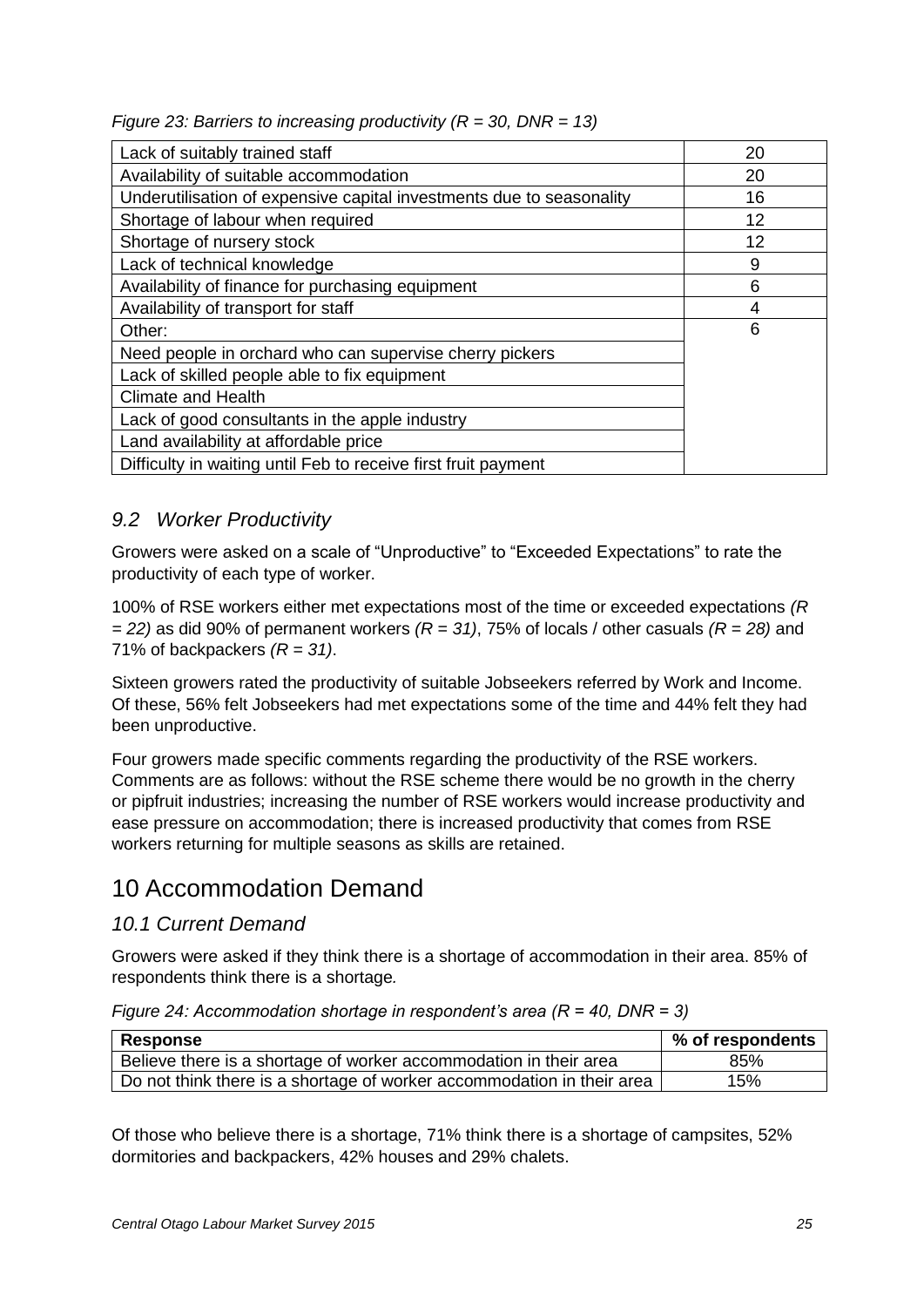*Figure 23: Barriers to increasing productivity (R = 30, DNR = 13)*

| | |
|---|---|
| Lack of suitably trained staff | 20 |
| Availability of suitable accommodation | 20 |
| Underutilisation of expensive capital investments due to seasonality | 16 |
| Shortage of labour when required | 12 |
| Shortage of nursery stock | 12 |
| Lack of technical knowledge | 9 |
| Availability of finance for purchasing equipment | 6 |
| Availability of transport for staff | 4 |
| Other: | 6 |
| Need people in orchard who can supervise cherry pickers | |
| Lack of skilled people able to fix equipment | |
| Climate and Health | |
| Lack of good consultants in the apple industry | |
| Land availability at affordable price | |
| Difficulty in waiting until Feb to receive first fruit payment | |

### *9.2 Worker Productivity*

Growers were asked on a scale of "Unproductive" to "Exceeded Expectations" to rate the productivity of each type of worker.

100% of RSE workers either met expectations most of the time or exceeded expectations *(R = 22)* as did 90% of permanent workers *(R = 31)*, 75% of locals / other casuals *(R = 28)* and 71% of backpackers *(R = 31)*.

Sixteen growers rated the productivity of suitable Jobseekers referred by Work and Income. Of these, 56% felt Jobseekers had met expectations some of the time and 44% felt they had been unproductive.

Four growers made specific comments regarding the productivity of the RSE workers. Comments are as follows: without the RSE scheme there would be no growth in the cherry or pipfruit industries; increasing the number of RSE workers would increase productivity and ease pressure on accommodation; there is increased productivity that comes from RSE workers returning for multiple seasons as skills are retained.

## 10 Accommodation Demand

### *10.1 Current Demand*

Growers were asked if they think there is a shortage of accommodation in their area. 85% of respondents think there is a shortage.

*Figure 24: Accommodation shortage in respondent's area (R = 40, DNR = 3)*

| Response | % of respondents |
|---|---|
| Believe there is a shortage of worker accommodation in their area | 85% |
| Do not think there is a shortage of worker accommodation in their area | 15% |

Of those who believe there is a shortage, 71% think there is a shortage of campsites, 52% dormitories and backpackers, 42% houses and 29% chalets.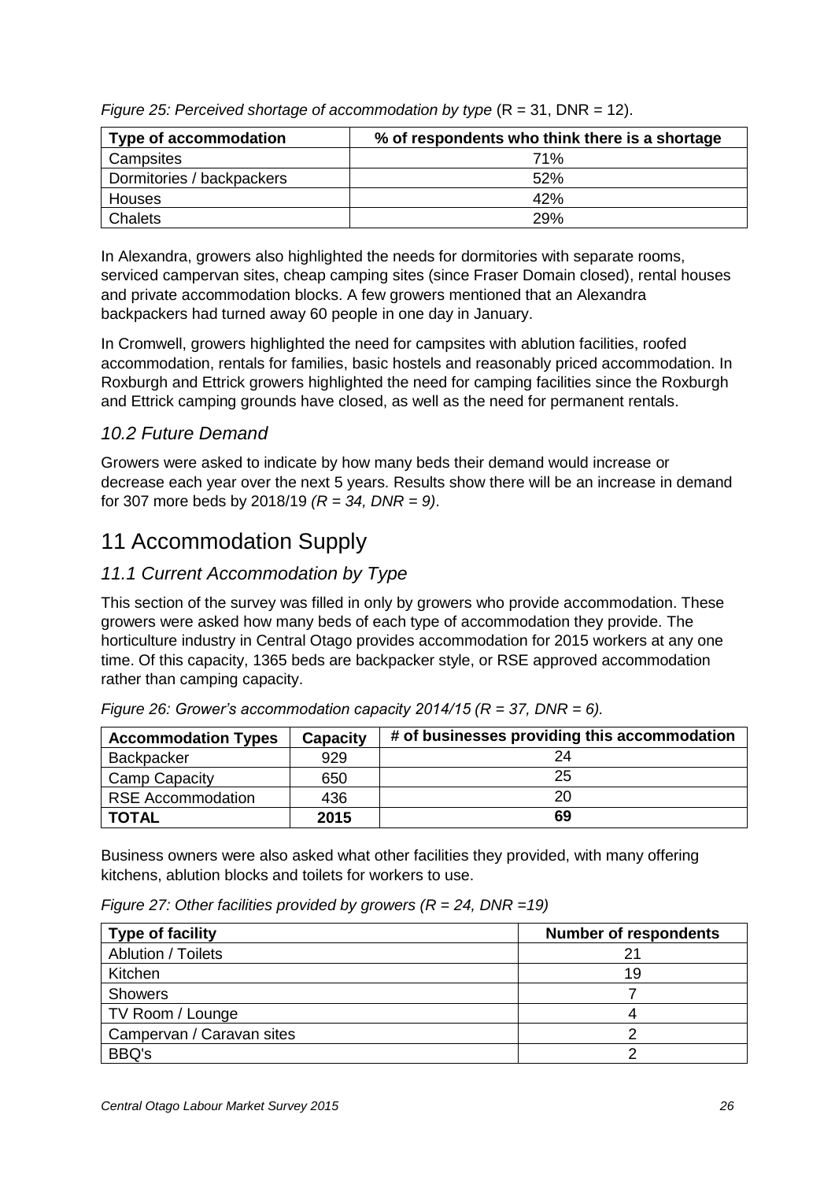*Figure 25: Perceived shortage of accommodation by type* (R = 31, DNR = 12).

| Type of accommodation | % of respondents who think there is a shortage |
|---|---|
| Campsites | 71% |
| Dormitories / backpackers | 52% |
| Houses | 42% |
| Chalets | 29% |

In Alexandra, growers also highlighted the needs for dormitories with separate rooms, serviced campervan sites, cheap camping sites (since Fraser Domain closed), rental houses and private accommodation blocks. A few growers mentioned that an Alexandra backpackers had turned away 60 people in one day in January.

In Cromwell, growers highlighted the need for campsites with ablution facilities, roofed accommodation, rentals for families, basic hostels and reasonably priced accommodation. In Roxburgh and Ettrick growers highlighted the need for camping facilities since the Roxburgh and Ettrick camping grounds have closed, as well as the need for permanent rentals.

### *10.2 Future Demand*

Growers were asked to indicate by how many beds their demand would increase or decrease each year over the next 5 years. Results show there will be an increase in demand for 307 more beds by 2018/19 *(R = 34, DNR = 9)*.

## 11 Accommodation Supply

### *11.1 Current Accommodation by Type*

This section of the survey was filled in only by growers who provide accommodation. These growers were asked how many beds of each type of accommodation they provide. The horticulture industry in Central Otago provides accommodation for 2015 workers at any one time. Of this capacity, 1365 beds are backpacker style, or RSE approved accommodation rather than camping capacity.

*Figure 26: Grower's accommodation capacity 2014/15 (R = 37, DNR = 6).*

| Accommodation Types | Capacity | # of businesses providing this accommodation |
|---|---|---|
| Backpacker | 929 | 24 |
| Camp Capacity | 650 | 25 |
| RSE Accommodation | 436 | 20 |
| **TOTAL** | **2015** | **69** |

Business owners were also asked what other facilities they provided, with many offering kitchens, ablution blocks and toilets for workers to use.

*Figure 27: Other facilities provided by growers (R = 24, DNR =19)*

| Type of facility | Number of respondents |
|---|---|
| Ablution / Toilets | 21 |
| Kitchen | 19 |
| Showers | 7 |
| TV Room / Lounge | 4 |
| Campervan / Caravan sites | 2 |
| BBQ's | 2 |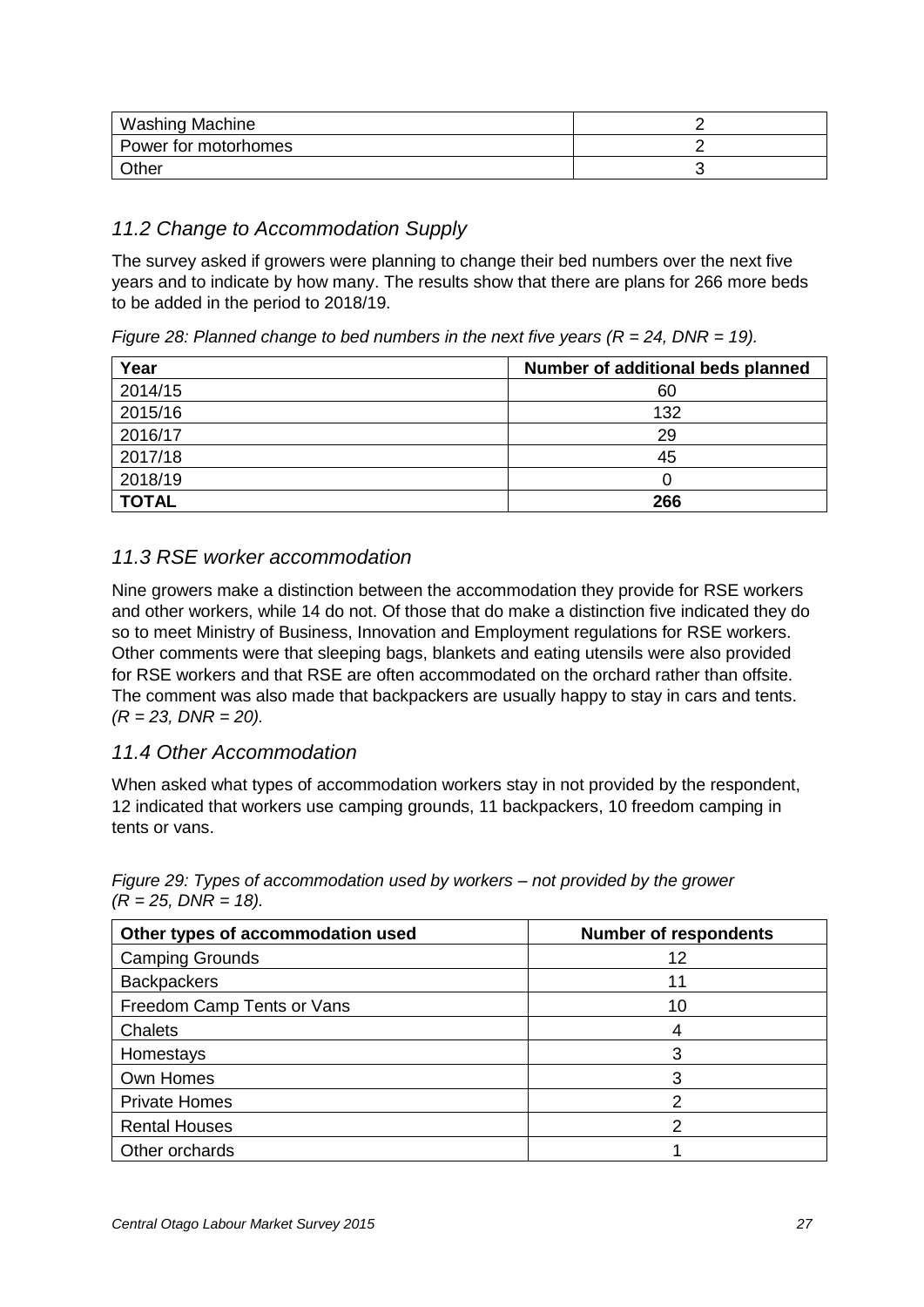| | |
|---|---|
| Washing Machine | 2 |
| Power for motorhomes | 2 |
| Other | 3 |

## *11.2 Change to Accommodation Supply*

The survey asked if growers were planning to change their bed numbers over the next five years and to indicate by how many. The results show that there are plans for 266 more beds to be added in the period to 2018/19.

*Figure 28: Planned change to bed numbers in the next five years (R = 24, DNR = 19).*

| Year | Number of additional beds planned |
|---|---|
| 2014/15 | 60 |
| 2015/16 | 132 |
| 2016/17 | 29 |
| 2017/18 | 45 |
| 2018/19 | 0 |
| **TOTAL** | **266** |

## *11.3 RSE worker accommodation*

Nine growers make a distinction between the accommodation they provide for RSE workers and other workers, while 14 do not. Of those that do make a distinction five indicated they do so to meet Ministry of Business, Innovation and Employment regulations for RSE workers. Other comments were that sleeping bags, blankets and eating utensils were also provided for RSE workers and that RSE are often accommodated on the orchard rather than offsite. The comment was also made that backpackers are usually happy to stay in cars and tents. *(R = 23, DNR = 20).*

## *11.4 Other Accommodation*

When asked what types of accommodation workers stay in not provided by the respondent, 12 indicated that workers use camping grounds, 11 backpackers, 10 freedom camping in tents or vans.

*Figure 29: Types of accommodation used by workers – not provided by the grower (R = 25, DNR = 18).*

| Other types of accommodation used | Number of respondents |
|---|---|
| Camping Grounds | 12 |
| Backpackers | 11 |
| Freedom Camp Tents or Vans | 10 |
| Chalets | 4 |
| Homestays | 3 |
| Own Homes | 3 |
| Private Homes | 2 |
| Rental Houses | 2 |
| Other orchards | 1 |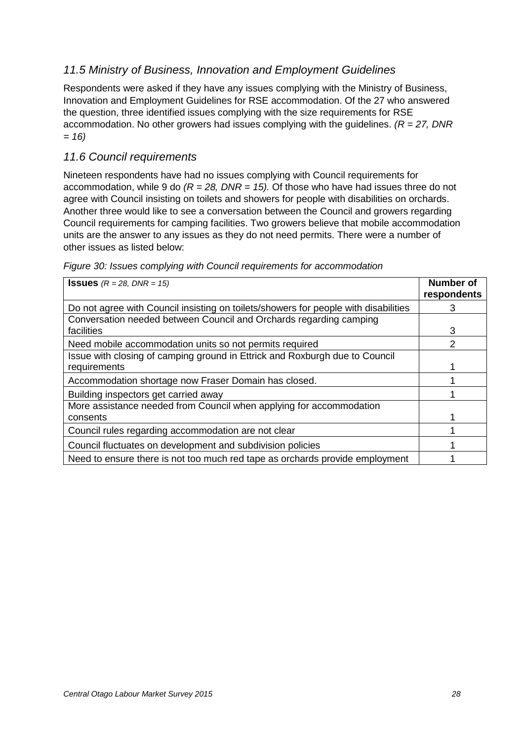## *11.5 Ministry of Business, Innovation and Employment Guidelines*

Respondents were asked if they have any issues complying with the Ministry of Business, Innovation and Employment Guidelines for RSE accommodation. Of the 27 who answered the question, three identified issues complying with the size requirements for RSE accommodation. No other growers had issues complying with the guidelines. *(R = 27, DNR = 16)*

## *11.6 Council requirements*

Nineteen respondents have had no issues complying with Council requirements for accommodation, while 9 do *(R = 28, DNR = 15).* Of those who have had issues three do not agree with Council insisting on toilets and showers for people with disabilities on orchards. Another three would like to see a conversation between the Council and growers regarding Council requirements for camping facilities. Two growers believe that mobile accommodation units are the answer to any issues as they do not need permits. There were a number of other issues as listed below:

*Figure 30: Issues complying with Council requirements for accommodation*

| **Issues** *(R = 28, DNR = 15)* | **Number of respondents** |
|---|---|
| Do not agree with Council insisting on toilets/showers for people with disabilities | 3 |
| Conversation needed between Council and Orchards regarding camping facilities | 3 |
| Need mobile accommodation units so not permits required | 2 |
| Issue with closing of camping ground in Ettrick and Roxburgh due to Council requirements | 1 |
| Accommodation shortage now Fraser Domain has closed. | 1 |
| Building inspectors get carried away | 1 |
| More assistance needed from Council when applying for accommodation consents | 1 |
| Council rules regarding accommodation are not clear | 1 |
| Council fluctuates on development and subdivision policies | 1 |
| Need to ensure there is not too much red tape as orchards provide employment | 1 |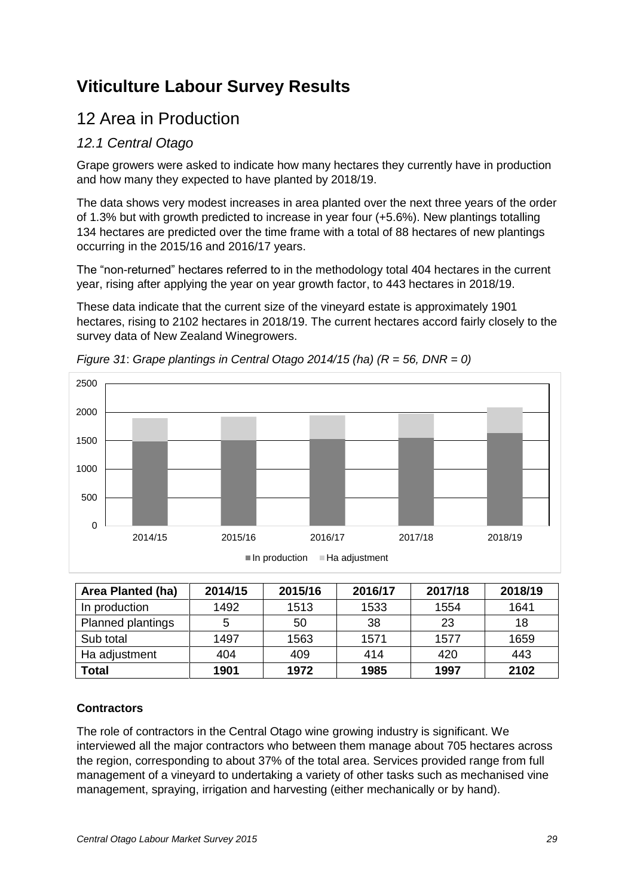# Viticulture Labour Survey Results

## 12 Area in Production

### 12.1 Central Otago

Grape growers were asked to indicate how many hectares they currently have in production and how many they expected to have planted by 2018/19.

The data shows very modest increases in area planted over the next three years of the order of 1.3% but with growth predicted to increase in year four (+5.6%). New plantings totalling 134 hectares are predicted over the time frame with a total of 88 hectares of new plantings occurring in the 2015/16 and 2016/17 years.

The "non-returned" hectares referred to in the methodology total 404 hectares in the current year, rising after applying the year on year growth factor, to 443 hectares in 2018/19.

These data indicate that the current size of the vineyard estate is approximately 1901 hectares, rising to 2102 hectares in 2018/19. The current hectares accord fairly closely to the survey data of New Zealand Winegrowers.

*Figure 31*: *Grape plantings in Central Otago 2014/15 (ha) (R = 56, DNR = 0)*

2500
2000
1500
1000
500
0
2014/15
2015/16
2016/17
2017/18
2018/19
In production
Ha adjustment

| Area Planted (ha) | 2014/15 | 2015/16 | 2016/17 | 2017/18 | 2018/19 |
|---|---|---|---|---|---|
| In production | 1492 | 1513 | 1533 | 1554 | 1641 |
| Planned plantings | 5 | 50 | 38 | 23 | 18 |
| Sub total | 1497 | 1563 | 1571 | 1577 | 1659 |
| Ha adjustment | 404 | 409 | 414 | 420 | 443 |
| **Total** | **1901** | **1972** | **1985** | **1997** | **2102** |

**Contractors**

The role of contractors in the Central Otago wine growing industry is significant. We interviewed all the major contractors who between them manage about 705 hectares across the region, corresponding to about 37% of the total area. Services provided range from full management of a vineyard to undertaking a variety of other tasks such as mechanised vine management, spraying, irrigation and harvesting (either mechanically or by hand).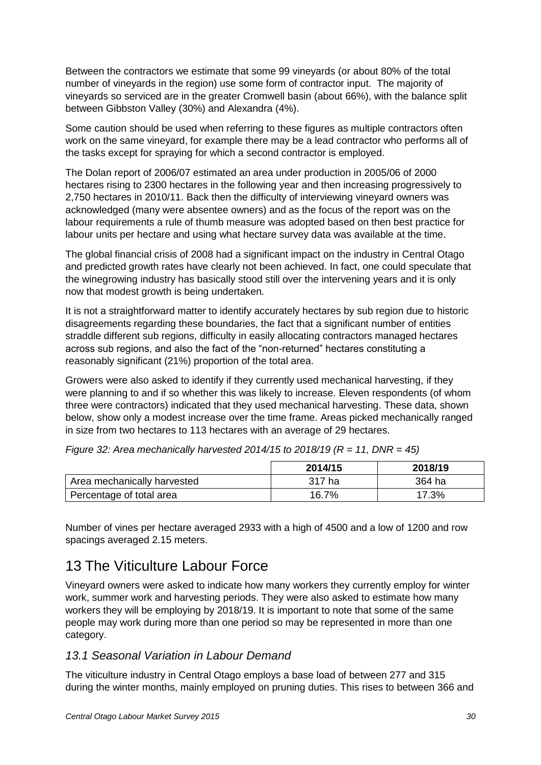Between the contractors we estimate that some 99 vineyards (or about 80% of the total number of vineyards in the region) use some form of contractor input. The majority of vineyards so serviced are in the greater Cromwell basin (about 66%), with the balance split between Gibbston Valley (30%) and Alexandra (4%).

Some caution should be used when referring to these figures as multiple contractors often work on the same vineyard, for example there may be a lead contractor who performs all of the tasks except for spraying for which a second contractor is employed.

The Dolan report of 2006/07 estimated an area under production in 2005/06 of 2000 hectares rising to 2300 hectares in the following year and then increasing progressively to 2,750 hectares in 2010/11. Back then the difficulty of interviewing vineyard owners was acknowledged (many were absentee owners) and as the focus of the report was on the labour requirements a rule of thumb measure was adopted based on then best practice for labour units per hectare and using what hectare survey data was available at the time.

The global financial crisis of 2008 had a significant impact on the industry in Central Otago and predicted growth rates have clearly not been achieved. In fact, one could speculate that the winegrowing industry has basically stood still over the intervening years and it is only now that modest growth is being undertaken.

It is not a straightforward matter to identify accurately hectares by sub region due to historic disagreements regarding these boundaries, the fact that a significant number of entities straddle different sub regions, difficulty in easily allocating contractors managed hectares across sub regions, and also the fact of the "non-returned" hectares constituting a reasonably significant (21%) proportion of the total area.

Growers were also asked to identify if they currently used mechanical harvesting, if they were planning to and if so whether this was likely to increase. Eleven respondents (of whom three were contractors) indicated that they used mechanical harvesting. These data, shown below, show only a modest increase over the time frame. Areas picked mechanically ranged in size from two hectares to 113 hectares with an average of 29 hectares.

*Figure 32: Area mechanically harvested 2014/15 to 2018/19 (R = 11, DNR = 45)*

| | 2014/15 | 2018/19 |
|---|---|---|
| Area mechanically harvested | 317 ha | 364 ha |
| Percentage of total area | 16.7% | 17.3% |

Number of vines per hectare averaged 2933 with a high of 4500 and a low of 1200 and row spacings averaged 2.15 meters.

# 13 The Viticulture Labour Force

Vineyard owners were asked to indicate how many workers they currently employ for winter work, summer work and harvesting periods. They were also asked to estimate how many workers they will be employing by 2018/19. It is important to note that some of the same people may work during more than one period so may be represented in more than one category.

## *13.1 Seasonal Variation in Labour Demand*

The viticulture industry in Central Otago employs a base load of between 277 and 315 during the winter months, mainly employed on pruning duties. This rises to between 366 and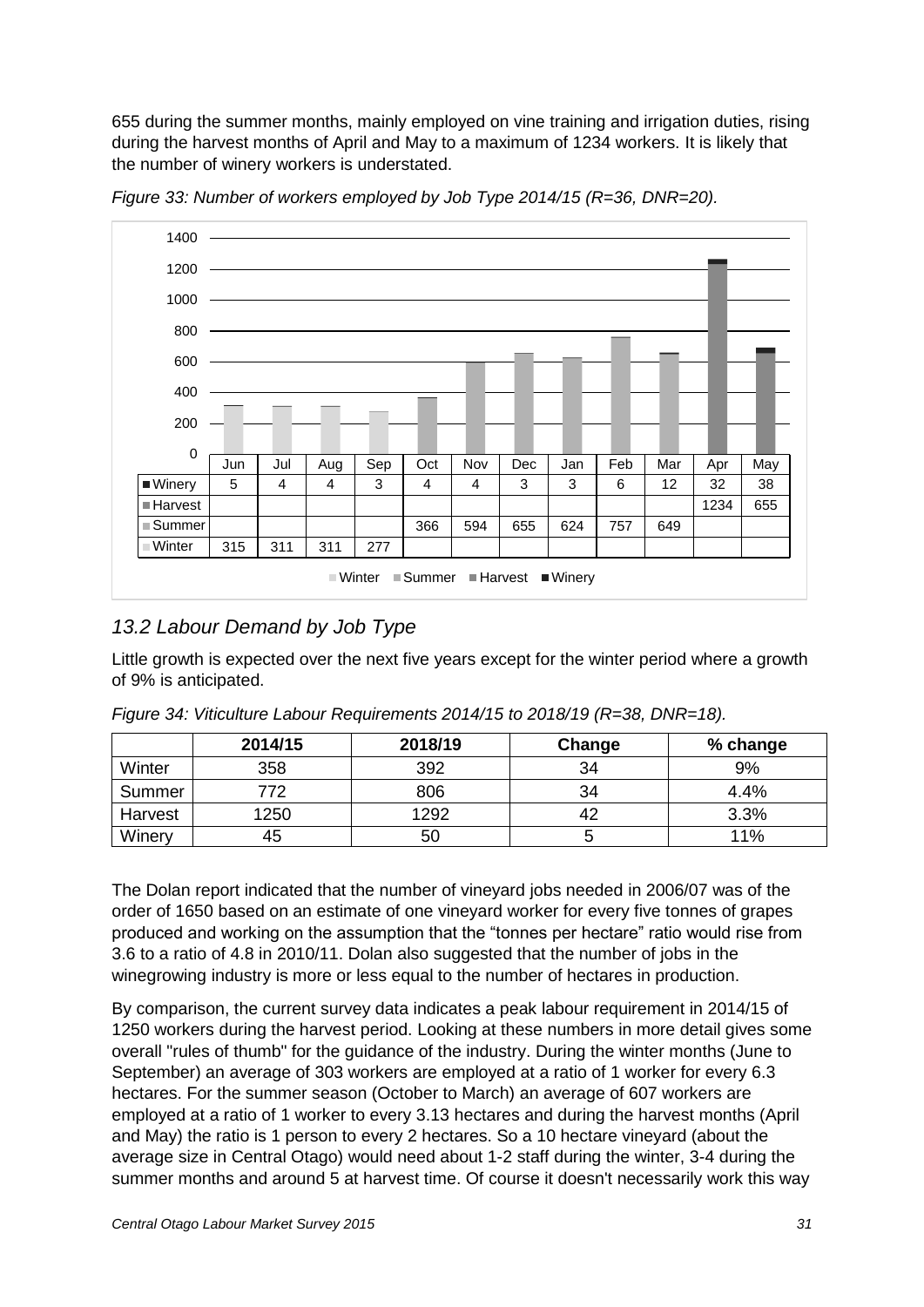655 during the summer months, mainly employed on vine training and irrigation duties, rising during the harvest months of April and May to a maximum of 1234 workers. It is likely that the number of winery workers is understated.

*Figure 33: Number of workers employed by Job Type 2014/15 (R=36, DNR=20).*

1400
1200
1000
800
600
400
200
0

Jun Jul Aug Sep Oct Nov Dec Jan Feb Mar Apr May

Winery 5 4 4 3 4 4 3 3 6 12 32 38
Harvest 1234 655
Summer 366 594 655 624 757 649
Winter 315 311 311 277

Winter Summer Harvest Winery

## 13.2 Labour Demand by Job Type

Little growth is expected over the next five years except for the winter period where a growth of 9% is anticipated.

*Figure 34: Viticulture Labour Requirements 2014/15 to 2018/19 (R=38, DNR=18).*

| | 2014/15 | 2018/19 | Change | % change |
|---|---|---|---|---|
| Winter | 358 | 392 | 34 | 9% |
| Summer | 772 | 806 | 34 | 4.4% |
| Harvest | 1250 | 1292 | 42 | 3.3% |
| Winery | 45 | 50 | 5 | 11% |

The Dolan report indicated that the number of vineyard jobs needed in 2006/07 was of the order of 1650 based on an estimate of one vineyard worker for every five tonnes of grapes produced and working on the assumption that the "tonnes per hectare" ratio would rise from 3.6 to a ratio of 4.8 in 2010/11. Dolan also suggested that the number of jobs in the winegrowing industry is more or less equal to the number of hectares in production.

By comparison, the current survey data indicates a peak labour requirement in 2014/15 of 1250 workers during the harvest period. Looking at these numbers in more detail gives some overall "rules of thumb" for the guidance of the industry. During the winter months (June to September) an average of 303 workers are employed at a ratio of 1 worker for every 6.3 hectares. For the summer season (October to March) an average of 607 workers are employed at a ratio of 1 worker to every 3.13 hectares and during the harvest months (April and May) the ratio is 1 person to every 2 hectares. So a 10 hectare vineyard (about the average size in Central Otago) would need about 1-2 staff during the winter, 3-4 during the summer months and around 5 at harvest time. Of course it doesn't necessarily work this way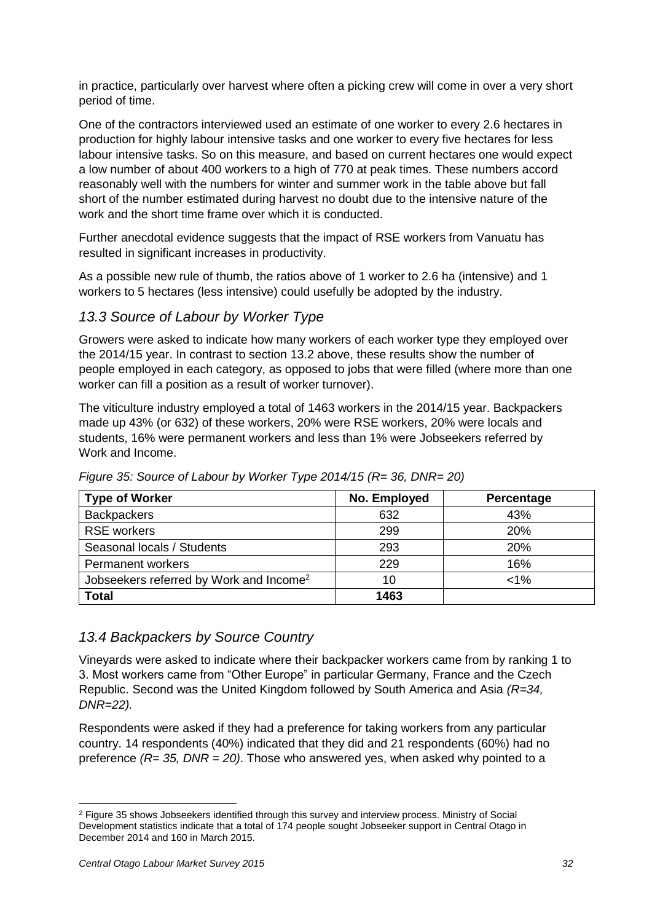in practice, particularly over harvest where often a picking crew will come in over a very short period of time.

One of the contractors interviewed used an estimate of one worker to every 2.6 hectares in production for highly labour intensive tasks and one worker to every five hectares for less labour intensive tasks. So on this measure, and based on current hectares one would expect a low number of about 400 workers to a high of 770 at peak times. These numbers accord reasonably well with the numbers for winter and summer work in the table above but fall short of the number estimated during harvest no doubt due to the intensive nature of the work and the short time frame over which it is conducted.

Further anecdotal evidence suggests that the impact of RSE workers from Vanuatu has resulted in significant increases in productivity.

As a possible new rule of thumb, the ratios above of 1 worker to 2.6 ha (intensive) and 1 workers to 5 hectares (less intensive) could usefully be adopted by the industry.

## *13.3 Source of Labour by Worker Type*

Growers were asked to indicate how many workers of each worker type they employed over the 2014/15 year. In contrast to section 13.2 above, these results show the number of people employed in each category, as opposed to jobs that were filled (where more than one worker can fill a position as a result of worker turnover).

The viticulture industry employed a total of 1463 workers in the 2014/15 year. Backpackers made up 43% (or 632) of these workers, 20% were RSE workers, 20% were locals and students, 16% were permanent workers and less than 1% were Jobseekers referred by Work and Income.

*Figure 35: Source of Labour by Worker Type 2014/15 (R= 36, DNR= 20)*

| Type of Worker | No. Employed | Percentage |
|---|---|---|
| Backpackers | 632 | 43% |
| RSE workers | 299 | 20% |
| Seasonal locals / Students | 293 | 20% |
| Permanent workers | 229 | 16% |
| Jobseekers referred by Work and Income[2] | 10 | <1% |
| **Total** | **1463** | |

## *13.4 Backpackers by Source Country*

Vineyards were asked to indicate where their backpacker workers came from by ranking 1 to 3. Most workers came from "Other Europe" in particular Germany, France and the Czech Republic. Second was the United Kingdom followed by South America and Asia *(R=34, DNR=22).*

Respondents were asked if they had a preference for taking workers from any particular country. 14 respondents (40%) indicated that they did and 21 respondents (60%) had no preference *(R= 35, DNR = 20)*. Those who answered yes, when asked why pointed to a

[2] Figure 35 shows Jobseekers identified through this survey and interview process. Ministry of Social Development statistics indicate that a total of 174 people sought Jobseeker support in Central Otago in December 2014 and 160 in March 2015.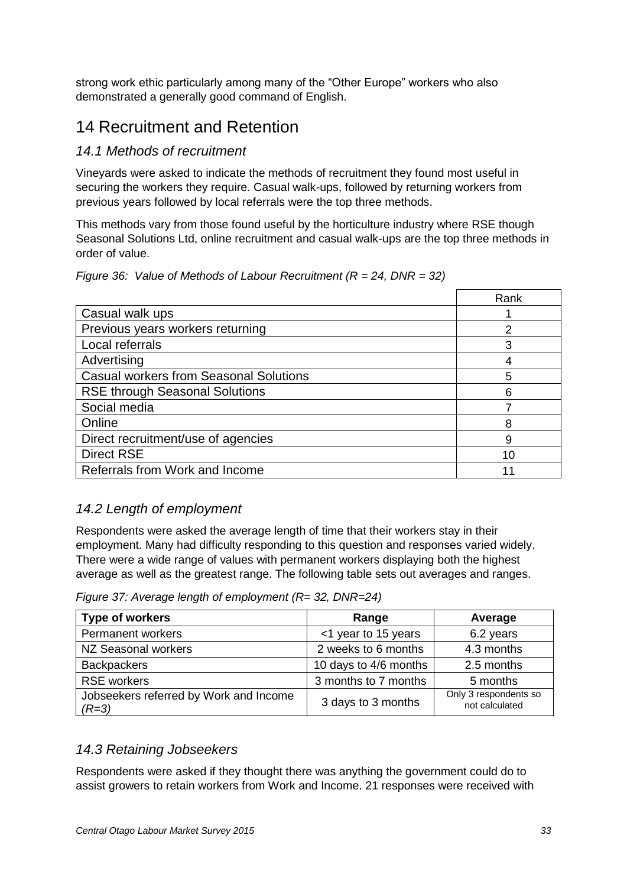strong work ethic particularly among many of the "Other Europe" workers who also demonstrated a generally good command of English.

# 14 Recruitment and Retention

## *14.1 Methods of recruitment*

Vineyards were asked to indicate the methods of recruitment they found most useful in securing the workers they require. Casual walk-ups, followed by returning workers from previous years followed by local referrals were the top three methods.

This methods vary from those found useful by the horticulture industry where RSE though Seasonal Solutions Ltd, online recruitment and casual walk-ups are the top three methods in order of value.

*Figure 36: Value of Methods of Labour Recruitment (R = 24, DNR = 32)*

| | Rank |
|---|---|
| Casual walk ups | 1 |
| Previous years workers returning | 2 |
| Local referrals | 3 |
| Advertising | 4 |
| Casual workers from Seasonal Solutions | 5 |
| RSE through Seasonal Solutions | 6 |
| Social media | 7 |
| Online | 8 |
| Direct recruitment/use of agencies | 9 |
| Direct RSE | 10 |
| Referrals from Work and Income | 11 |

## *14.2 Length of employment*

Respondents were asked the average length of time that their workers stay in their employment. Many had difficulty responding to this question and responses varied widely. There were a wide range of values with permanent workers displaying both the highest average as well as the greatest range. The following table sets out averages and ranges.

*Figure 37: Average length of employment (R= 32, DNR=24)*

| Type of workers | Range | Average |
|---|---|---|
| Permanent workers | <1 year to 15 years | 6.2 years |
| NZ Seasonal workers | 2 weeks to 6 months | 4.3 months |
| Backpackers | 10 days to 4/6 months | 2.5 months |
| RSE workers | 3 months to 7 months | 5 months |
| Jobseekers referred by Work and Income *(R=3)* | 3 days to 3 months | Only 3 respondents so not calculated |

## *14.3 Retaining Jobseekers*

Respondents were asked if they thought there was anything the government could do to assist growers to retain workers from Work and Income. 21 responses were received with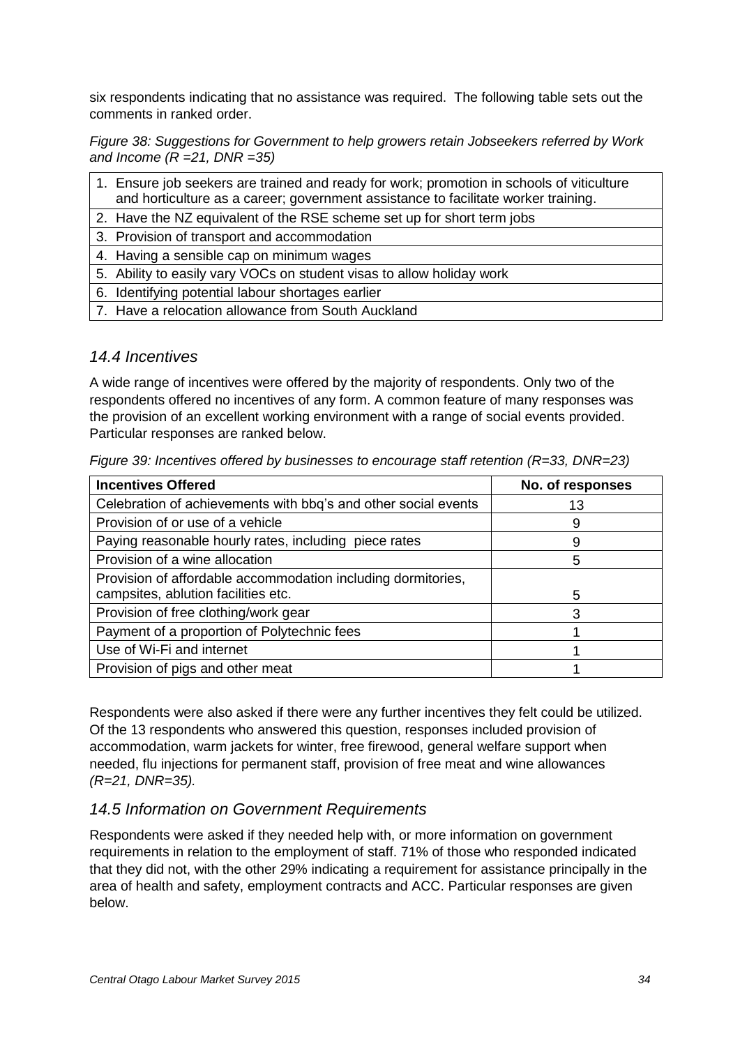six respondents indicating that no assistance was required. The following table sets out the comments in ranked order.

*Figure 38: Suggestions for Government to help growers retain Jobseekers referred by Work and Income (R =21, DNR =35)*

| |
|---|
| 1. Ensure job seekers are trained and ready for work; promotion in schools of viticulture and horticulture as a career; government assistance to facilitate worker training. |
| 2. Have the NZ equivalent of the RSE scheme set up for short term jobs |
| 3. Provision of transport and accommodation |
| 4. Having a sensible cap on minimum wages |
| 5. Ability to easily vary VOCs on student visas to allow holiday work |
| 6. Identifying potential labour shortages earlier |
| 7. Have a relocation allowance from South Auckland |

## *14.4 Incentives*

A wide range of incentives were offered by the majority of respondents. Only two of the respondents offered no incentives of any form. A common feature of many responses was the provision of an excellent working environment with a range of social events provided. Particular responses are ranked below.

*Figure 39: Incentives offered by businesses to encourage staff retention (R=33, DNR=23)*

| Incentives Offered | No. of responses |
|---|---|
| Celebration of achievements with bbq's and other social events | 13 |
| Provision of or use of a vehicle | 9 |
| Paying reasonable hourly rates, including piece rates | 9 |
| Provision of a wine allocation | 5 |
| Provision of affordable accommodation including dormitories, campsites, ablution facilities etc. | 5 |
| Provision of free clothing/work gear | 3 |
| Payment of a proportion of Polytechnic fees | 1 |
| Use of Wi-Fi and internet | 1 |
| Provision of pigs and other meat | 1 |

Respondents were also asked if there were any further incentives they felt could be utilized. Of the 13 respondents who answered this question, responses included provision of accommodation, warm jackets for winter, free firewood, general welfare support when needed, flu injections for permanent staff, provision of free meat and wine allowances *(R=21, DNR=35).*

## *14.5 Information on Government Requirements*

Respondents were asked if they needed help with, or more information on government requirements in relation to the employment of staff. 71% of those who responded indicated that they did not, with the other 29% indicating a requirement for assistance principally in the area of health and safety, employment contracts and ACC. Particular responses are given below.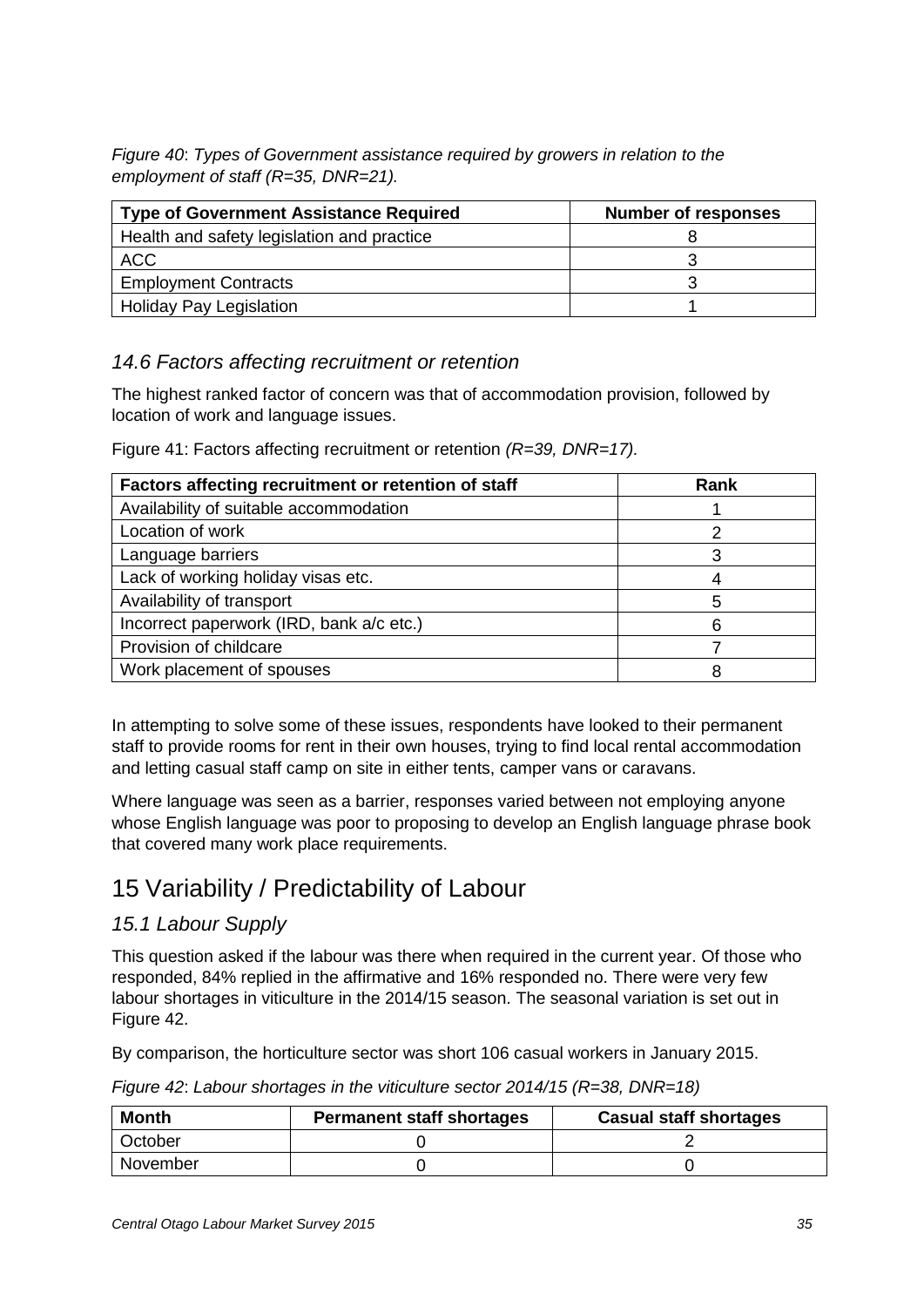*Figure 40*: *Types of Government assistance required by growers in relation to the employment of staff (R=35, DNR=21).*

| Type of Government Assistance Required | Number of responses |
|---|---|
| Health and safety legislation and practice | 8 |
| ACC | 3 |
| Employment Contracts | 3 |
| Holiday Pay Legislation | 1 |

### *14.6 Factors affecting recruitment or retention*

The highest ranked factor of concern was that of accommodation provision, followed by location of work and language issues.

Figure 41: Factors affecting recruitment or retention *(R=39, DNR=17).*

| Factors affecting recruitment or retention of staff | Rank |
|---|---|
| Availability of suitable accommodation | 1 |
| Location of work | 2 |
| Language barriers | 3 |
| Lack of working holiday visas etc. | 4 |
| Availability of transport | 5 |
| Incorrect paperwork (IRD, bank a/c etc.) | 6 |
| Provision of childcare | 7 |
| Work placement of spouses | 8 |

In attempting to solve some of these issues, respondents have looked to their permanent staff to provide rooms for rent in their own houses, trying to find local rental accommodation and letting casual staff camp on site in either tents, camper vans or caravans.

Where language was seen as a barrier, responses varied between not employing anyone whose English language was poor to proposing to develop an English language phrase book that covered many work place requirements.

## 15 Variability / Predictability of Labour

### *15.1 Labour Supply*

This question asked if the labour was there when required in the current year. Of those who responded, 84% replied in the affirmative and 16% responded no. There were very few labour shortages in viticulture in the 2014/15 season. The seasonal variation is set out in Figure 42.

By comparison, the horticulture sector was short 106 casual workers in January 2015.

*Figure 42*: *Labour shortages in the viticulture sector 2014/15 (R=38, DNR=18)*

| Month | Permanent staff shortages | Casual staff shortages |
|---|---|---|
| October | 0 | 2 |
| November | 0 | 0 |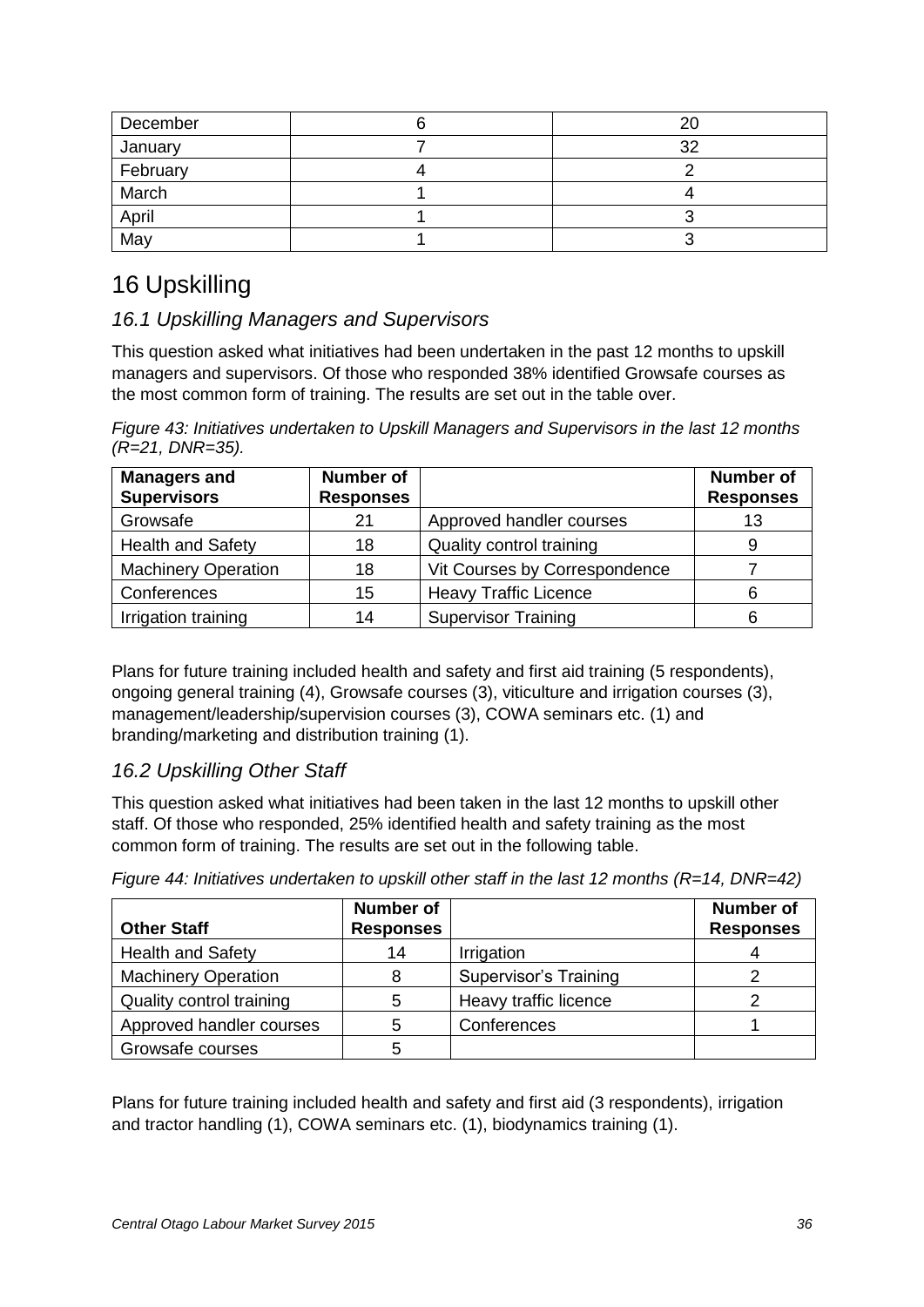| | | |
|---|---|---|
| December | 6 | 20 |
| January | 7 | 32 |
| February | 4 | 2 |
| March | 1 | 4 |
| April | 1 | 3 |
| May | 1 | 3 |

# 16 Upskilling

## *16.1 Upskilling Managers and Supervisors*

This question asked what initiatives had been undertaken in the past 12 months to upskill managers and supervisors. Of those who responded 38% identified Growsafe courses as the most common form of training. The results are set out in the table over.

*Figure 43: Initiatives undertaken to Upskill Managers and Supervisors in the last 12 months (R=21, DNR=35).*

| Managers and Supervisors | Number of Responses | | Number of Responses |
|---|---|---|---|
| Growsafe | 21 | Approved handler courses | 13 |
| Health and Safety | 18 | Quality control training | 9 |
| Machinery Operation | 18 | Vit Courses by Correspondence | 7 |
| Conferences | 15 | Heavy Traffic Licence | 6 |
| Irrigation training | 14 | Supervisor Training | 6 |

Plans for future training included health and safety and first aid training (5 respondents), ongoing general training (4), Growsafe courses (3), viticulture and irrigation courses (3), management/leadership/supervision courses (3), COWA seminars etc. (1) and branding/marketing and distribution training (1).

## *16.2 Upskilling Other Staff*

This question asked what initiatives had been taken in the last 12 months to upskill other staff. Of those who responded, 25% identified health and safety training as the most common form of training. The results are set out in the following table.

*Figure 44: Initiatives undertaken to upskill other staff in the last 12 months (R=14, DNR=42)*

| Other Staff | Number of Responses | | Number of Responses |
|---|---|---|---|
| Health and Safety | 14 | Irrigation | 4 |
| Machinery Operation | 8 | Supervisor's Training | 2 |
| Quality control training | 5 | Heavy traffic licence | 2 |
| Approved handler courses | 5 | Conferences | 1 |
| Growsafe courses | 5 | | |

Plans for future training included health and safety and first aid (3 respondents), irrigation and tractor handling (1), COWA seminars etc. (1), biodynamics training (1).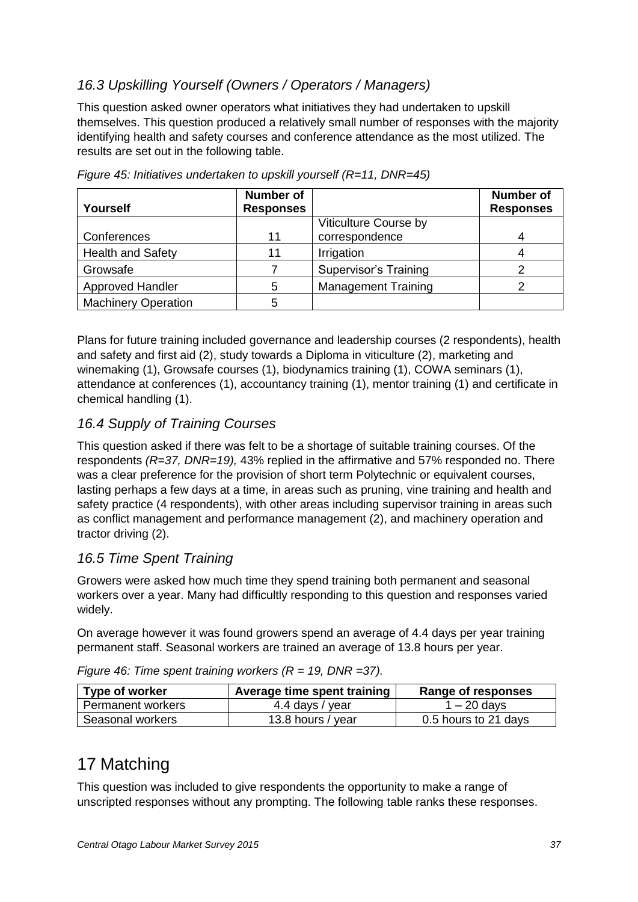### *16.3 Upskilling Yourself (Owners / Operators / Managers)*

This question asked owner operators what initiatives they had undertaken to upskill themselves. This question produced a relatively small number of responses with the majority identifying health and safety courses and conference attendance as the most utilized. The results are set out in the following table.

*Figure 45: Initiatives undertaken to upskill yourself (R=11, DNR=45)*

| Yourself | Number of Responses | | Number of Responses |
|---|---|---|---|
| Conferences | 11 | Viticulture Course by correspondence | 4 |
| Health and Safety | 11 | Irrigation | 4 |
| Growsafe | 7 | Supervisor's Training | 2 |
| Approved Handler | 5 | Management Training | 2 |
| Machinery Operation | 5 | | |

Plans for future training included governance and leadership courses (2 respondents), health and safety and first aid (2), study towards a Diploma in viticulture (2), marketing and winemaking (1), Growsafe courses (1), biodynamics training (1), COWA seminars (1), attendance at conferences (1), accountancy training (1), mentor training (1) and certificate in chemical handling (1).

### *16.4 Supply of Training Courses*

This question asked if there was felt to be a shortage of suitable training courses. Of the respondents *(R=37, DNR=19),* 43% replied in the affirmative and 57% responded no. There was a clear preference for the provision of short term Polytechnic or equivalent courses, lasting perhaps a few days at a time, in areas such as pruning, vine training and health and safety practice (4 respondents), with other areas including supervisor training in areas such as conflict management and performance management (2), and machinery operation and tractor driving (2).

### *16.5 Time Spent Training*

Growers were asked how much time they spend training both permanent and seasonal workers over a year. Many had difficultly responding to this question and responses varied widely.

On average however it was found growers spend an average of 4.4 days per year training permanent staff. Seasonal workers are trained an average of 13.8 hours per year.

*Figure 46: Time spent training workers (R = 19, DNR =37).*

| Type of worker | Average time spent training | Range of responses |
|---|---|---|
| Permanent workers | 4.4 days / year | 1 – 20 days |
| Seasonal workers | 13.8 hours / year | 0.5 hours to 21 days |

## 17 Matching

This question was included to give respondents the opportunity to make a range of unscripted responses without any prompting. The following table ranks these responses.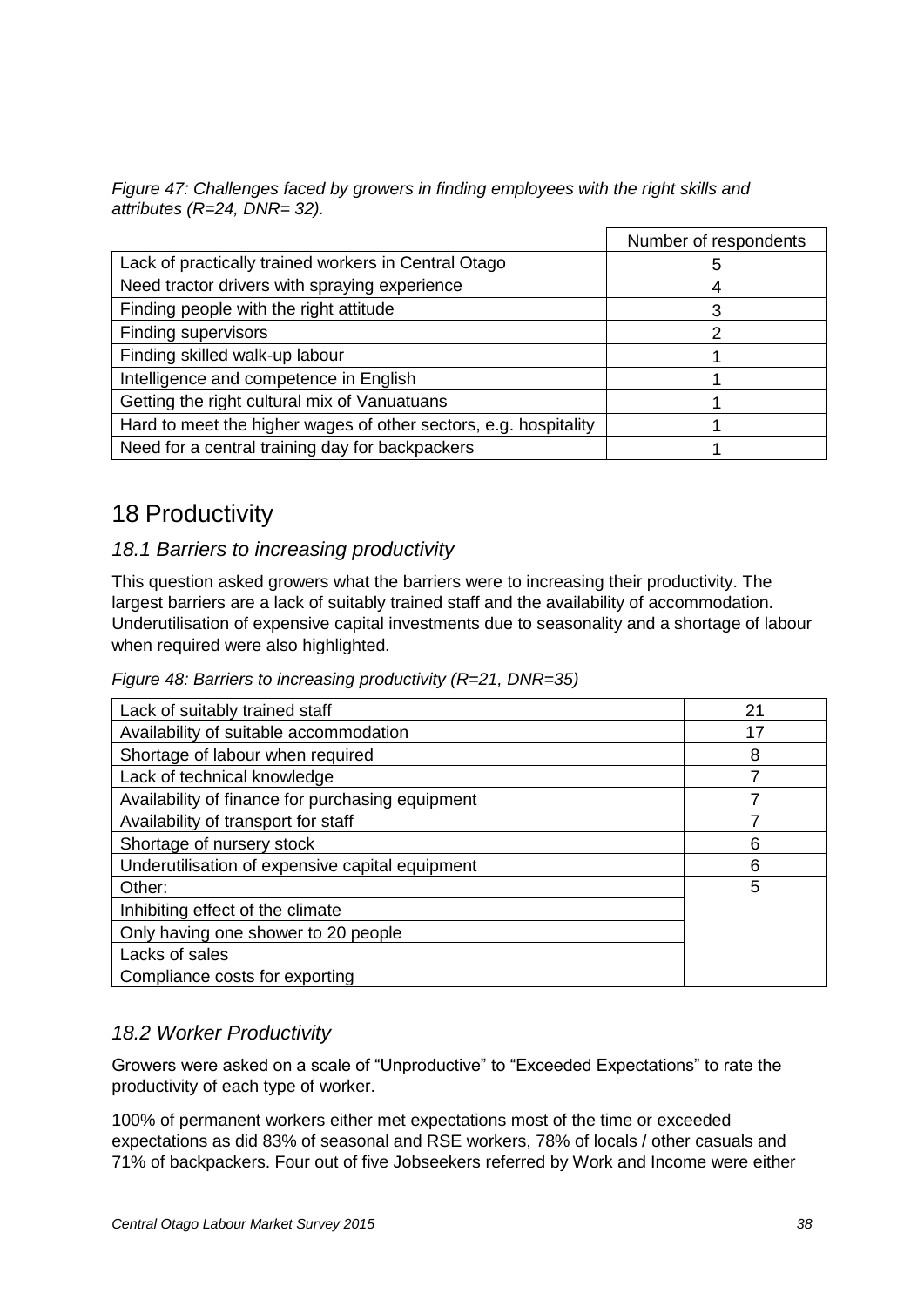*Figure 47: Challenges faced by growers in finding employees with the right skills and attributes (R=24, DNR= 32).*

| | Number of respondents |
|---|---|
| Lack of practically trained workers in Central Otago | 5 |
| Need tractor drivers with spraying experience | 4 |
| Finding people with the right attitude | 3 |
| Finding supervisors | 2 |
| Finding skilled walk-up labour | 1 |
| Intelligence and competence in English | 1 |
| Getting the right cultural mix of Vanuatuans | 1 |
| Hard to meet the higher wages of other sectors, e.g. hospitality | 1 |
| Need for a central training day for backpackers | 1 |

# 18 Productivity

## *18.1 Barriers to increasing productivity*

This question asked growers what the barriers were to increasing their productivity. The largest barriers are a lack of suitably trained staff and the availability of accommodation. Underutilisation of expensive capital investments due to seasonality and a shortage of labour when required were also highlighted.

*Figure 48: Barriers to increasing productivity (R=21, DNR=35)*

| | |
|---|---|
| Lack of suitably trained staff | 21 |
| Availability of suitable accommodation | 17 |
| Shortage of labour when required | 8 |
| Lack of technical knowledge | 7 |
| Availability of finance for purchasing equipment | 7 |
| Availability of transport for staff | 7 |
| Shortage of nursery stock | 6 |
| Underutilisation of expensive capital equipment | 6 |
| Other: | 5 |
| Inhibiting effect of the climate | |
| Only having one shower to 20 people | |
| Lacks of sales | |
| Compliance costs for exporting | |

## *18.2 Worker Productivity*

Growers were asked on a scale of "Unproductive" to "Exceeded Expectations" to rate the productivity of each type of worker.

100% of permanent workers either met expectations most of the time or exceeded expectations as did 83% of seasonal and RSE workers, 78% of locals / other casuals and 71% of backpackers. Four out of five Jobseekers referred by Work and Income were either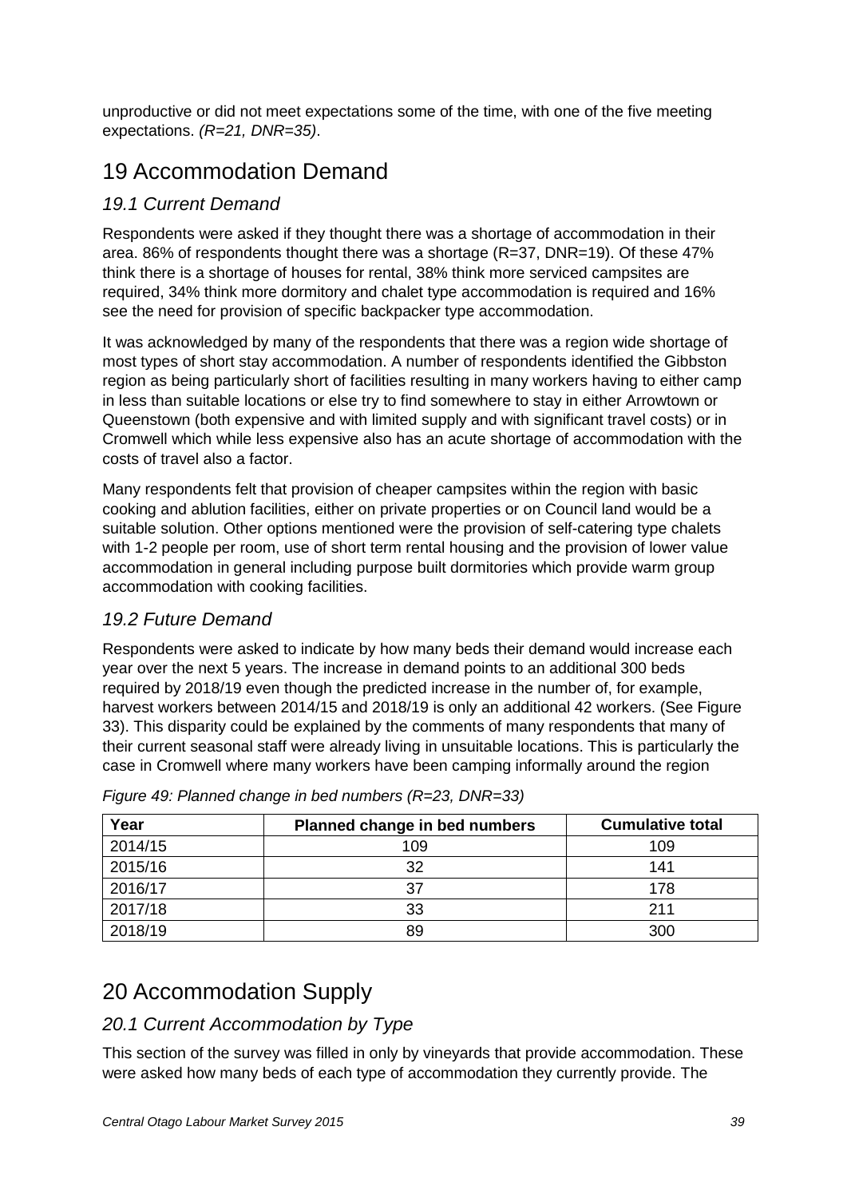unproductive or did not meet expectations some of the time, with one of the five meeting expectations. *(R=21, DNR=35)*.

# 19 Accommodation Demand

## *19.1 Current Demand*

Respondents were asked if they thought there was a shortage of accommodation in their area. 86% of respondents thought there was a shortage (R=37, DNR=19). Of these 47% think there is a shortage of houses for rental, 38% think more serviced campsites are required, 34% think more dormitory and chalet type accommodation is required and 16% see the need for provision of specific backpacker type accommodation.

It was acknowledged by many of the respondents that there was a region wide shortage of most types of short stay accommodation. A number of respondents identified the Gibbston region as being particularly short of facilities resulting in many workers having to either camp in less than suitable locations or else try to find somewhere to stay in either Arrowtown or Queenstown (both expensive and with limited supply and with significant travel costs) or in Cromwell which while less expensive also has an acute shortage of accommodation with the costs of travel also a factor.

Many respondents felt that provision of cheaper campsites within the region with basic cooking and ablution facilities, either on private properties or on Council land would be a suitable solution. Other options mentioned were the provision of self-catering type chalets with 1-2 people per room, use of short term rental housing and the provision of lower value accommodation in general including purpose built dormitories which provide warm group accommodation with cooking facilities.

## *19.2 Future Demand*

Respondents were asked to indicate by how many beds their demand would increase each year over the next 5 years. The increase in demand points to an additional 300 beds required by 2018/19 even though the predicted increase in the number of, for example, harvest workers between 2014/15 and 2018/19 is only an additional 42 workers. (See Figure 33). This disparity could be explained by the comments of many respondents that many of their current seasonal staff were already living in unsuitable locations. This is particularly the case in Cromwell where many workers have been camping informally around the region

*Figure 49: Planned change in bed numbers (R=23, DNR=33)*

| Year | Planned change in bed numbers | Cumulative total |
|---|---|---|
| 2014/15 | 109 | 109 |
| 2015/16 | 32 | 141 |
| 2016/17 | 37 | 178 |
| 2017/18 | 33 | 211 |
| 2018/19 | 89 | 300 |

# 20 Accommodation Supply

## *20.1 Current Accommodation by Type*

This section of the survey was filled in only by vineyards that provide accommodation. These were asked how many beds of each type of accommodation they currently provide. The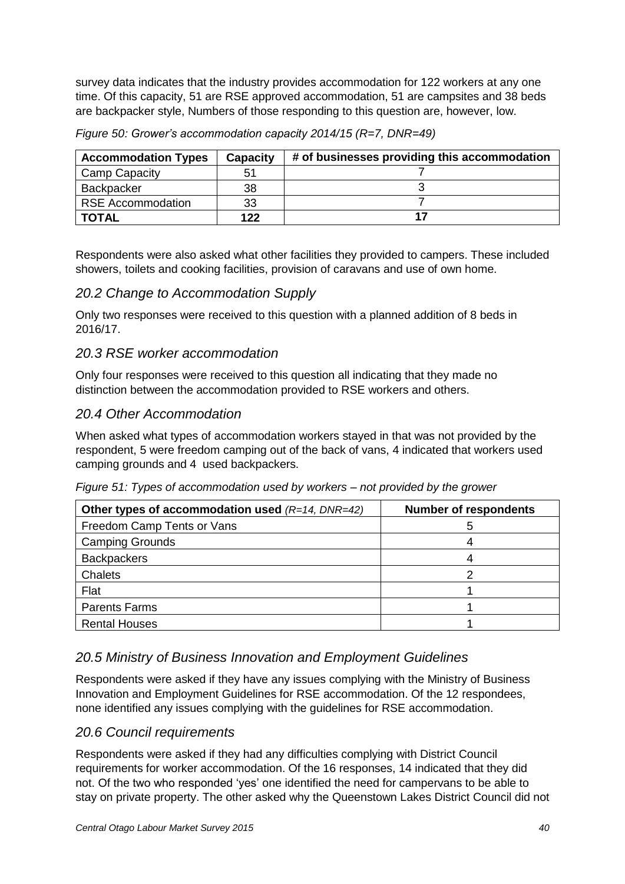survey data indicates that the industry provides accommodation for 122 workers at any one time. Of this capacity, 51 are RSE approved accommodation, 51 are campsites and 38 beds are backpacker style, Numbers of those responding to this question are, however, low.

*Figure 50: Grower's accommodation capacity 2014/15 (R=7, DNR=49)*

| Accommodation Types | Capacity | # of businesses providing this accommodation |
|---|---|---|
| Camp Capacity | 51 | 7 |
| Backpacker | 38 | 3 |
| RSE Accommodation | 33 | 7 |
| **TOTAL** | **122** | **17** |

Respondents were also asked what other facilities they provided to campers. These included showers, toilets and cooking facilities, provision of caravans and use of own home.

## *20.2 Change to Accommodation Supply*

Only two responses were received to this question with a planned addition of 8 beds in 2016/17.

## *20.3 RSE worker accommodation*

Only four responses were received to this question all indicating that they made no distinction between the accommodation provided to RSE workers and others.

## *20.4 Other Accommodation*

When asked what types of accommodation workers stayed in that was not provided by the respondent, 5 were freedom camping out of the back of vans, 4 indicated that workers used camping grounds and 4 used backpackers.

*Figure 51: Types of accommodation used by workers – not provided by the grower*

| **Other types of accommodation used** *(R=14, DNR=42)* | **Number of respondents** |
|---|---|
| Freedom Camp Tents or Vans | 5 |
| Camping Grounds | 4 |
| Backpackers | 4 |
| Chalets | 2 |
| Flat | 1 |
| Parents Farms | 1 |
| Rental Houses | 1 |

## *20.5 Ministry of Business Innovation and Employment Guidelines*

Respondents were asked if they have any issues complying with the Ministry of Business Innovation and Employment Guidelines for RSE accommodation. Of the 12 respondees, none identified any issues complying with the guidelines for RSE accommodation.

## *20.6 Council requirements*

Respondents were asked if they had any difficulties complying with District Council requirements for worker accommodation. Of the 16 responses, 14 indicated that they did not. Of the two who responded 'yes' one identified the need for campervans to be able to stay on private property. The other asked why the Queenstown Lakes District Council did not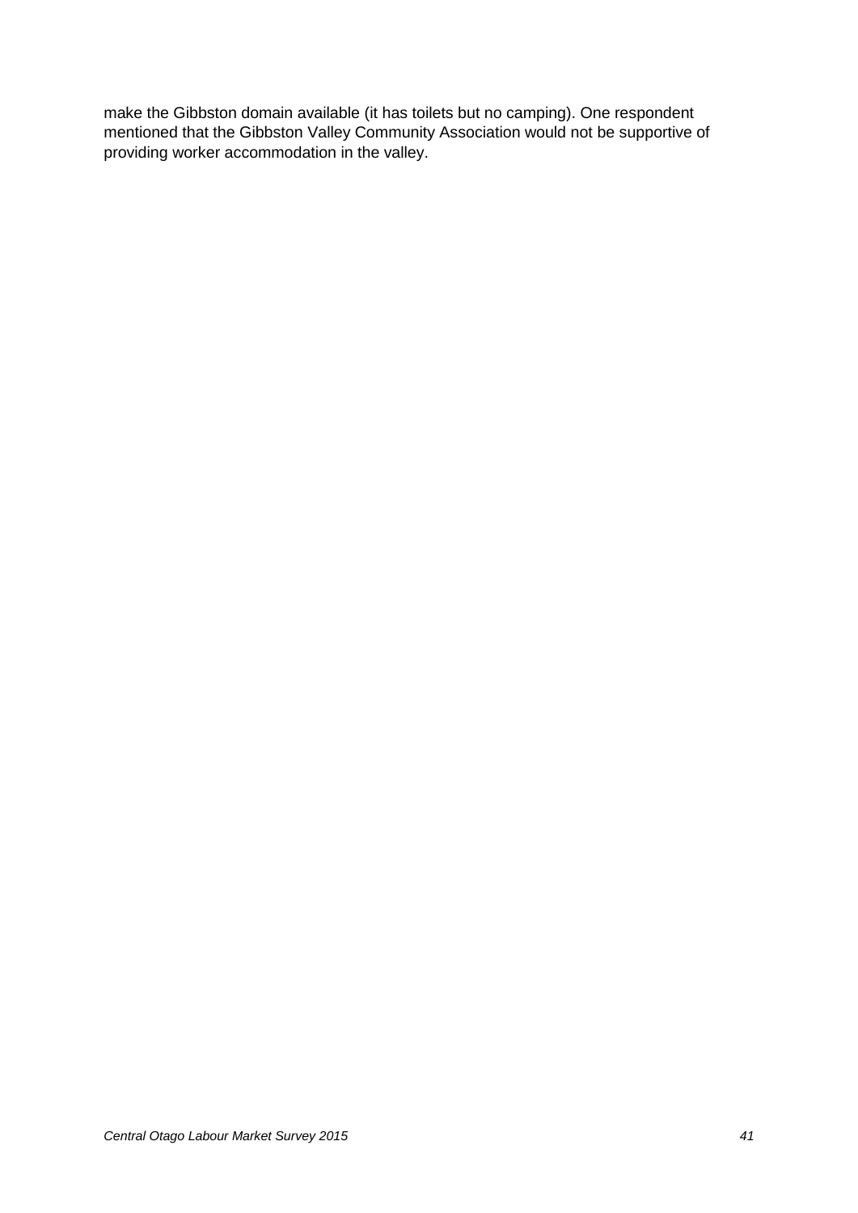make the Gibbston domain available (it has toilets but no camping). One respondent mentioned that the Gibbston Valley Community Association would not be supportive of providing worker accommodation in the valley.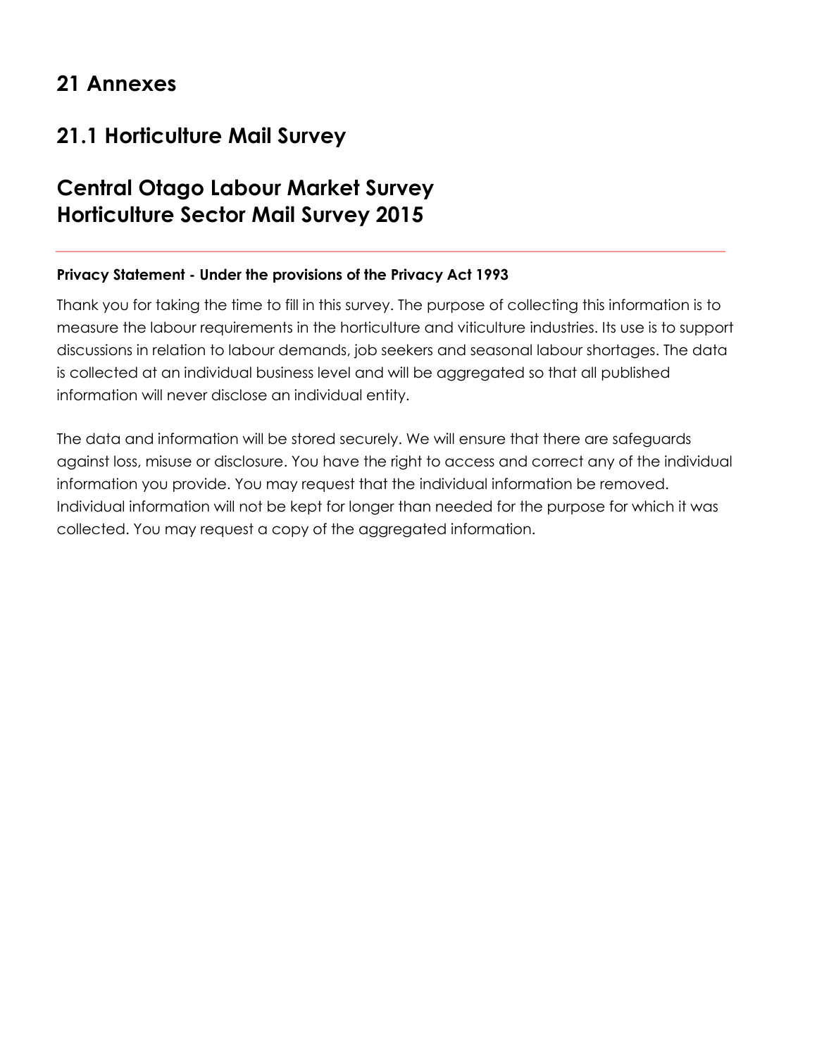# 21 Annexes

## 21.1 Horticulture Mail Survey

## Central Otago Labour Market Survey
## Horticulture Sector Mail Survey 2015

---

**Privacy Statement - Under the provisions of the Privacy Act 1993**

Thank you for taking the time to fill in this survey. The purpose of collecting this information is to measure the labour requirements in the horticulture and viticulture industries. Its use is to support discussions in relation to labour demands, job seekers and seasonal labour shortages. The data is collected at an individual business level and will be aggregated so that all published information will never disclose an individual entity.

The data and information will be stored securely. We will ensure that there are safeguards against loss, misuse or disclosure. You have the right to access and correct any of the individual information you provide. You may request that the individual information be removed. Individual information will not be kept for longer than needed for the purpose for which it was collected. You may request a copy of the aggregated information.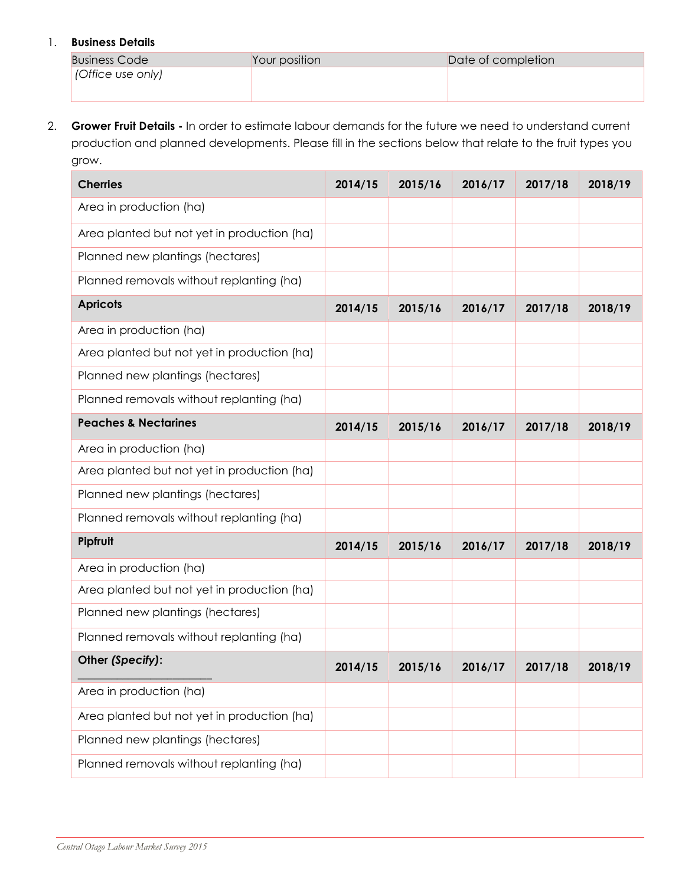1. **Business Details**

| Business Code | Your position | Date of completion |
|---|---|---|
| *(Office use only)* | | |

2. **Grower Fruit Details -** In order to estimate labour demands for the future we need to understand current production and planned developments. Please fill in the sections below that relate to the fruit types you grow.

| **Cherries** | **2014/15** | **2015/16** | **2016/17** | **2017/18** | **2018/19** |
|---|---|---|---|---|---|
| Area in production (ha) | | | | | |
| Area planted but not yet in production (ha) | | | | | |
| Planned new plantings (hectares) | | | | | |
| Planned removals without replanting (ha) | | | | | |
| **Apricots** | **2014/15** | **2015/16** | **2016/17** | **2017/18** | **2018/19** |
| Area in production (ha) | | | | | |
| Area planted but not yet in production (ha) | | | | | |
| Planned new plantings (hectares) | | | | | |
| Planned removals without replanting (ha) | | | | | |
| **Peaches & Nectarines** | **2014/15** | **2015/16** | **2016/17** | **2017/18** | **2018/19** |
| Area in production (ha) | | | | | |
| Area planted but not yet in production (ha) | | | | | |
| Planned new plantings (hectares) | | | | | |
| Planned removals without replanting (ha) | | | | | |
| **Pipfruit** | **2014/15** | **2015/16** | **2016/17** | **2017/18** | **2018/19** |
| Area in production (ha) | | | | | |
| Area planted but not yet in production (ha) | | | | | |
| Planned new plantings (hectares) | | | | | |
| Planned removals without replanting (ha) | | | | | |
| **Other *(Specify)*:** ____________________ | **2014/15** | **2015/16** | **2016/17** | **2017/18** | **2018/19** |
| Area in production (ha) | | | | | |
| Area planted but not yet in production (ha) | | | | | |
| Planned new plantings (hectares) | | | | | |
| Planned removals without replanting (ha) | | | | | |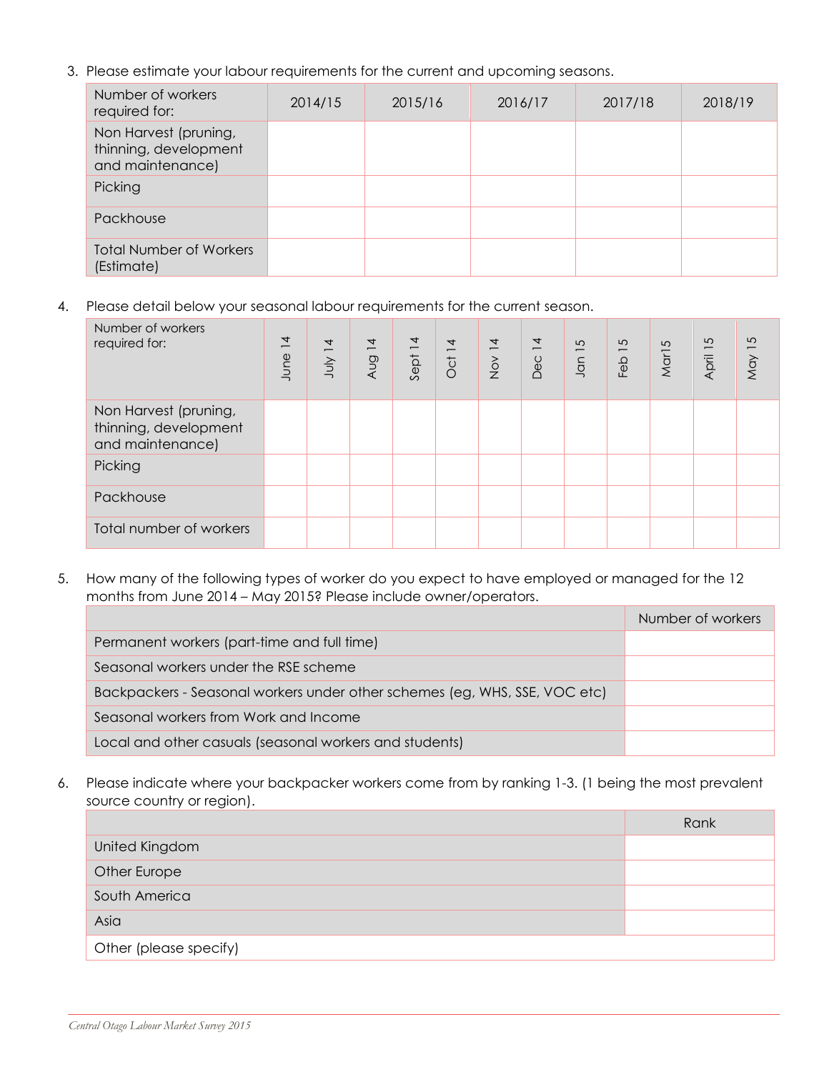3. Please estimate your labour requirements for the current and upcoming seasons.

| Number of workers required for: | 2014/15 | 2015/16 | 2016/17 | 2017/18 | 2018/19 |
|---|---|---|---|---|---|
| Non Harvest (pruning, thinning, development and maintenance) | | | | | |
| Picking | | | | | |
| Packhouse | | | | | |
| Total Number of Workers (Estimate) | | | | | |

4. Please detail below your seasonal labour requirements for the current season.

| Number of workers required for: | June 14 | July 14 | Aug 14 | Sept 14 | Oct 14 | Nov 14 | Dec 14 | Jan 15 | Feb 15 | Mar15 | April 15 | May 15 |
|---|---|---|---|---|---|---|---|---|---|---|---|---|
| Non Harvest (pruning, thinning, development and maintenance) | | | | | | | | | | | | |
| Picking | | | | | | | | | | | | |
| Packhouse | | | | | | | | | | | | |
| Total number of workers | | | | | | | | | | | | |

5. How many of the following types of worker do you expect to have employed or managed for the 12 months from June 2014 – May 2015? Please include owner/operators.

| | Number of workers |
|---|---|
| Permanent workers (part-time and full time) | |
| Seasonal workers under the RSE scheme | |
| Backpackers - Seasonal workers under other schemes (eg, WHS, SSE, VOC etc) | |
| Seasonal workers from Work and Income | |
| Local and other casuals (seasonal workers and students) | |

6. Please indicate where your backpacker workers come from by ranking 1-3. (1 being the most prevalent source country or region).

| | Rank |
|---|---|
| United Kingdom | |
| Other Europe | |
| South America | |
| Asia | |
| Other (please specify) | |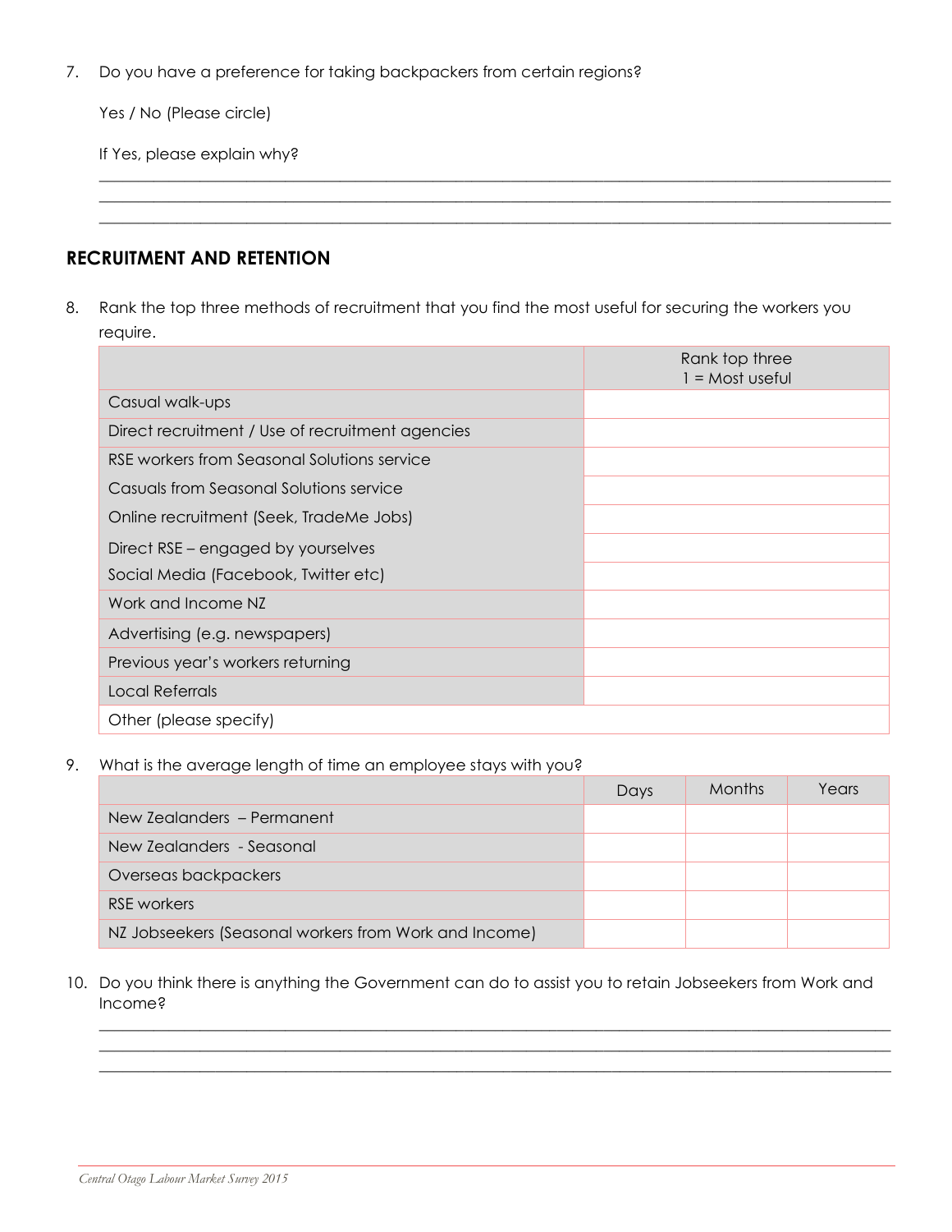7. Do you have a preference for taking backpackers from certain regions?

   Yes / No (Please circle)

   If Yes, please explain why?

   ___________________________________________________________________________
   ___________________________________________________________________________
   ___________________________________________________________________________

## RECRUITMENT AND RETENTION

8. Rank the top three methods of recruitment that you find the most useful for securing the workers you require.

| | Rank top three<br>1 = Most useful |
|---|---|
| Casual walk-ups | |
| Direct recruitment / Use of recruitment agencies | |
| RSE workers from Seasonal Solutions service | |
| Casuals from Seasonal Solutions service | |
| Online recruitment (Seek, TradeMe Jobs) | |
| Direct RSE – engaged by yourselves | |
| Social Media (Facebook, Twitter etc) | |
| Work and Income NZ | |
| Advertising (e.g. newspapers) | |
| Previous year's workers returning | |
| Local Referrals | |
| Other (please specify) | |

9. What is the average length of time an employee stays with you?

| | Days | Months | Years |
|---|---|---|---|
| New Zealanders – Permanent | | | |
| New Zealanders - Seasonal | | | |
| Overseas backpackers | | | |
| RSE workers | | | |
| NZ Jobseekers (Seasonal workers from Work and Income) | | | |

10. Do you think there is anything the Government can do to assist you to retain Jobseekers from Work and Income?

   ___________________________________________________________________________
   ___________________________________________________________________________
   ___________________________________________________________________________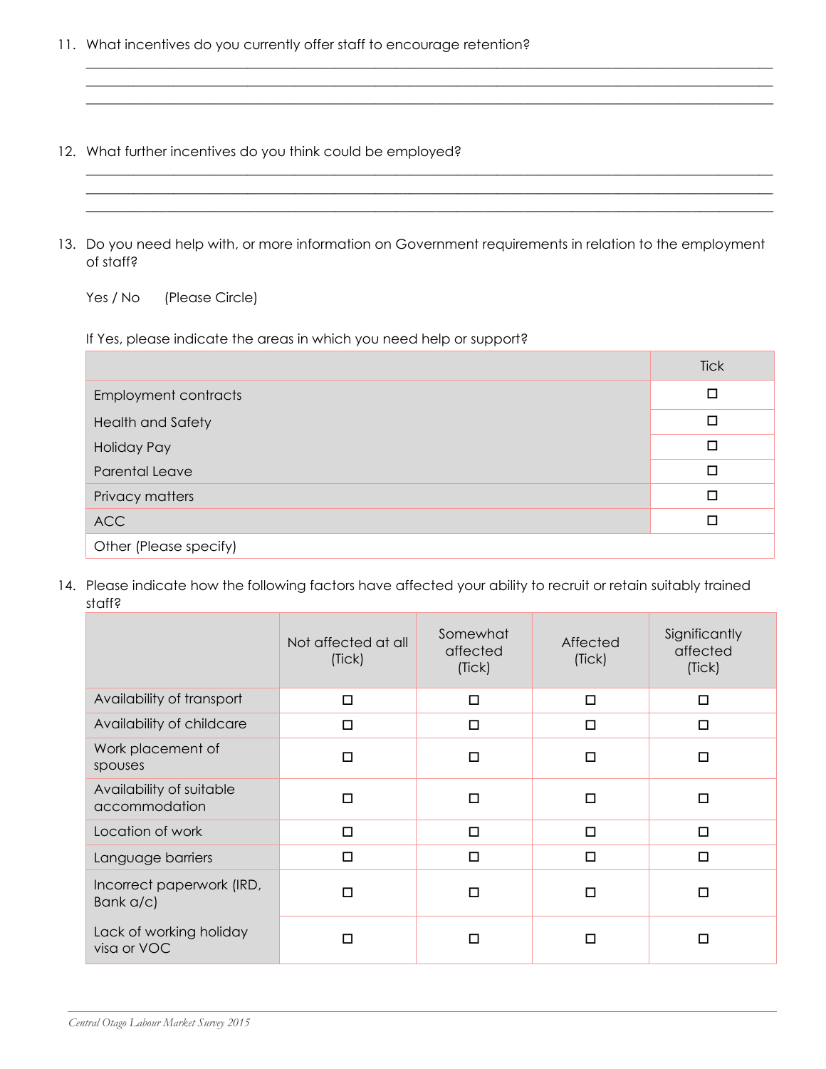11. What incentives do you currently offer staff to encourage retention?

\_\_\_\_\_\_\_\_\_\_\_\_\_\_\_\_\_\_\_\_\_\_\_\_\_\_\_\_\_\_\_\_\_\_\_\_\_\_\_\_\_\_\_\_\_\_\_\_\_\_\_\_\_\_\_\_\_\_\_\_\_\_\_\_\_\_\_\_\_\_\_\_\_\_\_\_\_\_

\_\_\_\_\_\_\_\_\_\_\_\_\_\_\_\_\_\_\_\_\_\_\_\_\_\_\_\_\_\_\_\_\_\_\_\_\_\_\_\_\_\_\_\_\_\_\_\_\_\_\_\_\_\_\_\_\_\_\_\_\_\_\_\_\_\_\_\_\_\_\_\_\_\_\_\_\_\_

\_\_\_\_\_\_\_\_\_\_\_\_\_\_\_\_\_\_\_\_\_\_\_\_\_\_\_\_\_\_\_\_\_\_\_\_\_\_\_\_\_\_\_\_\_\_\_\_\_\_\_\_\_\_\_\_\_\_\_\_\_\_\_\_\_\_\_\_\_\_\_\_\_\_\_\_\_\_

12. What further incentives do you think could be employed?

\_\_\_\_\_\_\_\_\_\_\_\_\_\_\_\_\_\_\_\_\_\_\_\_\_\_\_\_\_\_\_\_\_\_\_\_\_\_\_\_\_\_\_\_\_\_\_\_\_\_\_\_\_\_\_\_\_\_\_\_\_\_\_\_\_\_\_\_\_\_\_\_\_\_\_\_\_\_

\_\_\_\_\_\_\_\_\_\_\_\_\_\_\_\_\_\_\_\_\_\_\_\_\_\_\_\_\_\_\_\_\_\_\_\_\_\_\_\_\_\_\_\_\_\_\_\_\_\_\_\_\_\_\_\_\_\_\_\_\_\_\_\_\_\_\_\_\_\_\_\_\_\_\_\_\_\_

\_\_\_\_\_\_\_\_\_\_\_\_\_\_\_\_\_\_\_\_\_\_\_\_\_\_\_\_\_\_\_\_\_\_\_\_\_\_\_\_\_\_\_\_\_\_\_\_\_\_\_\_\_\_\_\_\_\_\_\_\_\_\_\_\_\_\_\_\_\_\_\_\_\_\_\_\_\_

13. Do you need help with, or more information on Government requirements in relation to the employment of staff?

    Yes / No (Please Circle)

    If Yes, please indicate the areas in which you need help or support?

| | Tick |
|---|---|
| Employment contracts | ☐ |
| Health and Safety | ☐ |
| Holiday Pay | ☐ |
| Parental Leave | ☐ |
| Privacy matters | ☐ |
| ACC | ☐ |
| Other (Please specify) | |

14. Please indicate how the following factors have affected your ability to recruit or retain suitably trained staff?

| | Not affected at all (Tick) | Somewhat affected (Tick) | Affected (Tick) | Significantly affected (Tick) |
|---|---|---|---|---|
| Availability of transport | ☐ | ☐ | ☐ | ☐ |
| Availability of childcare | ☐ | ☐ | ☐ | ☐ |
| Work placement of spouses | ☐ | ☐ | ☐ | ☐ |
| Availability of suitable accommodation | ☐ | ☐ | ☐ | ☐ |
| Location of work | ☐ | ☐ | ☐ | ☐ |
| Language barriers | ☐ | ☐ | ☐ | ☐ |
| Incorrect paperwork (IRD, Bank a/c) | ☐ | ☐ | ☐ | ☐ |
| Lack of working holiday visa or VOC | ☐ | ☐ | ☐ | ☐ |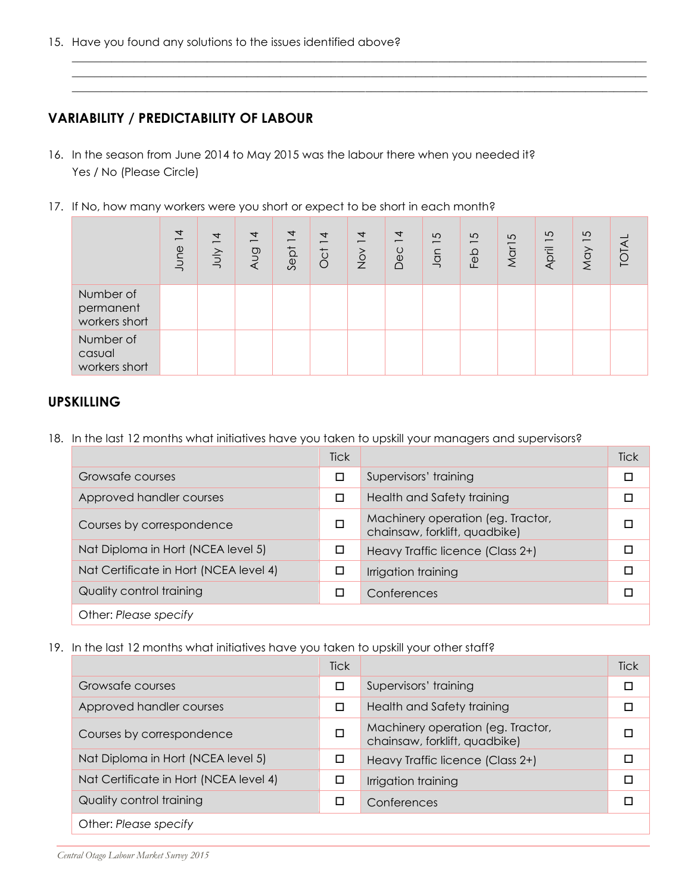15. Have you found any solutions to the issues identified above?

\_\_\_\_\_\_\_\_\_\_\_\_\_\_\_\_\_\_\_\_\_\_\_\_\_\_\_\_\_\_\_\_\_\_\_\_\_\_\_\_\_\_\_\_\_\_\_\_\_\_\_\_\_\_\_\_\_\_\_\_\_\_\_\_\_\_\_\_\_\_\_\_\_\_\_\_\_\_\_\_
\_\_\_\_\_\_\_\_\_\_\_\_\_\_\_\_\_\_\_\_\_\_\_\_\_\_\_\_\_\_\_\_\_\_\_\_\_\_\_\_\_\_\_\_\_\_\_\_\_\_\_\_\_\_\_\_\_\_\_\_\_\_\_\_\_\_\_\_\_\_\_\_\_\_\_\_\_\_\_\_
\_\_\_\_\_\_\_\_\_\_\_\_\_\_\_\_\_\_\_\_\_\_\_\_\_\_\_\_\_\_\_\_\_\_\_\_\_\_\_\_\_\_\_\_\_\_\_\_\_\_\_\_\_\_\_\_\_\_\_\_\_\_\_\_\_\_\_\_\_\_\_\_\_\_\_\_\_\_\_\_

## VARIABILITY / PREDICTABILITY OF LABOUR

16. In the season from June 2014 to May 2015 was the labour there when you needed it?
    Yes / No (Please Circle)

17. If No, how many workers were you short or expect to be short in each month?

| | June 14 | July 14 | Aug 14 | Sept 14 | Oct 14 | Nov 14 | Dec 14 | Jan 15 | Feb 15 | Mar15 | April 15 | May 15 | TOTAL |
|---|---|---|---|---|---|---|---|---|---|---|---|---|---|
| Number of permanent workers short | | | | | | | | | | | | | |
| Number of casual workers short | | | | | | | | | | | | | |

## UPSKILLING

18. In the last 12 months what initiatives have you taken to upskill your managers and supervisors?

| | Tick | | Tick |
|---|---|---|---|
| Growsafe courses | ☐ | Supervisors' training | ☐ |
| Approved handler courses | ☐ | Health and Safety training | ☐ |
| Courses by correspondence | ☐ | Machinery operation (eg. Tractor, chainsaw, forklift, quadbike) | ☐ |
| Nat Diploma in Hort (NCEA level 5) | ☐ | Heavy Traffic licence (Class 2+) | ☐ |
| Nat Certificate in Hort (NCEA level 4) | ☐ | Irrigation training | ☐ |
| Quality control training | ☐ | Conferences | ☐ |
| Other: *Please specify* | | | |

19. In the last 12 months what initiatives have you taken to upskill your other staff?

| | Tick | | Tick |
|---|---|---|---|
| Growsafe courses | ☐ | Supervisors' training | ☐ |
| Approved handler courses | ☐ | Health and Safety training | ☐ |
| Courses by correspondence | ☐ | Machinery operation (eg. Tractor, chainsaw, forklift, quadbike) | ☐ |
| Nat Diploma in Hort (NCEA level 5) | ☐ | Heavy Traffic licence (Class 2+) | ☐ |
| Nat Certificate in Hort (NCEA level 4) | ☐ | Irrigation training | ☐ |
| Quality control training | ☐ | Conferences | ☐ |
| Other: *Please specify* | | | |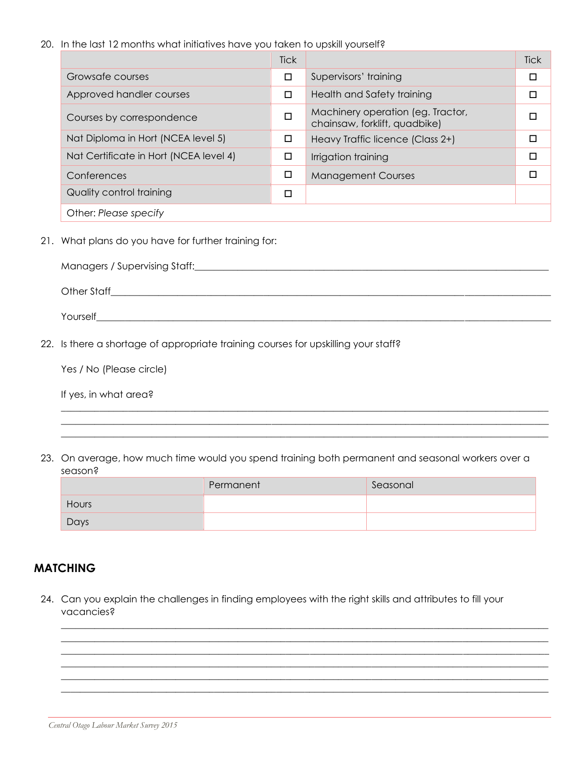20. In the last 12 months what initiatives have you taken to upskill yourself?

| | Tick | | Tick |
|---|---|---|---|
| Growsafe courses | ☐ | Supervisors' training | ☐ |
| Approved handler courses | ☐ | Health and Safety training | ☐ |
| Courses by correspondence | ☐ | Machinery operation (eg. Tractor, chainsaw, forklift, quadbike) | ☐ |
| Nat Diploma in Hort (NCEA level 5) | ☐ | Heavy Traffic licence (Class 2+) | ☐ |
| Nat Certificate in Hort (NCEA level 4) | ☐ | Irrigation training | ☐ |
| Conferences | ☐ | Management Courses | ☐ |
| Quality control training | ☐ | | |
| Other: *Please specify* | | | |

21. What plans do you have for further training for:

    Managers / Supervising Staff:___________________________________________

    Other Staff___________________________________________

    Yourself___________________________________________

22. Is there a shortage of appropriate training courses for upskilling your staff?

    Yes / No (Please circle)

    If yes, in what area?

    ___________________________________________
    ___________________________________________
    ___________________________________________

23. On average, how much time would you spend training both permanent and seasonal workers over a season?

| | Permanent | Seasonal |
|---|---|---|
| Hours | | |
| Days | | |

## MATCHING

24. Can you explain the challenges in finding employees with the right skills and attributes to fill your vacancies?

    ___________________________________________
    ___________________________________________
    ___________________________________________
    ___________________________________________
    ___________________________________________
    ___________________________________________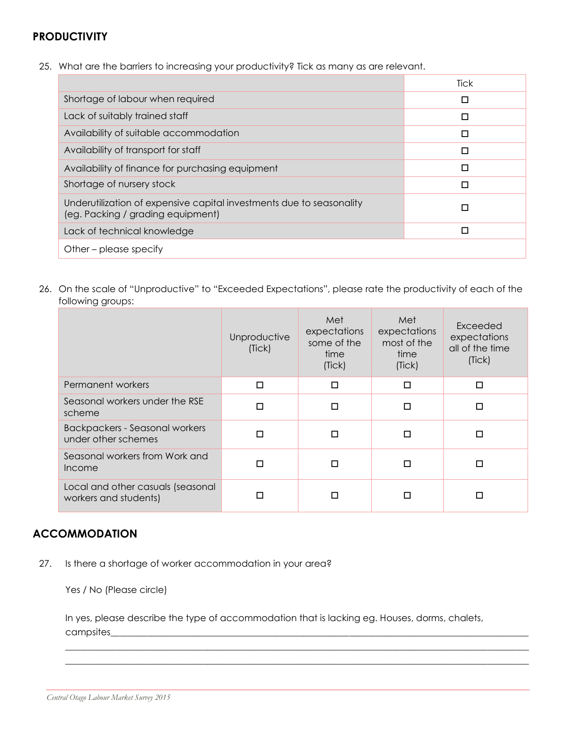## PRODUCTIVITY

25. What are the barriers to increasing your productivity? Tick as many as are relevant.

| | Tick |
|---|---|
| Shortage of labour when required | ☐ |
| Lack of suitably trained staff | ☐ |
| Availability of suitable accommodation | ☐ |
| Availability of transport for staff | ☐ |
| Availability of finance for purchasing equipment | ☐ |
| Shortage of nursery stock | ☐ |
| Underutilization of expensive capital investments due to seasonality (eg. Packing / grading equipment) | ☐ |
| Lack of technical knowledge | ☐ |
| Other – please specify | |

26. On the scale of "Unproductive" to "Exceeded Expectations", please rate the productivity of each of the following groups:

| | Unproductive (Tick) | Met expectations some of the time (Tick) | Met expectations most of the time (Tick) | Exceeded expectations all of the time (Tick) |
|---|---|---|---|---|
| Permanent workers | ☐ | ☐ | ☐ | ☐ |
| Seasonal workers under the RSE scheme | ☐ | ☐ | ☐ | ☐ |
| Backpackers - Seasonal workers under other schemes | ☐ | ☐ | ☐ | ☐ |
| Seasonal workers from Work and Income | ☐ | ☐ | ☐ | ☐ |
| Local and other casuals (seasonal workers and students) | ☐ | ☐ | ☐ | ☐ |

## ACCOMMODATION

27. Is there a shortage of worker accommodation in your area?

Yes / No (Please circle)

In yes, please describe the type of accommodation that is lacking eg. Houses, dorms, chalets, campsites_______________________________________________________________________________

_______________________________________________________________________________________

_______________________________________________________________________________________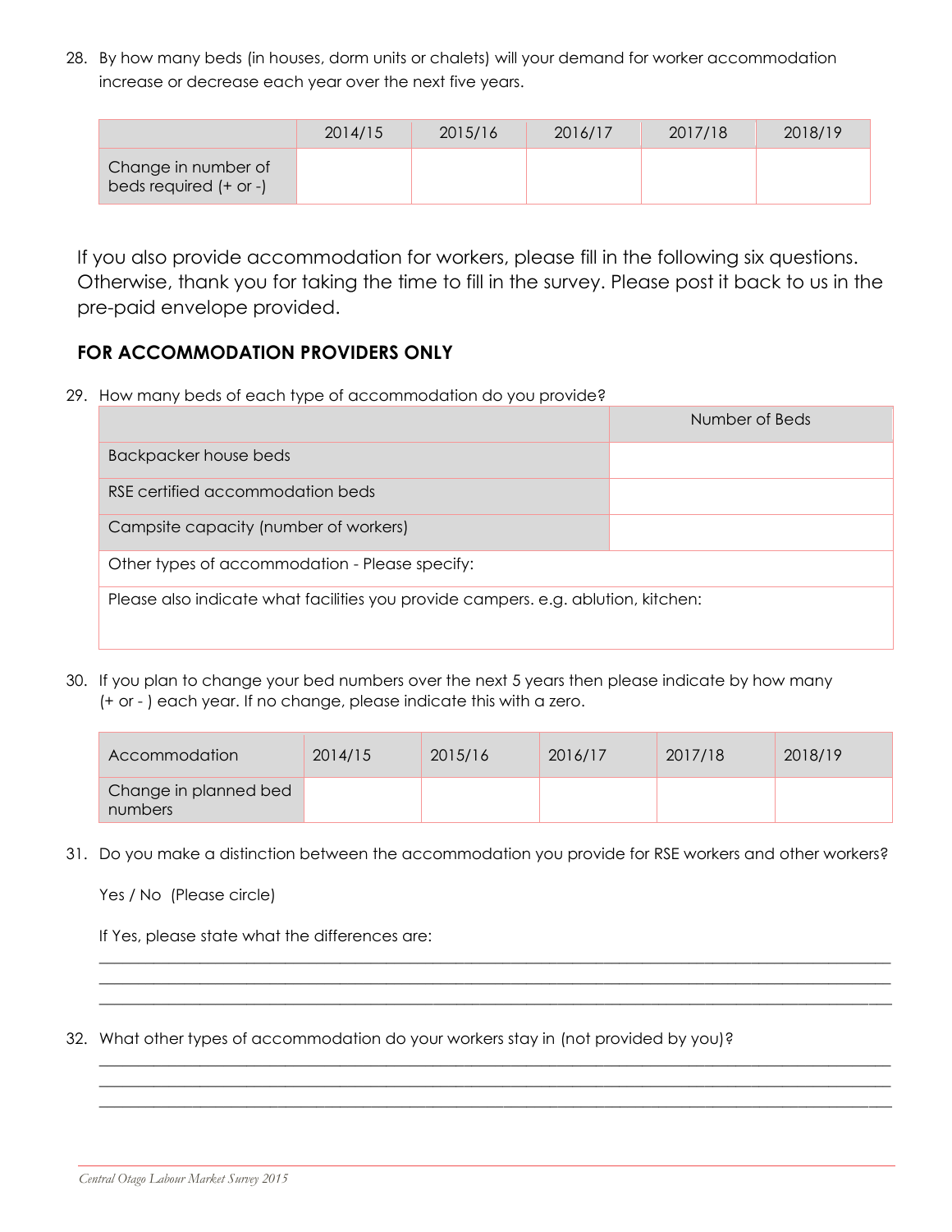28. By how many beds (in houses, dorm units or chalets) will your demand for worker accommodation increase or decrease each year over the next five years.

| | 2014/15 | 2015/16 | 2016/17 | 2017/18 | 2018/19 |
|---|---|---|---|---|---|
| Change in number of beds required (+ or -) | | | | | |

If you also provide accommodation for workers, please fill in the following six questions. Otherwise, thank you for taking the time to fill in the survey. Please post it back to us in the pre-paid envelope provided.

## FOR ACCOMMODATION PROVIDERS ONLY

29. How many beds of each type of accommodation do you provide?

| | Number of Beds |
|---|---|
| Backpacker house beds | |
| RSE certified accommodation beds | |
| Campsite capacity (number of workers) | |
| Other types of accommodation - Please specify: | |
| Please also indicate what facilities you provide campers. e.g. ablution, kitchen: | |

30. If you plan to change your bed numbers over the next 5 years then please indicate by how many (+ or - ) each year. If no change, please indicate this with a zero.

| Accommodation | 2014/15 | 2015/16 | 2016/17 | 2017/18 | 2018/19 |
|---|---|---|---|---|---|
| Change in planned bed numbers | | | | | |

31. Do you make a distinction between the accommodation you provide for RSE workers and other workers?

    Yes / No (Please circle)

    If Yes, please state what the differences are:

    ___________________________________________________________________________

    ___________________________________________________________________________

    ___________________________________________________________________________

32. What other types of accommodation do your workers stay in (not provided by you)?

    ___________________________________________________________________________

    ___________________________________________________________________________

    ___________________________________________________________________________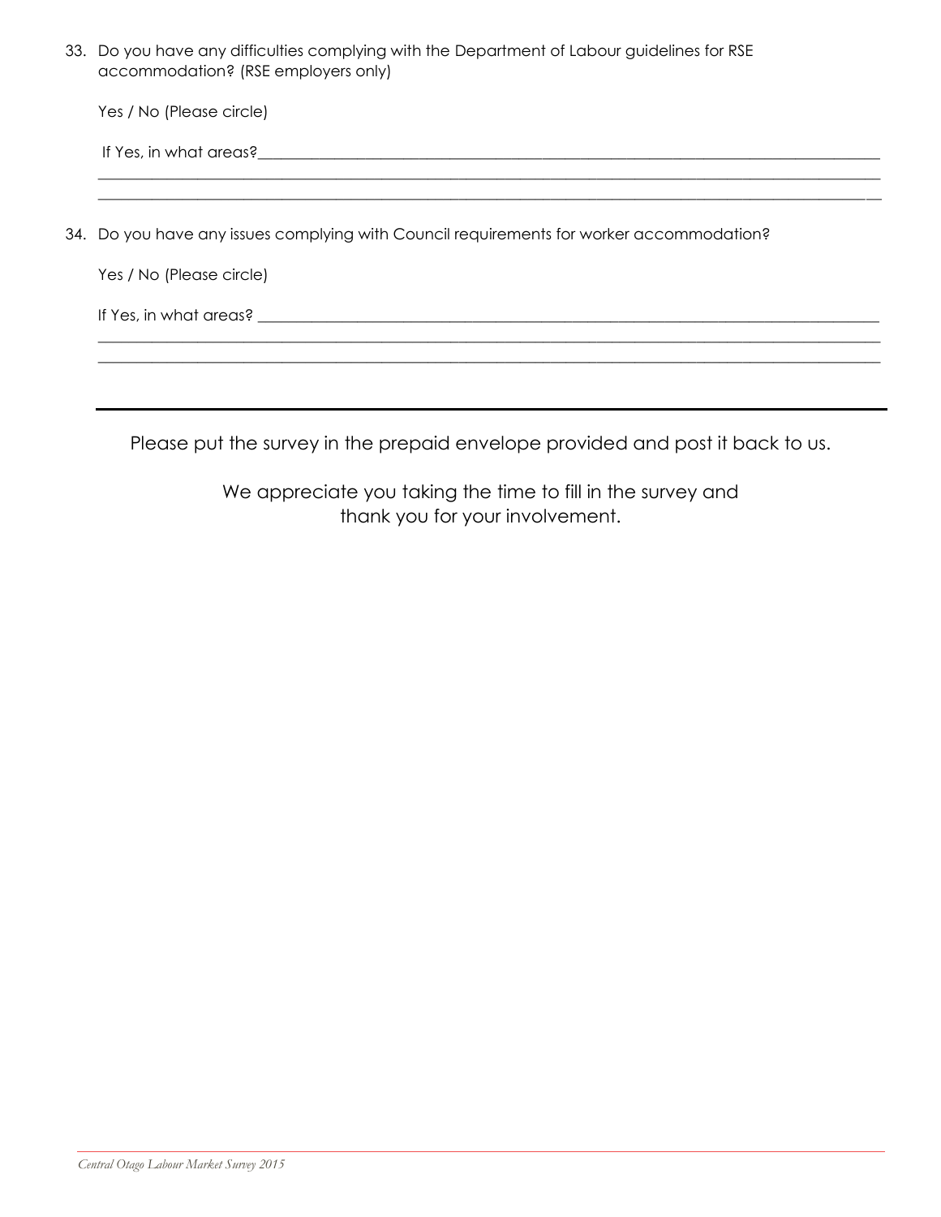33. Do you have any difficulties complying with the Department of Labour guidelines for RSE accommodation? (RSE employers only)

    Yes / No (Please circle)

    If Yes, in what areas?____________________________________________________________________________
    ________________________________________________________________________________________________
    ________________________________________________________________________________________________

34. Do you have any issues complying with Council requirements for worker accommodation?

    Yes / No (Please circle)

    If Yes, in what areas? ____________________________________________________________________________
    ________________________________________________________________________________________________
    ________________________________________________________________________________________________

---

Please put the survey in the prepaid envelope provided and post it back to us.

We appreciate you taking the time to fill in the survey and thank you for your involvement.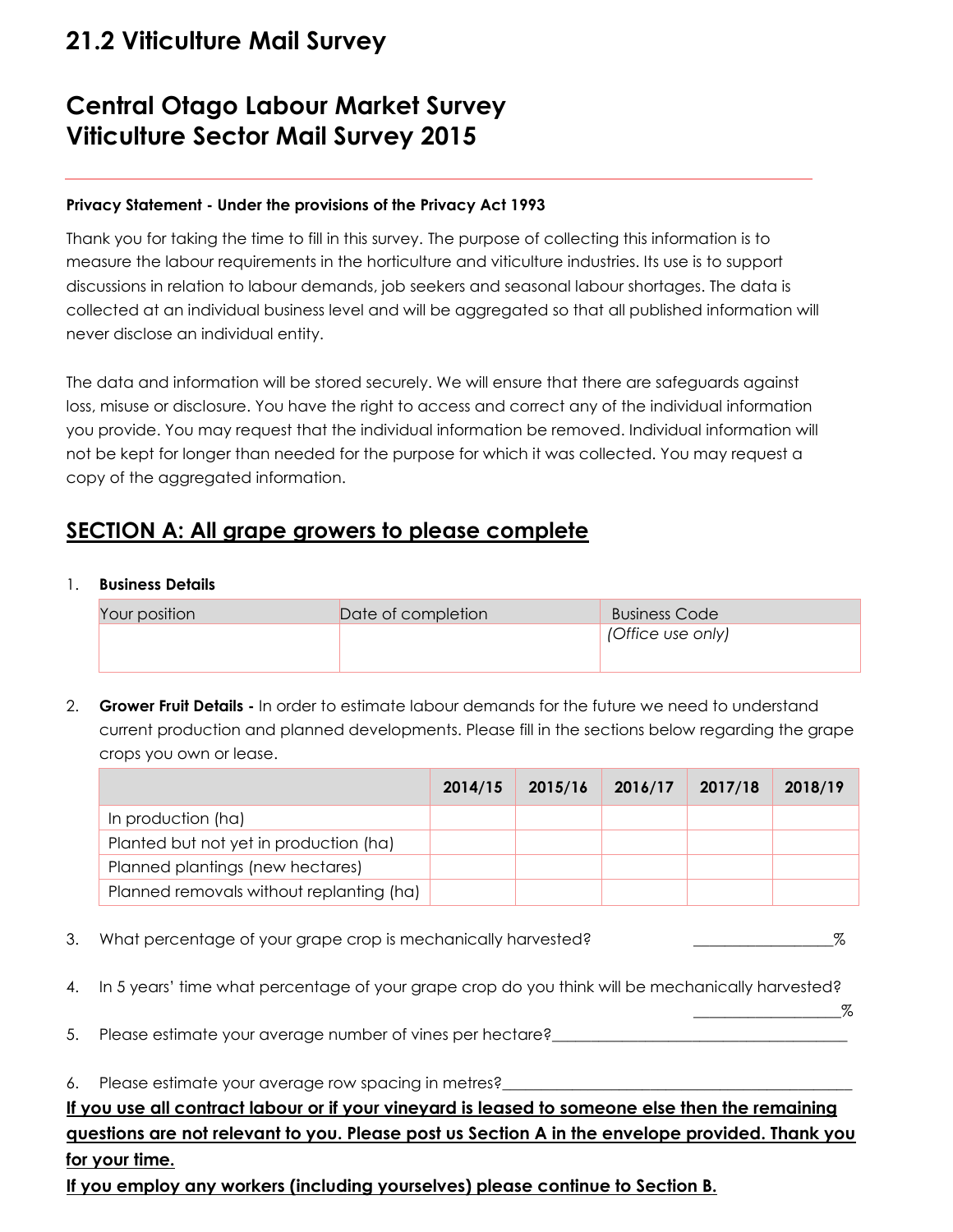# 21.2 Viticulture Mail Survey

## Central Otago Labour Market Survey
## Viticulture Sector Mail Survey 2015

---

**Privacy Statement - Under the provisions of the Privacy Act 1993**

Thank you for taking the time to fill in this survey. The purpose of collecting this information is to measure the labour requirements in the horticulture and viticulture industries. Its use is to support discussions in relation to labour demands, job seekers and seasonal labour shortages. The data is collected at an individual business level and will be aggregated so that all published information will never disclose an individual entity.

The data and information will be stored securely. We will ensure that there are safeguards against loss, misuse or disclosure. You have the right to access and correct any of the individual information you provide. You may request that the individual information be removed. Individual information will not be kept for longer than needed for the purpose for which it was collected. You may request a copy of the aggregated information.

## SECTION A: All grape growers to please complete

1. **Business Details**

| Your position | Date of completion | Business Code |
|---|---|---|
| | | *(Office use only)* |

2. **Grower Fruit Details -** In order to estimate labour demands for the future we need to understand current production and planned developments. Please fill in the sections below regarding the grape crops you own or lease.

| | 2014/15 | 2015/16 | 2016/17 | 2017/18 | 2018/19 |
|---|---|---|---|---|---|
| In production (ha) | | | | | |
| Planted but not yet in production (ha) | | | | | |
| Planned plantings (new hectares) | | | | | |
| Planned removals without replanting (ha) | | | | | |

3. What percentage of your grape crop is mechanically harvested? ________________%

4. In 5 years' time what percentage of your grape crop do you think will be mechanically harvested? ________________%

5. Please estimate your average number of vines per hectare?________________________________

6. Please estimate your average row spacing in metres?________________________________

**If you use all contract labour or if your vineyard is leased to someone else then the remaining questions are not relevant to you. Please post us Section A in the envelope provided. Thank you for your time.**

**If you employ any workers (including yourselves) please continue to Section B.**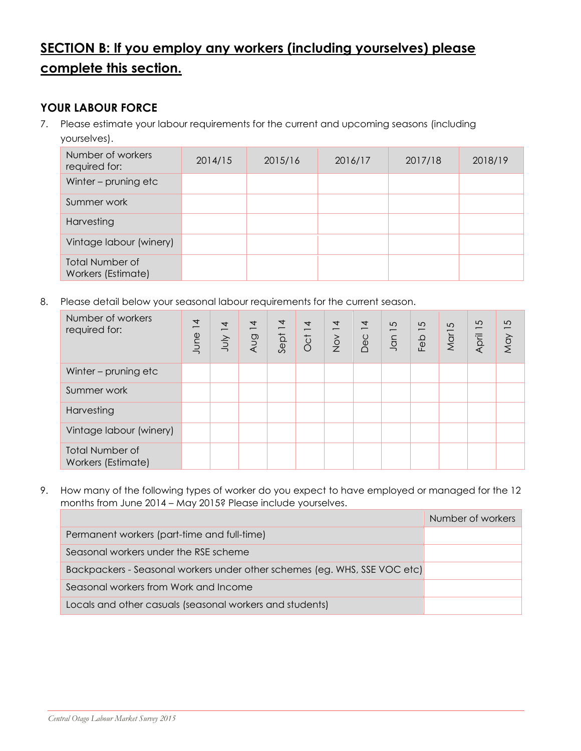## SECTION B: If you employ any workers (including yourselves) please complete this section.

### YOUR LABOUR FORCE

7. Please estimate your labour requirements for the current and upcoming seasons (including yourselves).

| Number of workers required for: | 2014/15 | 2015/16 | 2016/17 | 2017/18 | 2018/19 |
|---|---|---|---|---|---|
| Winter – pruning etc | | | | | |
| Summer work | | | | | |
| Harvesting | | | | | |
| Vintage labour (winery) | | | | | |
| Total Number of Workers (Estimate) | | | | | |

8. Please detail below your seasonal labour requirements for the current season.

| Number of workers required for: | June 14 | July 14 | Aug 14 | Sept 14 | Oct 14 | Nov 14 | Dec 14 | Jan 15 | Feb 15 | Mar15 | April 15 | May 15 |
|---|---|---|---|---|---|---|---|---|---|---|---|---|
| Winter – pruning etc | | | | | | | | | | | | |
| Summer work | | | | | | | | | | | | |
| Harvesting | | | | | | | | | | | | |
| Vintage labour (winery) | | | | | | | | | | | | |
| Total Number of Workers (Estimate) | | | | | | | | | | | | |

9. How many of the following types of worker do you expect to have employed or managed for the 12 months from June 2014 – May 2015? Please include yourselves.

| | Number of workers |
|---|---|
| Permanent workers (part-time and full-time) | |
| Seasonal workers under the RSE scheme | |
| Backpackers - Seasonal workers under other schemes (eg. WHS, SSE VOC etc) | |
| Seasonal workers from Work and Income | |
| Locals and other casuals (seasonal workers and students) | |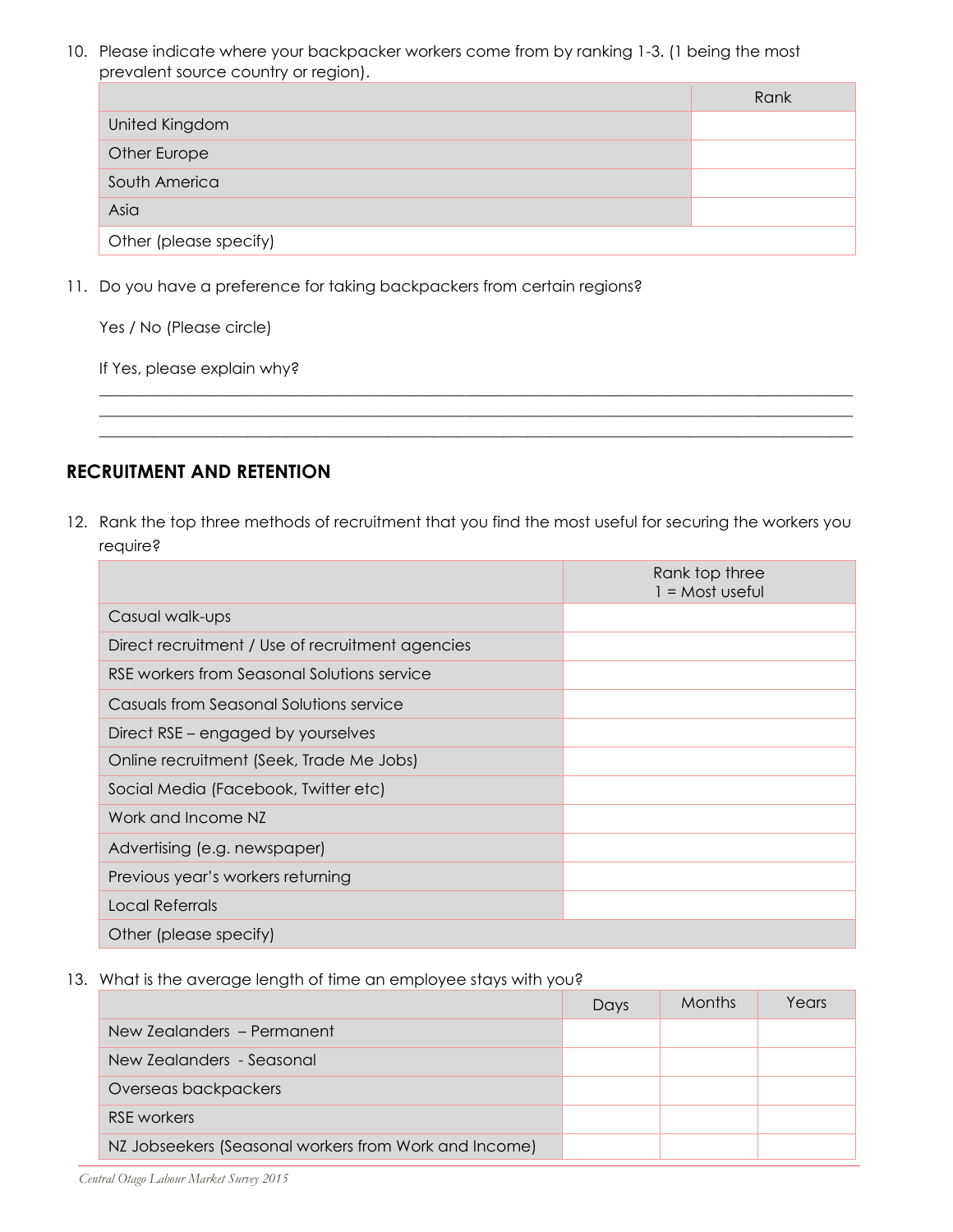10. Please indicate where your backpacker workers come from by ranking 1-3. (1 being the most prevalent source country or region).

| | Rank |
|---|---|
| United Kingdom | |
| Other Europe | |
| South America | |
| Asia | |
| Other (please specify) | |

11. Do you have a preference for taking backpackers from certain regions?

    Yes / No (Please circle)

    If Yes, please explain why?

    ___________________________________________________________________________________________
    ___________________________________________________________________________________________
    ___________________________________________________________________________________________

## RECRUITMENT AND RETENTION

12. Rank the top three methods of recruitment that you find the most useful for securing the workers you require?

| | Rank top three<br>1 = Most useful |
|---|---|
| Casual walk-ups | |
| Direct recruitment / Use of recruitment agencies | |
| RSE workers from Seasonal Solutions service | |
| Casuals from Seasonal Solutions service | |
| Direct RSE – engaged by yourselves | |
| Online recruitment (Seek, Trade Me Jobs) | |
| Social Media (Facebook, Twitter etc) | |
| Work and Income NZ | |
| Advertising (e.g. newspaper) | |
| Previous year's workers returning | |
| Local Referrals | |
| Other (please specify) | |

13. What is the average length of time an employee stays with you?

| | Days | Months | Years |
|---|---|---|---|
| New Zealanders – Permanent | | | |
| New Zealanders - Seasonal | | | |
| Overseas backpackers | | | |
| RSE workers | | | |
| NZ Jobseekers (Seasonal workers from Work and Income) | | | |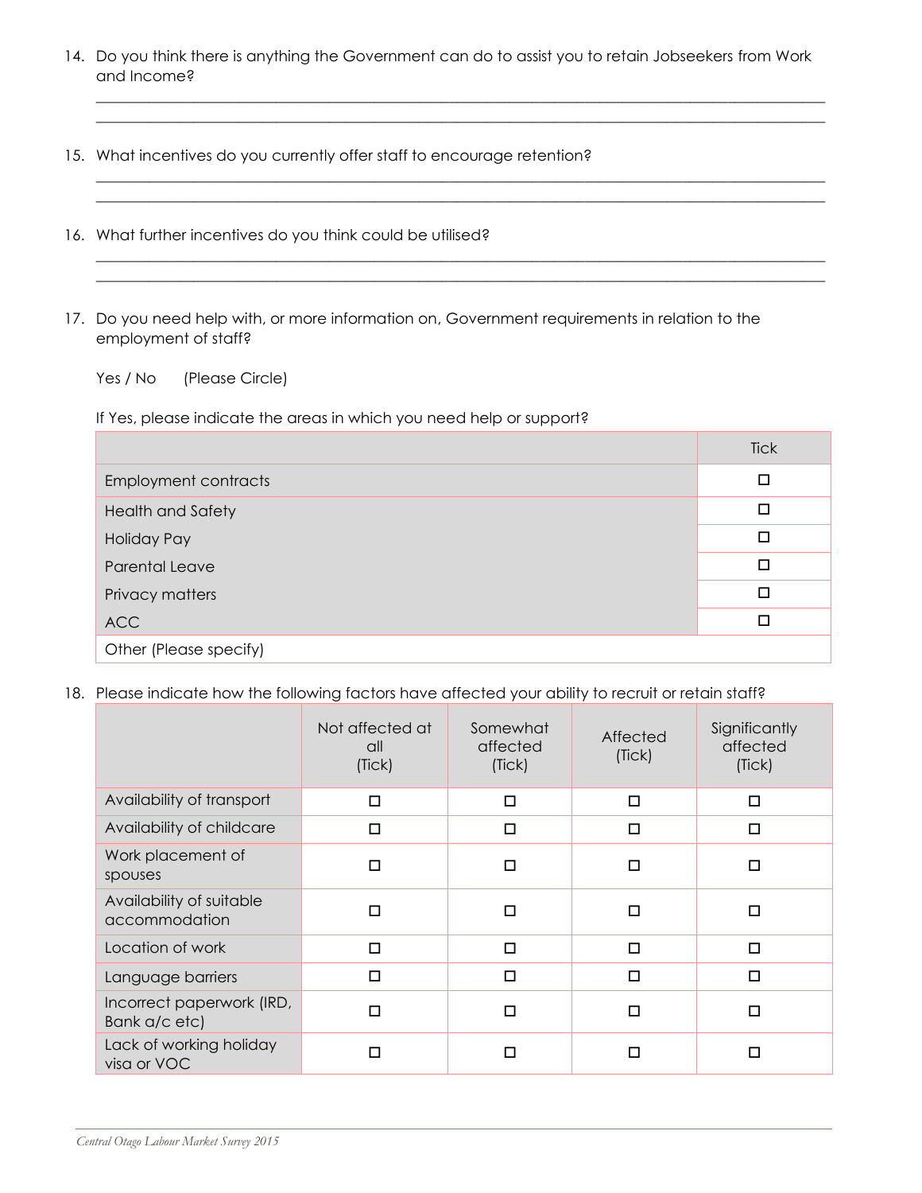14. Do you think there is anything the Government can do to assist you to retain Jobseekers from Work and Income?

_______________________________________________________________________________________
_______________________________________________________________________________________

15. What incentives do you currently offer staff to encourage retention?

_______________________________________________________________________________________
_______________________________________________________________________________________

16. What further incentives do you think could be utilised?

_______________________________________________________________________________________
_______________________________________________________________________________________

17. Do you need help with, or more information on, Government requirements in relation to the employment of staff?

    Yes / No     (Please Circle)

    If Yes, please indicate the areas in which you need help or support?

| | Tick |
|---|---|
| Employment contracts | ☐ |
| Health and Safety | ☐ |
| Holiday Pay | ☐ |
| Parental Leave | ☐ |
| Privacy matters | ☐ |
| ACC | ☐ |
| Other (Please specify) | |

18. Please indicate how the following factors have affected your ability to recruit or retain staff?

| | Not affected at all (Tick) | Somewhat affected (Tick) | Affected (Tick) | Significantly affected (Tick) |
|---|---|---|---|---|
| Availability of transport | ☐ | ☐ | ☐ | ☐ |
| Availability of childcare | ☐ | ☐ | ☐ | ☐ |
| Work placement of spouses | ☐ | ☐ | ☐ | ☐ |
| Availability of suitable accommodation | ☐ | ☐ | ☐ | ☐ |
| Location of work | ☐ | ☐ | ☐ | ☐ |
| Language barriers | ☐ | ☐ | ☐ | ☐ |
| Incorrect paperwork (IRD, Bank a/c etc) | ☐ | ☐ | ☐ | ☐ |
| Lack of working holiday visa or VOC | ☐ | ☐ | ☐ | ☐ |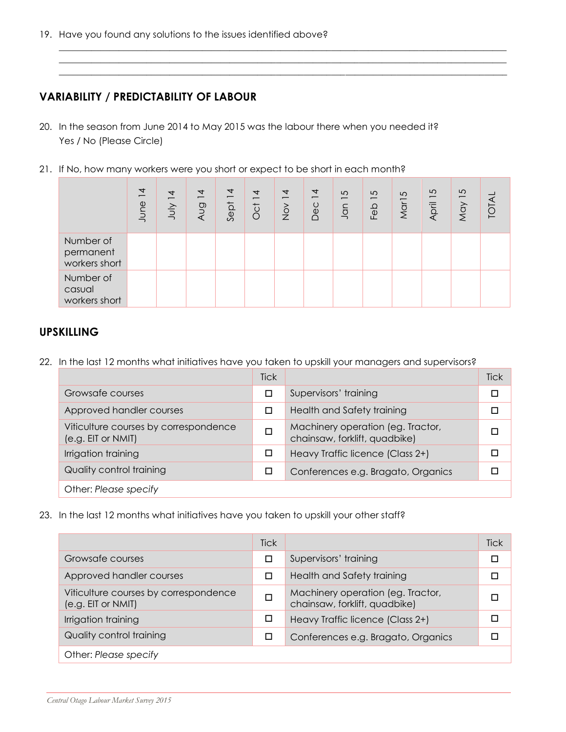19. Have you found any solutions to the issues identified above?

_______________________________________________________________________________________

_______________________________________________________________________________________

_______________________________________________________________________________________

## VARIABILITY / PREDICTABILITY OF LABOUR

20. In the season from June 2014 to May 2015 was the labour there when you needed it?
    Yes / No (Please Circle)

21. If No, how many workers were you short or expect to be short in each month?

| | June 14 | July 14 | Aug 14 | Sept 14 | Oct 14 | Nov 14 | Dec 14 | Jan 15 | Feb 15 | Mar15 | April 15 | May 15 | TOTAL |
|---|---|---|---|---|---|---|---|---|---|---|---|---|---|
| Number of permanent workers short | | | | | | | | | | | | | |
| Number of casual workers short | | | | | | | | | | | | | |

## UPSKILLING

22. In the last 12 months what initiatives have you taken to upskill your managers and supervisors?

| | Tick | | Tick |
|---|---|---|---|
| Growsafe courses | ☐ | Supervisors' training | ☐ |
| Approved handler courses | ☐ | Health and Safety training | ☐ |
| Viticulture courses by correspondence (e.g. EIT or NMIT) | ☐ | Machinery operation (eg. Tractor, chainsaw, forklift, quadbike) | ☐ |
| Irrigation training | ☐ | Heavy Traffic licence (Class 2+) | ☐ |
| Quality control training | ☐ | Conferences e.g. Bragato, Organics | ☐ |
| Other: *Please specify* | | | |

23. In the last 12 months what initiatives have you taken to upskill your other staff?

| | Tick | | Tick |
|---|---|---|---|
| Growsafe courses | ☐ | Supervisors' training | ☐ |
| Approved handler courses | ☐ | Health and Safety training | ☐ |
| Viticulture courses by correspondence (e.g. EIT or NMIT) | ☐ | Machinery operation (eg. Tractor, chainsaw, forklift, quadbike) | ☐ |
| Irrigation training | ☐ | Heavy Traffic licence (Class 2+) | ☐ |
| Quality control training | ☐ | Conferences e.g. Bragato, Organics | ☐ |
| Other: *Please specify* | | | |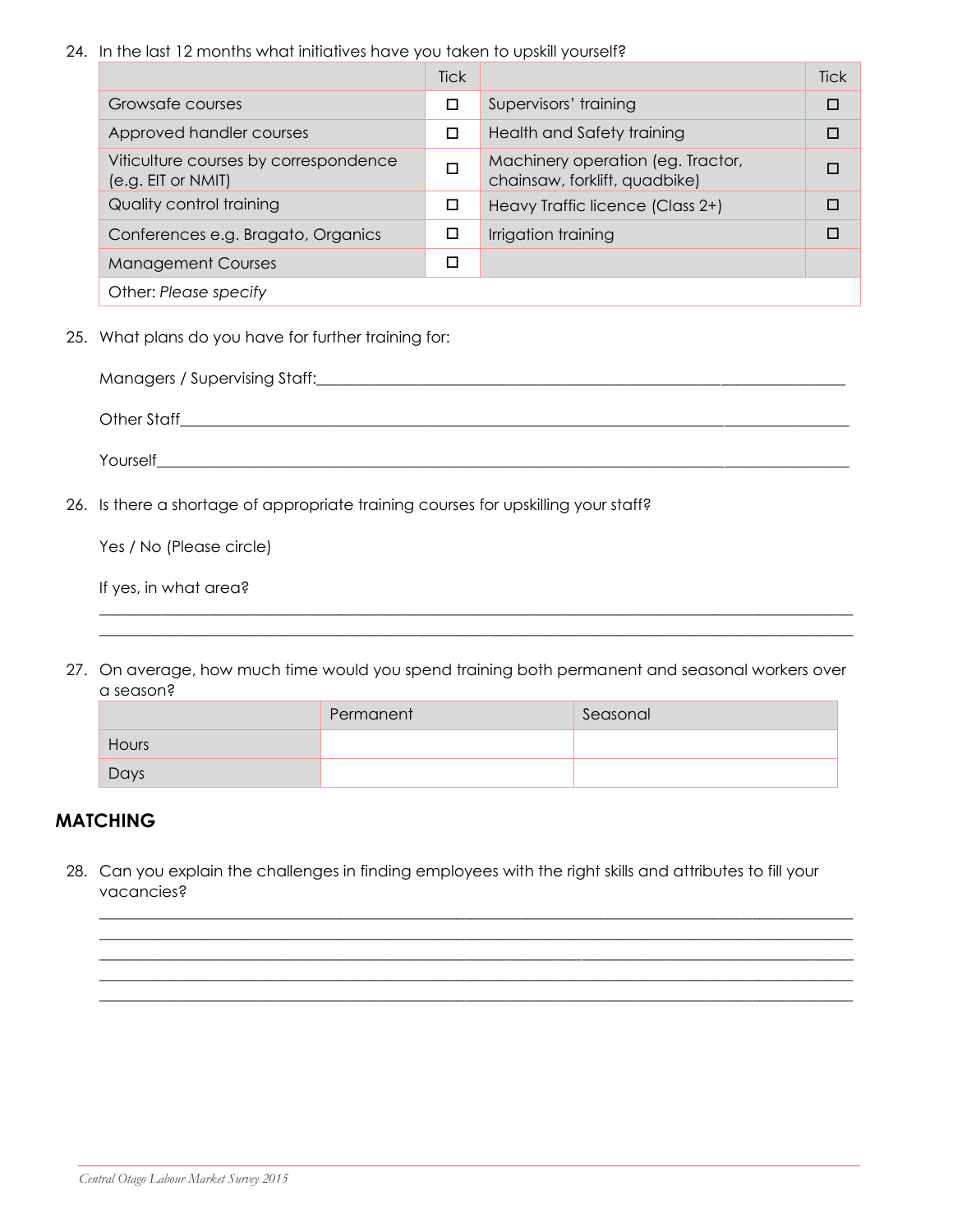24. In the last 12 months what initiatives have you taken to upskill yourself?

| | Tick | | Tick |
|---|---|---|---|
| Growsafe courses | ☐ | Supervisors' training | ☐ |
| Approved handler courses | ☐ | Health and Safety training | ☐ |
| Viticulture courses by correspondence (e.g. EIT or NMIT) | ☐ | Machinery operation (eg. Tractor, chainsaw, forklift, quadbike) | ☐ |
| Quality control training | ☐ | Heavy Traffic licence (Class 2+) | ☐ |
| Conferences e.g. Bragato, Organics | ☐ | Irrigation training | ☐ |
| Management Courses | ☐ | | |
| Other: *Please specify* | | | |

25. What plans do you have for further training for:

Managers / Supervising Staff:\_\_\_\_\_\_\_\_\_\_\_\_\_\_\_\_\_\_\_\_\_\_\_\_\_\_\_\_\_\_\_\_\_\_\_\_\_\_\_\_\_\_\_\_\_\_\_\_\_\_

Other Staff\_\_\_\_\_\_\_\_\_\_\_\_\_\_\_\_\_\_\_\_\_\_\_\_\_\_\_\_\_\_\_\_\_\_\_\_\_\_\_\_\_\_\_\_\_\_\_\_\_\_\_\_\_\_\_\_\_\_\_\_\_\_

Yourself\_\_\_\_\_\_\_\_\_\_\_\_\_\_\_\_\_\_\_\_\_\_\_\_\_\_\_\_\_\_\_\_\_\_\_\_\_\_\_\_\_\_\_\_\_\_\_\_\_\_\_\_\_\_\_\_\_\_\_\_\_\_\_\_

26. Is there a shortage of appropriate training courses for upskilling your staff?

Yes / No (Please circle)

If yes, in what area?

\_\_\_\_\_\_\_\_\_\_\_\_\_\_\_\_\_\_\_\_\_\_\_\_\_\_\_\_\_\_\_\_\_\_\_\_\_\_\_\_\_\_\_\_\_\_\_\_\_\_\_\_\_\_\_\_\_\_\_\_\_\_\_\_\_\_\_\_\_\_\_\_\_\_
\_\_\_\_\_\_\_\_\_\_\_\_\_\_\_\_\_\_\_\_\_\_\_\_\_\_\_\_\_\_\_\_\_\_\_\_\_\_\_\_\_\_\_\_\_\_\_\_\_\_\_\_\_\_\_\_\_\_\_\_\_\_\_\_\_\_\_\_\_\_\_\_\_\_

27. On average, how much time would you spend training both permanent and seasonal workers over a season?

| | Permanent | Seasonal |
|---|---|---|
| Hours | | |
| Days | | |

## MATCHING

28. Can you explain the challenges in finding employees with the right skills and attributes to fill your vacancies?

\_\_\_\_\_\_\_\_\_\_\_\_\_\_\_\_\_\_\_\_\_\_\_\_\_\_\_\_\_\_\_\_\_\_\_\_\_\_\_\_\_\_\_\_\_\_\_\_\_\_\_\_\_\_\_\_\_\_\_\_\_\_\_\_\_\_\_\_\_\_\_\_\_\_
\_\_\_\_\_\_\_\_\_\_\_\_\_\_\_\_\_\_\_\_\_\_\_\_\_\_\_\_\_\_\_\_\_\_\_\_\_\_\_\_\_\_\_\_\_\_\_\_\_\_\_\_\_\_\_\_\_\_\_\_\_\_\_\_\_\_\_\_\_\_\_\_\_\_
\_\_\_\_\_\_\_\_\_\_\_\_\_\_\_\_\_\_\_\_\_\_\_\_\_\_\_\_\_\_\_\_\_\_\_\_\_\_\_\_\_\_\_\_\_\_\_\_\_\_\_\_\_\_\_\_\_\_\_\_\_\_\_\_\_\_\_\_\_\_\_\_\_\_
\_\_\_\_\_\_\_\_\_\_\_\_\_\_\_\_\_\_\_\_\_\_\_\_\_\_\_\_\_\_\_\_\_\_\_\_\_\_\_\_\_\_\_\_\_\_\_\_\_\_\_\_\_\_\_\_\_\_\_\_\_\_\_\_\_\_\_\_\_\_\_\_\_\_
\_\_\_\_\_\_\_\_\_\_\_\_\_\_\_\_\_\_\_\_\_\_\_\_\_\_\_\_\_\_\_\_\_\_\_\_\_\_\_\_\_\_\_\_\_\_\_\_\_\_\_\_\_\_\_\_\_\_\_\_\_\_\_\_\_\_\_\_\_\_\_\_\_\_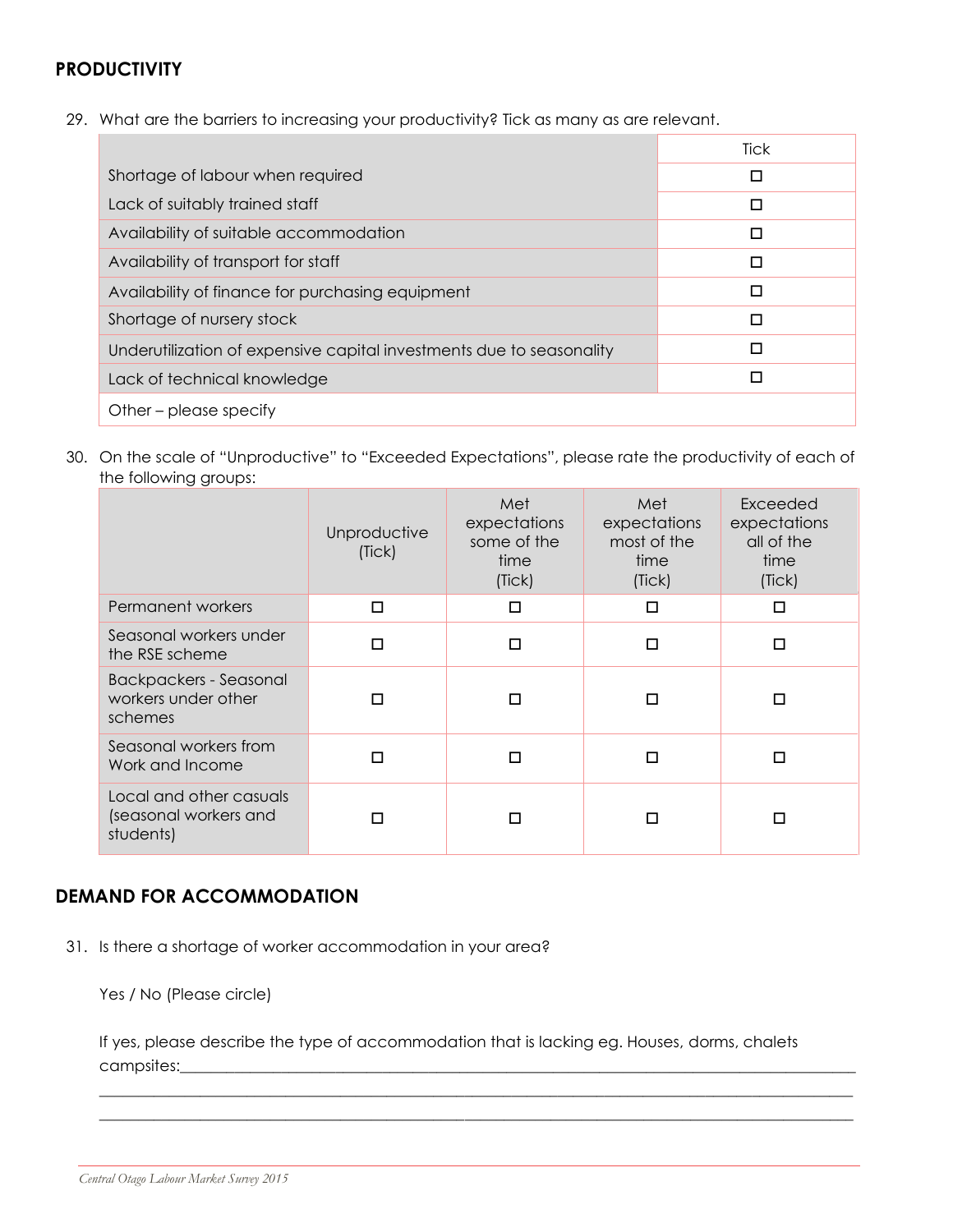## PRODUCTIVITY

29. What are the barriers to increasing your productivity? Tick as many as are relevant.

| | Tick |
|---|---|
| Shortage of labour when required | ☐ |
| Lack of suitably trained staff | ☐ |
| Availability of suitable accommodation | ☐ |
| Availability of transport for staff | ☐ |
| Availability of finance for purchasing equipment | ☐ |
| Shortage of nursery stock | ☐ |
| Underutilization of expensive capital investments due to seasonality | ☐ |
| Lack of technical knowledge | ☐ |
| Other – please specify | |

30. On the scale of "Unproductive" to "Exceeded Expectations", please rate the productivity of each of the following groups:

| | Unproductive (Tick) | Met expectations some of the time (Tick) | Met expectations most of the time (Tick) | Exceeded expectations all of the time (Tick) |
|---|---|---|---|---|
| Permanent workers | ☐ | ☐ | ☐ | ☐ |
| Seasonal workers under the RSE scheme | ☐ | ☐ | ☐ | ☐ |
| Backpackers - Seasonal workers under other schemes | ☐ | ☐ | ☐ | ☐ |
| Seasonal workers from Work and Income | ☐ | ☐ | ☐ | ☐ |
| Local and other casuals (seasonal workers and students) | ☐ | ☐ | ☐ | ☐ |

## DEMAND FOR ACCOMMODATION

31. Is there a shortage of worker accommodation in your area?

Yes / No (Please circle)

If yes, please describe the type of accommodation that is lacking eg. Houses, dorms, chalets campsites:________________________________________________________________

________________________________________________________________________________

________________________________________________________________________________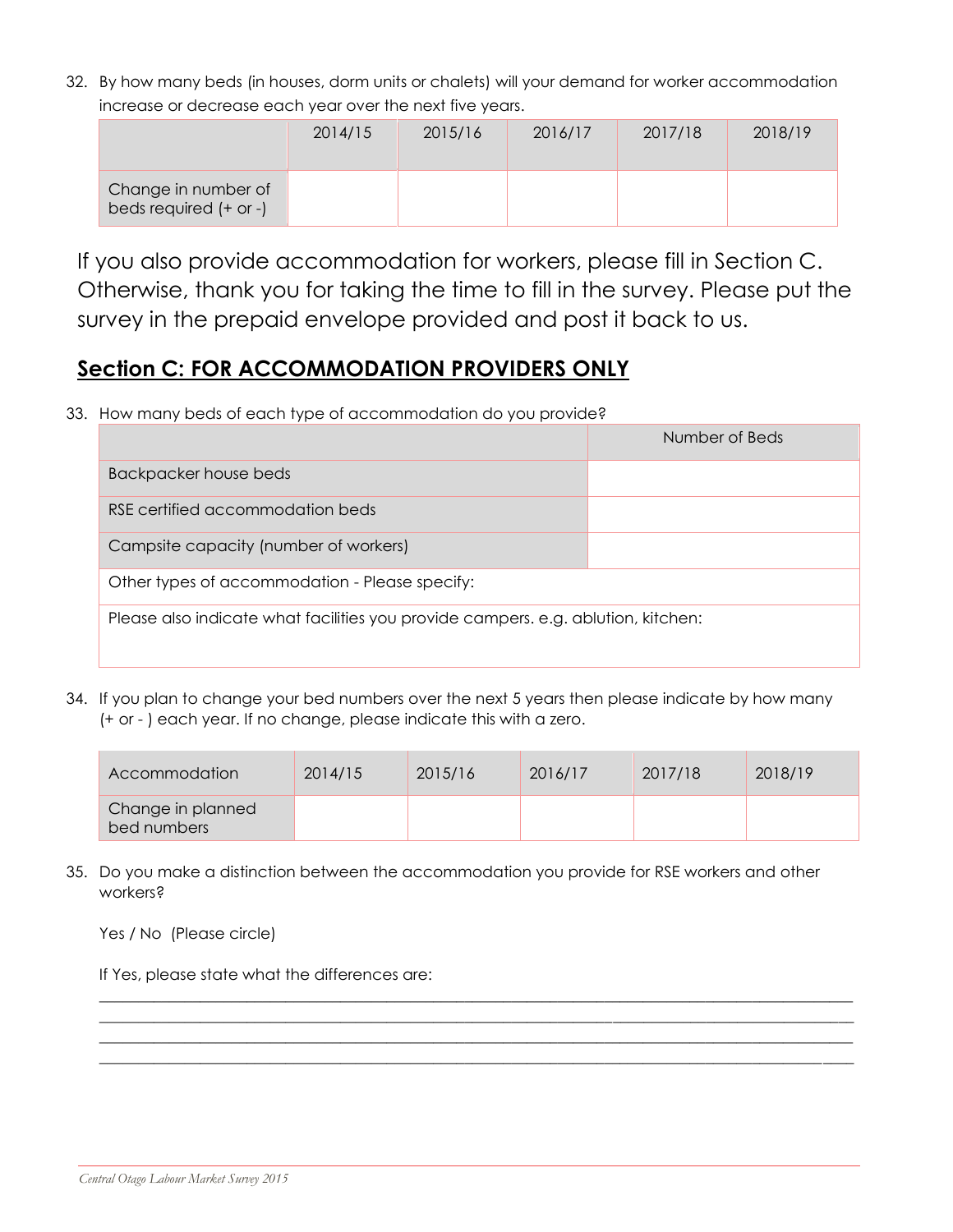32. By how many beds (in houses, dorm units or chalets) will your demand for worker accommodation increase or decrease each year over the next five years.

| | 2014/15 | 2015/16 | 2016/17 | 2017/18 | 2018/19 |
|---|---|---|---|---|---|
| Change in number of beds required (+ or -) | | | | | |

If you also provide accommodation for workers, please fill in Section C. Otherwise, thank you for taking the time to fill in the survey. Please put the survey in the prepaid envelope provided and post it back to us.

## **Section C: FOR ACCOMMODATION PROVIDERS ONLY**

33. How many beds of each type of accommodation do you provide?

| | Number of Beds |
|---|---|
| Backpacker house beds | |
| RSE certified accommodation beds | |
| Campsite capacity (number of workers) | |
| Other types of accommodation - Please specify: | |
| Please also indicate what facilities you provide campers. e.g. ablution, kitchen: | |

34. If you plan to change your bed numbers over the next 5 years then please indicate by how many (+ or - ) each year. If no change, please indicate this with a zero.

| Accommodation | 2014/15 | 2015/16 | 2016/17 | 2017/18 | 2018/19 |
|---|---|---|---|---|---|
| Change in planned bed numbers | | | | | |

35. Do you make a distinction between the accommodation you provide for RSE workers and other workers?

Yes / No (Please circle)

If Yes, please state what the differences are:

________________________________________________________________________________________

________________________________________________________________________________________

________________________________________________________________________________________

________________________________________________________________________________________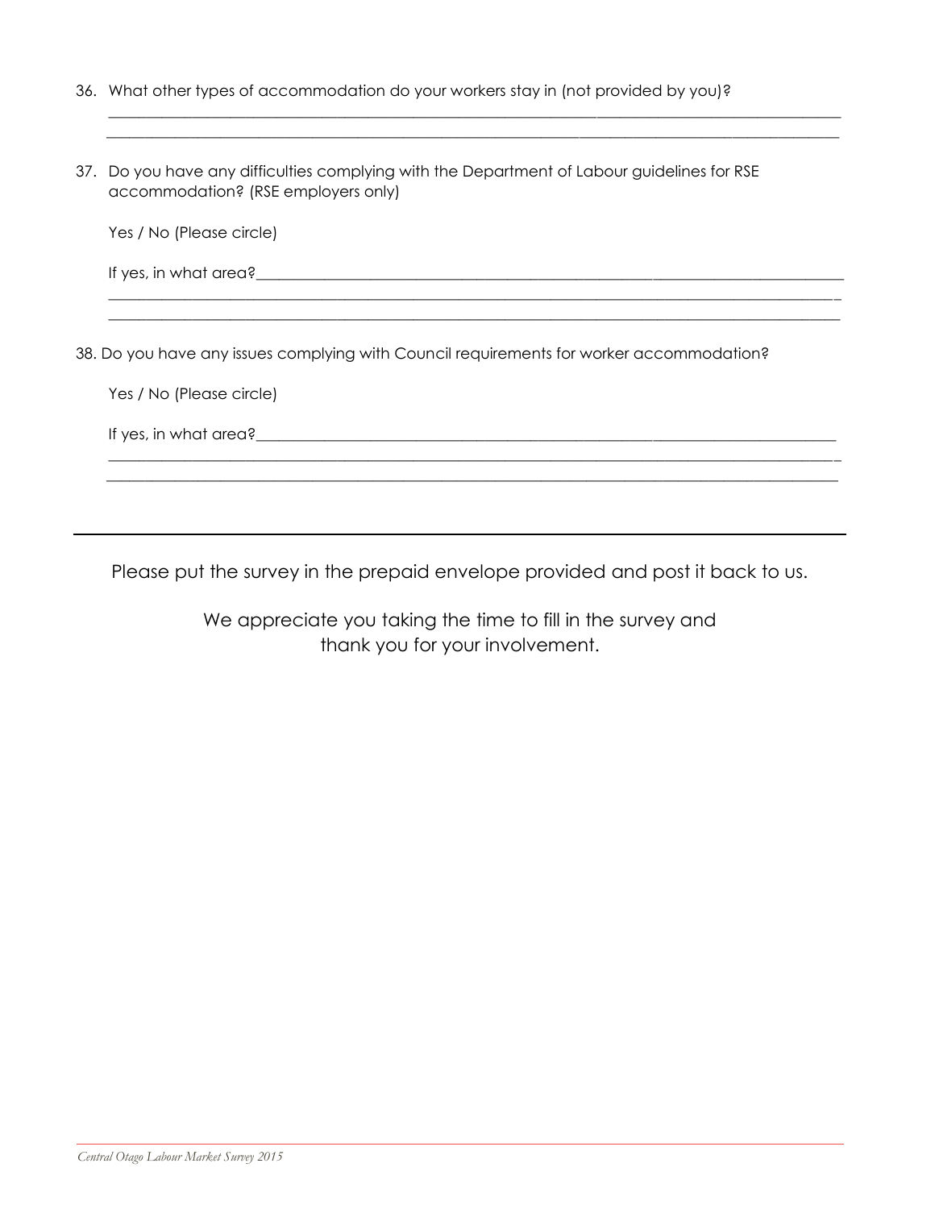36. What other types of accommodation do your workers stay in (not provided by you)?

_______________________________________________________________________________________________
_______________________________________________________________________________________________

37. Do you have any difficulties complying with the Department of Labour guidelines for RSE accommodation? (RSE employers only)

    Yes / No (Please circle)

    If yes, in what area?________________________________________________________________________
    _______________________________________________________________________________________________
    _______________________________________________________________________________________________

38. Do you have any issues complying with Council requirements for worker accommodation?

    Yes / No (Please circle)

    If yes, in what area?________________________________________________________________________
    _______________________________________________________________________________________________
    _______________________________________________________________________________________________

---

Please put the survey in the prepaid envelope provided and post it back to us.

We appreciate you taking the time to fill in the survey and thank you for your involvement.